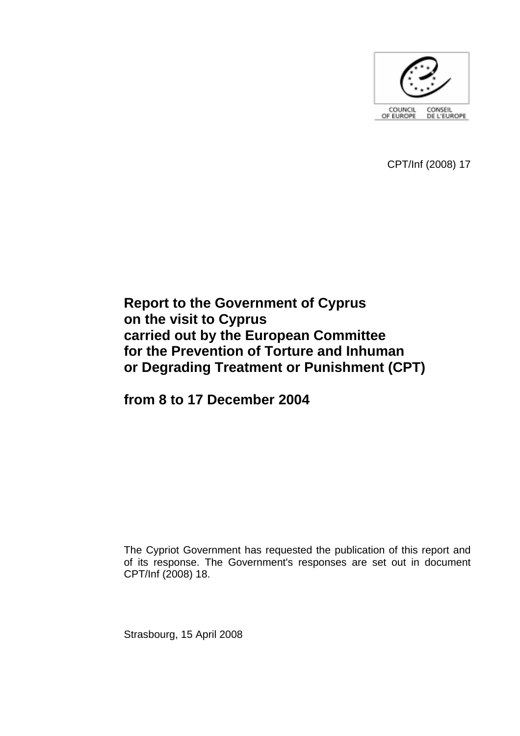COUNCIL OF EUROPE CONSEIL DE L'EUROPE

CPT/Inf (2008) 17

# Report to the Government of Cyprus on the visit to Cyprus carried out by the European Committee for the Prevention of Torture and Inhuman or Degrading Treatment or Punishment (CPT)

# from 8 to 17 December 2004

The Cypriot Government has requested the publication of this report and of its response. The Government's responses are set out in document CPT/Inf (2008) 18.

Strasbourg, 15 April 2008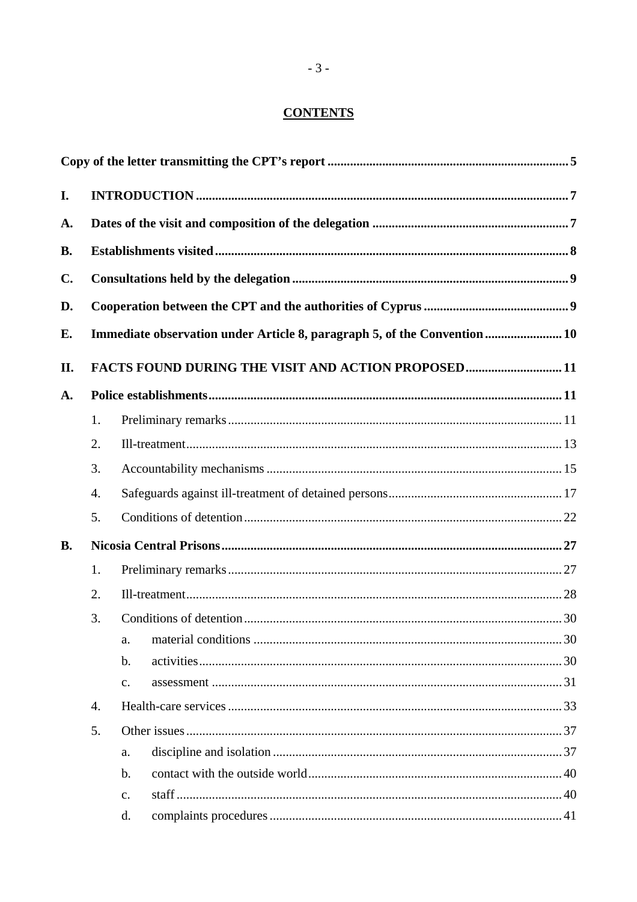# CONTENTS

**Copy of the letter transmitting the CPT's report** .......... 5

**I. INTRODUCTION** .......... 7

**A. Dates of the visit and composition of the delegation** .......... 7

**B. Establishments visited** .......... 8

**C. Consultations held by the delegation** .......... 9

**D. Cooperation between the CPT and the authorities of Cyprus** .......... 9

**E. Immediate observation under Article 8, paragraph 5, of the Convention** .......... 10

**II. FACTS FOUND DURING THE VISIT AND ACTION PROPOSED** .......... 11

**A. Police establishments** .......... 11

1. Preliminary remarks .......... 11
2. Ill-treatment .......... 13
3. Accountability mechanisms .......... 15
4. Safeguards against ill-treatment of detained persons .......... 17
5. Conditions of detention .......... 22

**B. Nicosia Central Prisons** .......... 27

1. Preliminary remarks .......... 27
2. Ill-treatment .......... 28
3. Conditions of detention .......... 30
   - a. material conditions .......... 30
   - b. activities .......... 30
   - c. assessment .......... 31
4. Health-care services .......... 33
5. Other issues .......... 37
   - a. discipline and isolation .......... 37
   - b. contact with the outside world .......... 40
   - c. staff .......... 40
   - d. complaints procedures .......... 41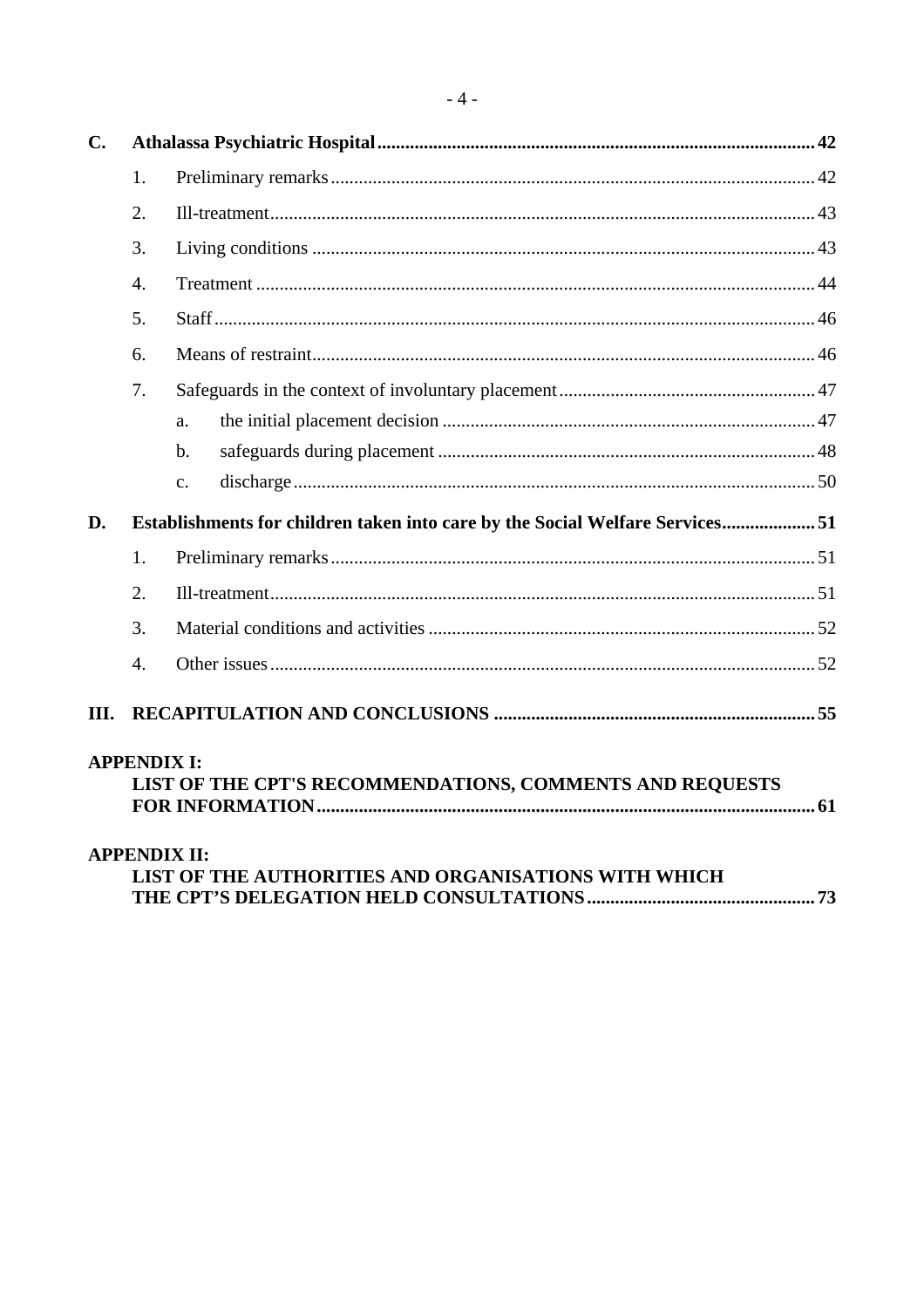**C. Athalassa Psychiatric Hospital** .......... **42**

1. Preliminary remarks .......... 42
2. Ill-treatment .......... 43
3. Living conditions .......... 43
4. Treatment .......... 44
5. Staff .......... 46
6. Means of restraint .......... 46
7. Safeguards in the context of involuntary placement .......... 47
    a. the initial placement decision .......... 47
    b. safeguards during placement .......... 48
    c. discharge .......... 50

**D. Establishments for children taken into care by the Social Welfare Services** .......... **51**

1. Preliminary remarks .......... 51
2. Ill-treatment .......... 51
3. Material conditions and activities .......... 52
4. Other issues .......... 52

**III. RECAPITULATION AND CONCLUSIONS** .......... **55**

**APPENDIX I:**
**LIST OF THE CPT'S RECOMMENDATIONS, COMMENTS AND REQUESTS FOR INFORMATION** .......... **61**

**APPENDIX II:**
**LIST OF THE AUTHORITIES AND ORGANISATIONS WITH WHICH THE CPT'S DELEGATION HELD CONSULTATIONS** .......... **73**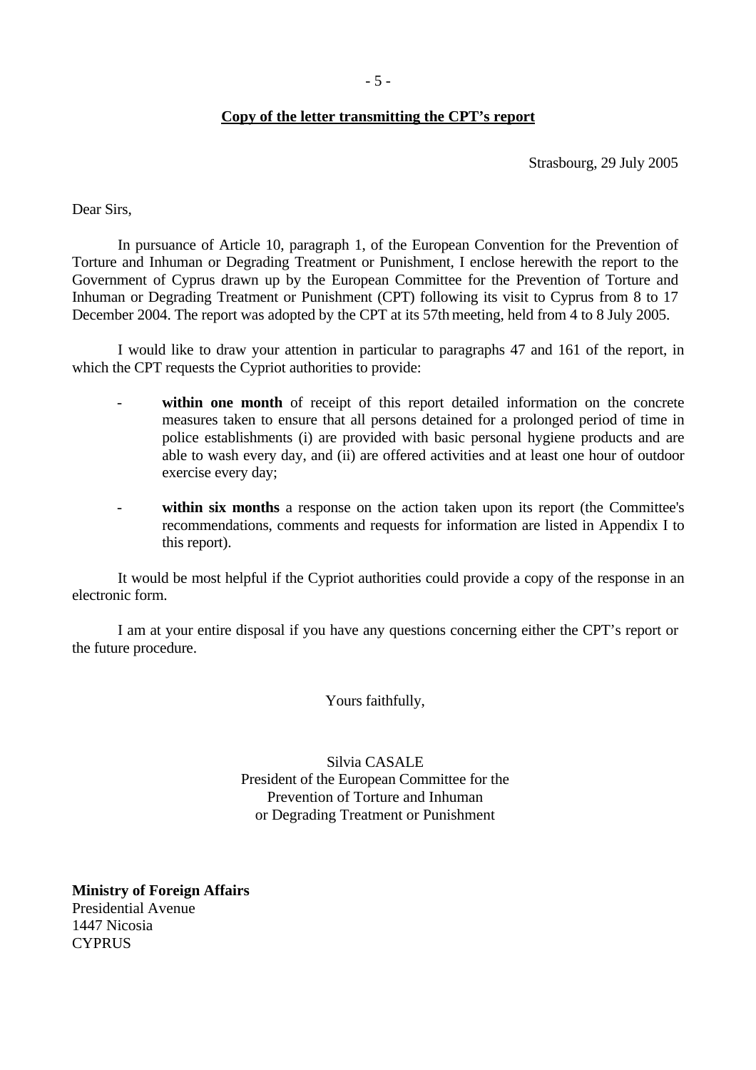**Copy of the letter transmitting the CPT's report**

Strasbourg, 29 July 2005

Dear Sirs,

In pursuance of Article 10, paragraph 1, of the European Convention for the Prevention of Torture and Inhuman or Degrading Treatment or Punishment, I enclose herewith the report to the Government of Cyprus drawn up by the European Committee for the Prevention of Torture and Inhuman or Degrading Treatment or Punishment (CPT) following its visit to Cyprus from 8 to 17 December 2004. The report was adopted by the CPT at its 57th meeting, held from 4 to 8 July 2005.

I would like to draw your attention in particular to paragraphs 47 and 161 of the report, in which the CPT requests the Cypriot authorities to provide:

- **within one month** of receipt of this report detailed information on the concrete measures taken to ensure that all persons detained for a prolonged period of time in police establishments (i) are provided with basic personal hygiene products and are able to wash every day, and (ii) are offered activities and at least one hour of outdoor exercise every day;

- **within six months** a response on the action taken upon its report (the Committee's recommendations, comments and requests for information are listed in Appendix I to this report).

It would be most helpful if the Cypriot authorities could provide a copy of the response in an electronic form.

I am at your entire disposal if you have any questions concerning either the CPT's report or the future procedure.

Yours faithfully,

Silvia CASALE
President of the European Committee for the
Prevention of Torture and Inhuman
or Degrading Treatment or Punishment

**Ministry of Foreign Affairs**
Presidential Avenue
1447 Nicosia
CYPRUS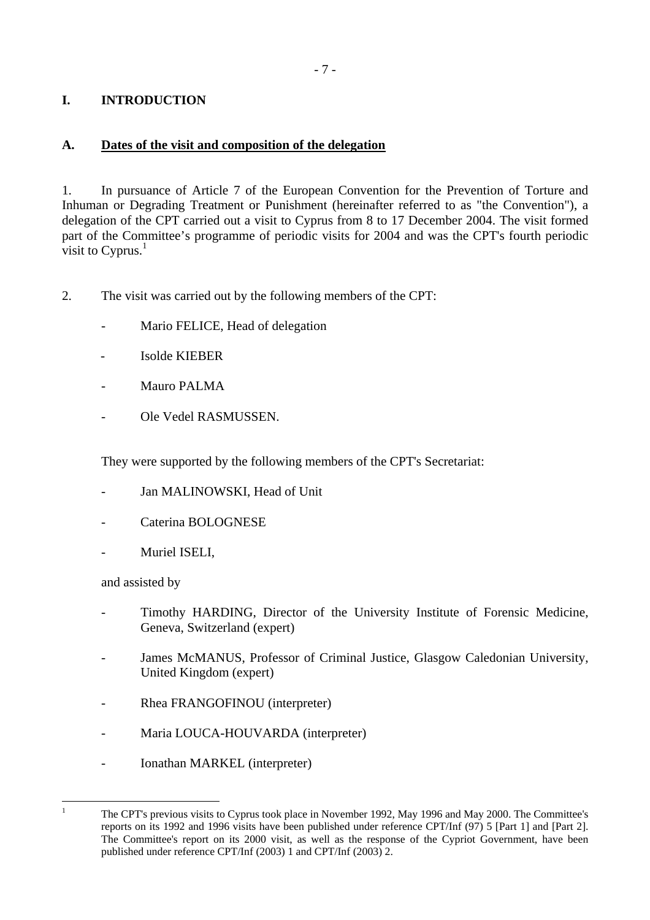# I. INTRODUCTION

## A. Dates of the visit and composition of the delegation

1. In pursuance of Article 7 of the European Convention for the Prevention of Torture and Inhuman or Degrading Treatment or Punishment (hereinafter referred to as "the Convention"), a delegation of the CPT carried out a visit to Cyprus from 8 to 17 December 2004. The visit formed part of the Committee's programme of periodic visits for 2004 and was the CPT's fourth periodic visit to Cyprus.[1]

2. The visit was carried out by the following members of the CPT:

- Mario FELICE, Head of delegation
- Isolde KIEBER
- Mauro PALMA
- Ole Vedel RASMUSSEN.

They were supported by the following members of the CPT's Secretariat:

- Jan MALINOWSKI, Head of Unit
- Caterina BOLOGNESE
- Muriel ISELI,

and assisted by

- Timothy HARDING, Director of the University Institute of Forensic Medicine, Geneva, Switzerland (expert)
- James McMANUS, Professor of Criminal Justice, Glasgow Caledonian University, United Kingdom (expert)
- Rhea FRANGOFINOU (interpreter)
- Maria LOUCA-HOUVARDA (interpreter)
- Ionathan MARKEL (interpreter)

[1] The CPT's previous visits to Cyprus took place in November 1992, May 1996 and May 2000. The Committee's reports on its 1992 and 1996 visits have been published under reference CPT/Inf (97) 5 [Part 1] and [Part 2]. The Committee's report on its 2000 visit, as well as the response of the Cypriot Government, have been published under reference CPT/Inf (2003) 1 and CPT/Inf (2003) 2.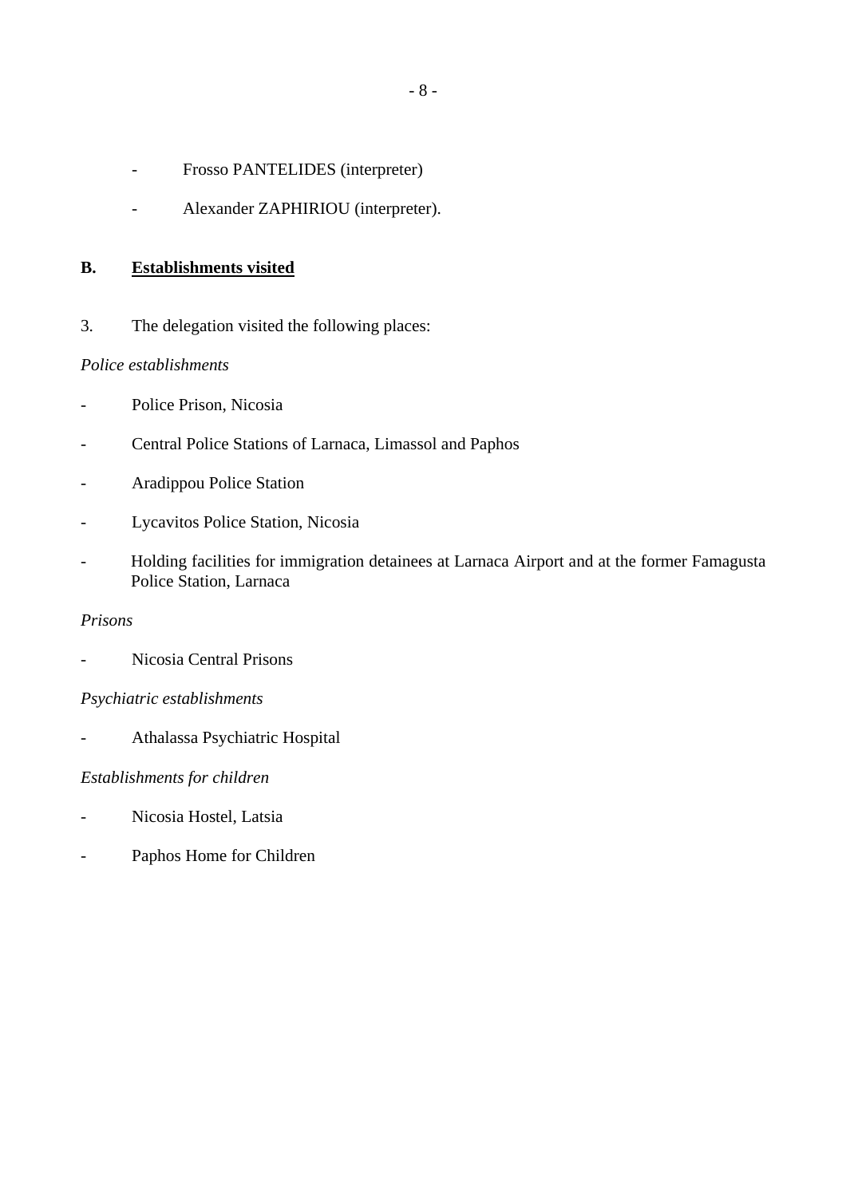- Frosso PANTELIDES (interpreter)
- Alexander ZAPHIRIOU (interpreter).

## B. Establishments visited

3. The delegation visited the following places:

*Police establishments*

- Police Prison, Nicosia
- Central Police Stations of Larnaca, Limassol and Paphos
- Aradippou Police Station
- Lycavitos Police Station, Nicosia
- Holding facilities for immigration detainees at Larnaca Airport and at the former Famagusta Police Station, Larnaca

*Prisons*

- Nicosia Central Prisons

*Psychiatric establishments*

- Athalassa Psychiatric Hospital

*Establishments for children*

- Nicosia Hostel, Latsia
- Paphos Home for Children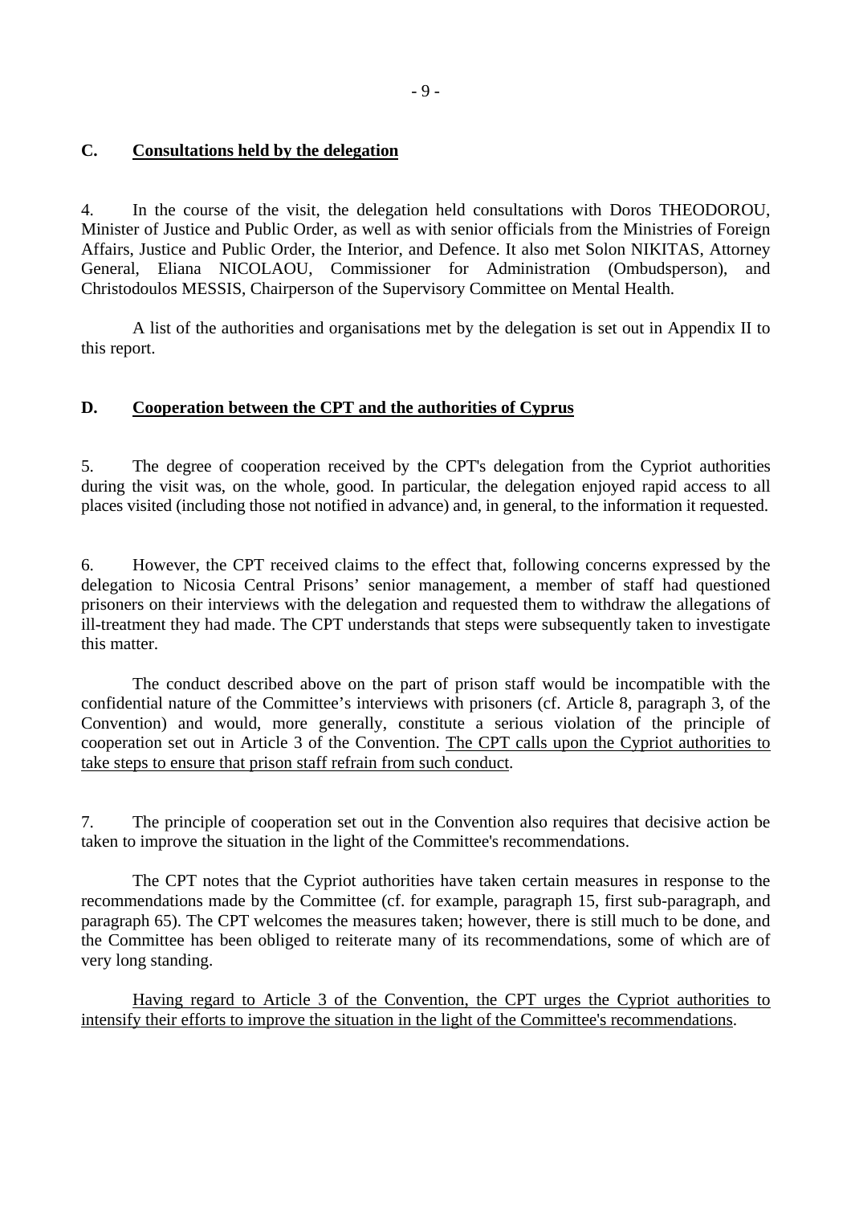## C. <u>Consultations held by the delegation</u>

4. In the course of the visit, the delegation held consultations with Doros THEODOROU, Minister of Justice and Public Order, as well as with senior officials from the Ministries of Foreign Affairs, Justice and Public Order, the Interior, and Defence. It also met Solon NIKITAS, Attorney General, Eliana NICOLAOU, Commissioner for Administration (Ombudsperson), and Christodoulos MESSIS, Chairperson of the Supervisory Committee on Mental Health.

A list of the authorities and organisations met by the delegation is set out in Appendix II to this report.

## D. <u>Cooperation between the CPT and the authorities of Cyprus</u>

5. The degree of cooperation received by the CPT's delegation from the Cypriot authorities during the visit was, on the whole, good. In particular, the delegation enjoyed rapid access to all places visited (including those not notified in advance) and, in general, to the information it requested.

6. However, the CPT received claims to the effect that, following concerns expressed by the delegation to Nicosia Central Prisons' senior management, a member of staff had questioned prisoners on their interviews with the delegation and requested them to withdraw the allegations of ill-treatment they had made. The CPT understands that steps were subsequently taken to investigate this matter.

The conduct described above on the part of prison staff would be incompatible with the confidential nature of the Committee's interviews with prisoners (cf. Article 8, paragraph 3, of the Convention) and would, more generally, constitute a serious violation of the principle of cooperation set out in Article 3 of the Convention. <u>The CPT calls upon the Cypriot authorities to take steps to ensure that prison staff refrain from such conduct</u>.

7. The principle of cooperation set out in the Convention also requires that decisive action be taken to improve the situation in the light of the Committee's recommendations.

The CPT notes that the Cypriot authorities have taken certain measures in response to the recommendations made by the Committee (cf. for example, paragraph 15, first sub-paragraph, and paragraph 65). The CPT welcomes the measures taken; however, there is still much to be done, and the Committee has been obliged to reiterate many of its recommendations, some of which are of very long standing.

<u>Having regard to Article 3 of the Convention, the CPT urges the Cypriot authorities to intensify their efforts to improve the situation in the light of the Committee's recommendations</u>.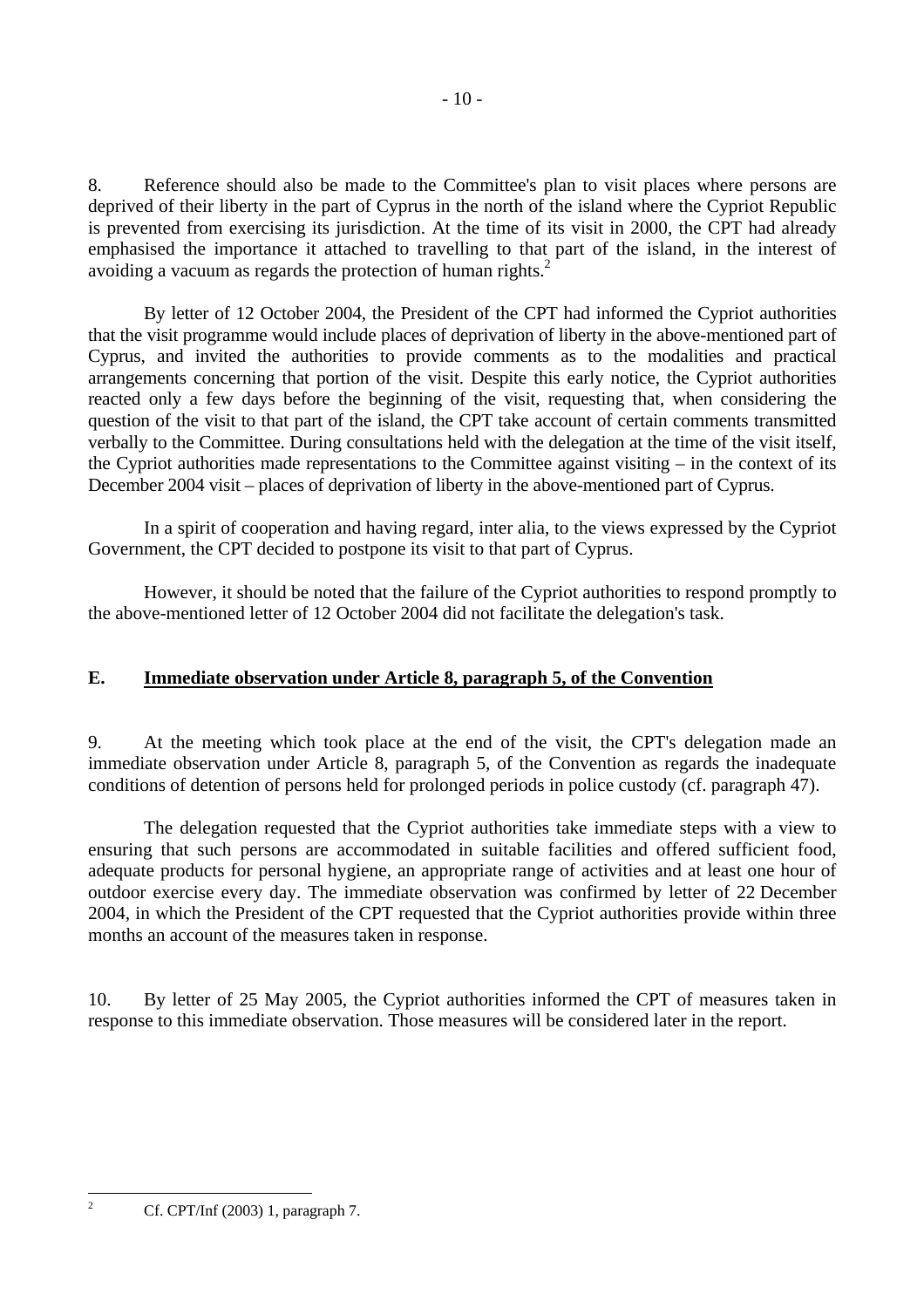8. Reference should also be made to the Committee's plan to visit places where persons are deprived of their liberty in the part of Cyprus in the north of the island where the Cypriot Republic is prevented from exercising its jurisdiction. At the time of its visit in 2000, the CPT had already emphasised the importance it attached to travelling to that part of the island, in the interest of avoiding a vacuum as regards the protection of human rights.[2]

By letter of 12 October 2004, the President of the CPT had informed the Cypriot authorities that the visit programme would include places of deprivation of liberty in the above-mentioned part of Cyprus, and invited the authorities to provide comments as to the modalities and practical arrangements concerning that portion of the visit. Despite this early notice, the Cypriot authorities reacted only a few days before the beginning of the visit, requesting that, when considering the question of the visit to that part of the island, the CPT take account of certain comments transmitted verbally to the Committee. During consultations held with the delegation at the time of the visit itself, the Cypriot authorities made representations to the Committee against visiting – in the context of its December 2004 visit – places of deprivation of liberty in the above-mentioned part of Cyprus.

In a spirit of cooperation and having regard, inter alia, to the views expressed by the Cypriot Government, the CPT decided to postpone its visit to that part of Cyprus.

However, it should be noted that the failure of the Cypriot authorities to respond promptly to the above-mentioned letter of 12 October 2004 did not facilitate the delegation's task.

## E. Immediate observation under Article 8, paragraph 5, of the Convention

9. At the meeting which took place at the end of the visit, the CPT's delegation made an immediate observation under Article 8, paragraph 5, of the Convention as regards the inadequate conditions of detention of persons held for prolonged periods in police custody (cf. paragraph 47).

The delegation requested that the Cypriot authorities take immediate steps with a view to ensuring that such persons are accommodated in suitable facilities and offered sufficient food, adequate products for personal hygiene, an appropriate range of activities and at least one hour of outdoor exercise every day. The immediate observation was confirmed by letter of 22 December 2004, in which the President of the CPT requested that the Cypriot authorities provide within three months an account of the measures taken in response.

10. By letter of 25 May 2005, the Cypriot authorities informed the CPT of measures taken in response to this immediate observation. Those measures will be considered later in the report.

---

[2] Cf. CPT/Inf (2003) 1, paragraph 7.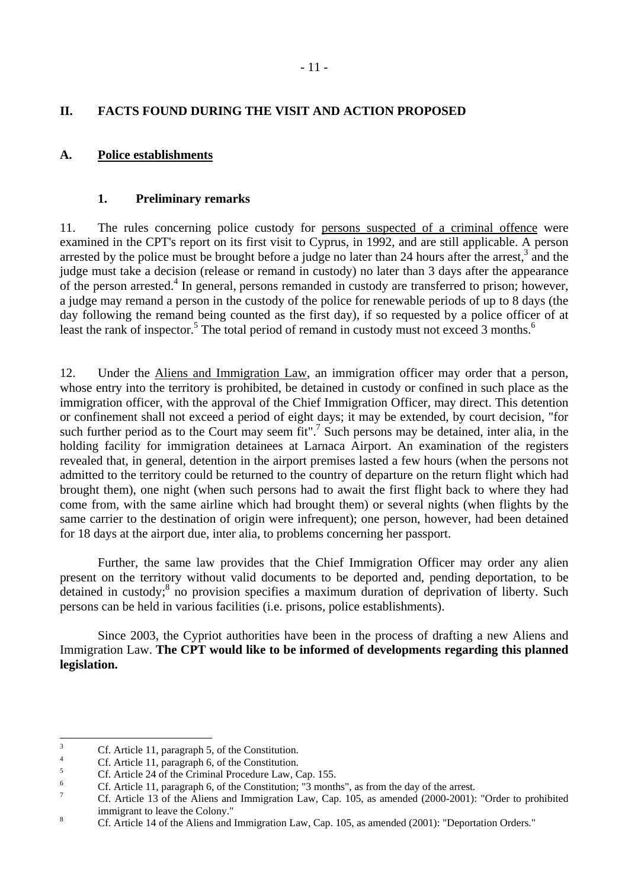## II. FACTS FOUND DURING THE VISIT AND ACTION PROPOSED

### A. Police establishments

#### 1. Preliminary remarks

11. The rules concerning police custody for persons suspected of a criminal offence were examined in the CPT's report on its first visit to Cyprus, in 1992, and are still applicable. A person arrested by the police must be brought before a judge no later than 24 hours after the arrest,[3] and the judge must take a decision (release or remand in custody) no later than 3 days after the appearance of the person arrested.[4] In general, persons remanded in custody are transferred to prison; however, a judge may remand a person in the custody of the police for renewable periods of up to 8 days (the day following the remand being counted as the first day), if so requested by a police officer of at least the rank of inspector.[5] The total period of remand in custody must not exceed 3 months.[6]

12. Under the Aliens and Immigration Law, an immigration officer may order that a person, whose entry into the territory is prohibited, be detained in custody or confined in such place as the immigration officer, with the approval of the Chief Immigration Officer, may direct. This detention or confinement shall not exceed a period of eight days; it may be extended, by court decision, "for such further period as to the Court may seem fit".[7] Such persons may be detained, inter alia, in the holding facility for immigration detainees at Larnaca Airport. An examination of the registers revealed that, in general, detention in the airport premises lasted a few hours (when the persons not admitted to the territory could be returned to the country of departure on the return flight which had brought them), one night (when such persons had to await the first flight back to where they had come from, with the same airline which had brought them) or several nights (when flights by the same carrier to the destination of origin were infrequent); one person, however, had been detained for 18 days at the airport due, inter alia, to problems concerning her passport.

Further, the same law provides that the Chief Immigration Officer may order any alien present on the territory without valid documents to be deported and, pending deportation, to be detained in custody;[8] no provision specifies a maximum duration of deprivation of liberty. Such persons can be held in various facilities (i.e. prisons, police establishments).

Since 2003, the Cypriot authorities have been in the process of drafting a new Aliens and Immigration Law. **The CPT would like to be informed of developments regarding this planned legislation.**

---

[3] Cf. Article 11, paragraph 5, of the Constitution.

[4] Cf. Article 11, paragraph 6, of the Constitution.

[5] Cf. Article 24 of the Criminal Procedure Law, Cap. 155.

[6] Cf. Article 11, paragraph 6, of the Constitution; "3 months", as from the day of the arrest.

[7] Cf. Article 13 of the Aliens and Immigration Law, Cap. 105, as amended (2000-2001): "Order to prohibited immigrant to leave the Colony."

[8] Cf. Article 14 of the Aliens and Immigration Law, Cap. 105, as amended (2001): "Deportation Orders."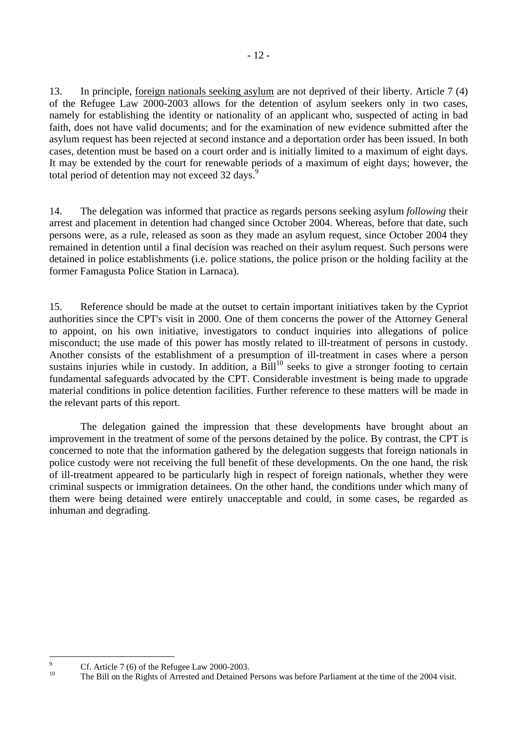13. In principle, foreign nationals seeking asylum are not deprived of their liberty. Article 7 (4) of the Refugee Law 2000-2003 allows for the detention of asylum seekers only in two cases, namely for establishing the identity or nationality of an applicant who, suspected of acting in bad faith, does not have valid documents; and for the examination of new evidence submitted after the asylum request has been rejected at second instance and a deportation order has been issued. In both cases, detention must be based on a court order and is initially limited to a maximum of eight days. It may be extended by the court for renewable periods of a maximum of eight days; however, the total period of detention may not exceed 32 days.[9]

14. The delegation was informed that practice as regards persons seeking asylum *following* their arrest and placement in detention had changed since October 2004. Whereas, before that date, such persons were, as a rule, released as soon as they made an asylum request, since October 2004 they remained in detention until a final decision was reached on their asylum request. Such persons were detained in police establishments (i.e. police stations, the police prison or the holding facility at the former Famagusta Police Station in Larnaca).

15. Reference should be made at the outset to certain important initiatives taken by the Cypriot authorities since the CPT's visit in 2000. One of them concerns the power of the Attorney General to appoint, on his own initiative, investigators to conduct inquiries into allegations of police misconduct; the use made of this power has mostly related to ill-treatment of persons in custody. Another consists of the establishment of a presumption of ill-treatment in cases where a person sustains injuries while in custody. In addition, a Bill[10] seeks to give a stronger footing to certain fundamental safeguards advocated by the CPT. Considerable investment is being made to upgrade material conditions in police detention facilities. Further reference to these matters will be made in the relevant parts of this report.

The delegation gained the impression that these developments have brought about an improvement in the treatment of some of the persons detained by the police. By contrast, the CPT is concerned to note that the information gathered by the delegation suggests that foreign nationals in police custody were not receiving the full benefit of these developments. On the one hand, the risk of ill-treatment appeared to be particularly high in respect of foreign nationals, whether they were criminal suspects or immigration detainees. On the other hand, the conditions under which many of them were being detained were entirely unacceptable and could, in some cases, be regarded as inhuman and degrading.

---

[9] Cf. Article 7 (6) of the Refugee Law 2000-2003.

[10] The Bill on the Rights of Arrested and Detained Persons was before Parliament at the time of the 2004 visit.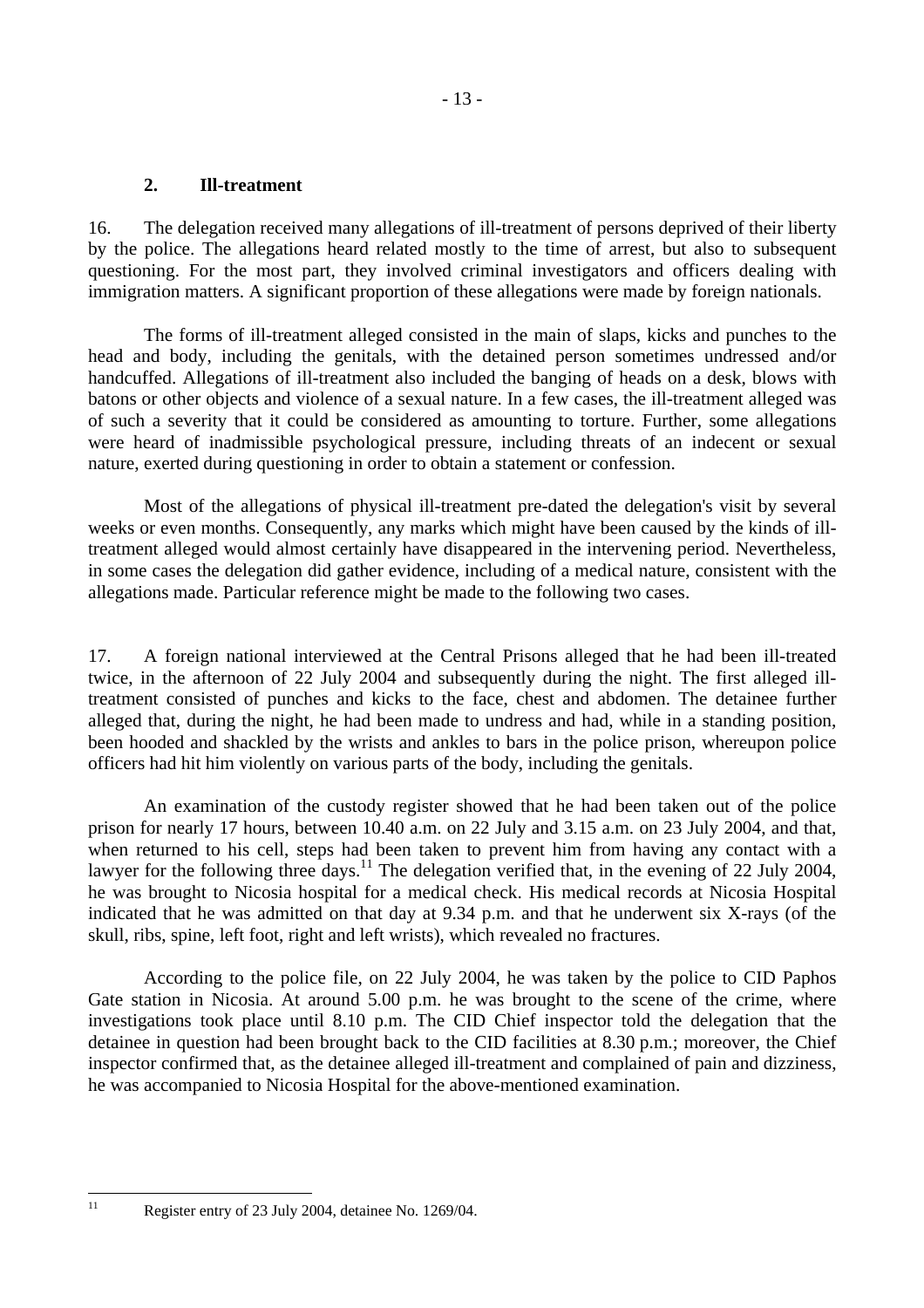### 2. Ill-treatment

16. The delegation received many allegations of ill-treatment of persons deprived of their liberty by the police. The allegations heard related mostly to the time of arrest, but also to subsequent questioning. For the most part, they involved criminal investigators and officers dealing with immigration matters. A significant proportion of these allegations were made by foreign nationals.

The forms of ill-treatment alleged consisted in the main of slaps, kicks and punches to the head and body, including the genitals, with the detained person sometimes undressed and/or handcuffed. Allegations of ill-treatment also included the banging of heads on a desk, blows with batons or other objects and violence of a sexual nature. In a few cases, the ill-treatment alleged was of such a severity that it could be considered as amounting to torture. Further, some allegations were heard of inadmissible psychological pressure, including threats of an indecent or sexual nature, exerted during questioning in order to obtain a statement or confession.

Most of the allegations of physical ill-treatment pre-dated the delegation's visit by several weeks or even months. Consequently, any marks which might have been caused by the kinds of ill-treatment alleged would almost certainly have disappeared in the intervening period. Nevertheless, in some cases the delegation did gather evidence, including of a medical nature, consistent with the allegations made. Particular reference might be made to the following two cases.

17. A foreign national interviewed at the Central Prisons alleged that he had been ill-treated twice, in the afternoon of 22 July 2004 and subsequently during the night. The first alleged ill-treatment consisted of punches and kicks to the face, chest and abdomen. The detainee further alleged that, during the night, he had been made to undress and had, while in a standing position, been hooded and shackled by the wrists and ankles to bars in the police prison, whereupon police officers had hit him violently on various parts of the body, including the genitals.

An examination of the custody register showed that he had been taken out of the police prison for nearly 17 hours, between 10.40 a.m. on 22 July and 3.15 a.m. on 23 July 2004, and that, when returned to his cell, steps had been taken to prevent him from having any contact with a lawyer for the following three days.[11] The delegation verified that, in the evening of 22 July 2004, he was brought to Nicosia hospital for a medical check. His medical records at Nicosia Hospital indicated that he was admitted on that day at 9.34 p.m. and that he underwent six X-rays (of the skull, ribs, spine, left foot, right and left wrists), which revealed no fractures.

According to the police file, on 22 July 2004, he was taken by the police to CID Paphos Gate station in Nicosia. At around 5.00 p.m. he was brought to the scene of the crime, where investigations took place until 8.10 p.m. The CID Chief inspector told the delegation that the detainee in question had been brought back to the CID facilities at 8.30 p.m.; moreover, the Chief inspector confirmed that, as the detainee alleged ill-treatment and complained of pain and dizziness, he was accompanied to Nicosia Hospital for the above-mentioned examination.

[11] Register entry of 23 July 2004, detainee No. 1269/04.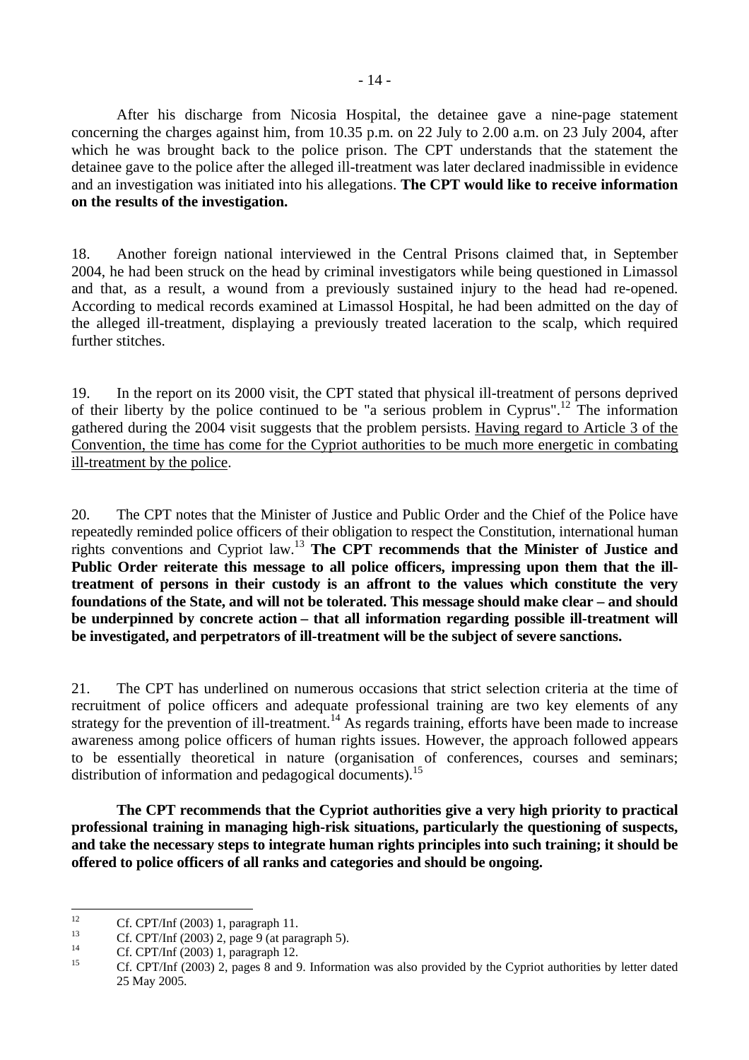After his discharge from Nicosia Hospital, the detainee gave a nine-page statement concerning the charges against him, from 10.35 p.m. on 22 July to 2.00 a.m. on 23 July 2004, after which he was brought back to the police prison. The CPT understands that the statement the detainee gave to the police after the alleged ill-treatment was later declared inadmissible in evidence and an investigation was initiated into his allegations. **The CPT would like to receive information on the results of the investigation.**

18. Another foreign national interviewed in the Central Prisons claimed that, in September 2004, he had been struck on the head by criminal investigators while being questioned in Limassol and that, as a result, a wound from a previously sustained injury to the head had re-opened. According to medical records examined at Limassol Hospital, he had been admitted on the day of the alleged ill-treatment, displaying a previously treated laceration to the scalp, which required further stitches.

19. In the report on its 2000 visit, the CPT stated that physical ill-treatment of persons deprived of their liberty by the police continued to be "a serious problem in Cyprus".[12] The information gathered during the 2004 visit suggests that the problem persists. Having regard to Article 3 of the Convention, the time has come for the Cypriot authorities to be much more energetic in combating ill-treatment by the police.

20. The CPT notes that the Minister of Justice and Public Order and the Chief of the Police have repeatedly reminded police officers of their obligation to respect the Constitution, international human rights conventions and Cypriot law.[13] **The CPT recommends that the Minister of Justice and Public Order reiterate this message to all police officers, impressing upon them that the ill-treatment of persons in their custody is an affront to the values which constitute the very foundations of the State, and will not be tolerated. This message should make clear – and should be underpinned by concrete action – that all information regarding possible ill-treatment will be investigated, and perpetrators of ill-treatment will be the subject of severe sanctions.**

21. The CPT has underlined on numerous occasions that strict selection criteria at the time of recruitment of police officers and adequate professional training are two key elements of any strategy for the prevention of ill-treatment.[14] As regards training, efforts have been made to increase awareness among police officers of human rights issues. However, the approach followed appears to be essentially theoretical in nature (organisation of conferences, courses and seminars; distribution of information and pedagogical documents).[15]

**The CPT recommends that the Cypriot authorities give a very high priority to practical professional training in managing high-risk situations, particularly the questioning of suspects, and take the necessary steps to integrate human rights principles into such training; it should be offered to police officers of all ranks and categories and should be ongoing.**

---

[12] Cf. CPT/Inf (2003) 1, paragraph 11.

[13] Cf. CPT/Inf (2003) 2, page 9 (at paragraph 5).

[14] Cf. CPT/Inf (2003) 1, paragraph 12.

[15] Cf. CPT/Inf (2003) 2, pages 8 and 9. Information was also provided by the Cypriot authorities by letter dated 25 May 2005.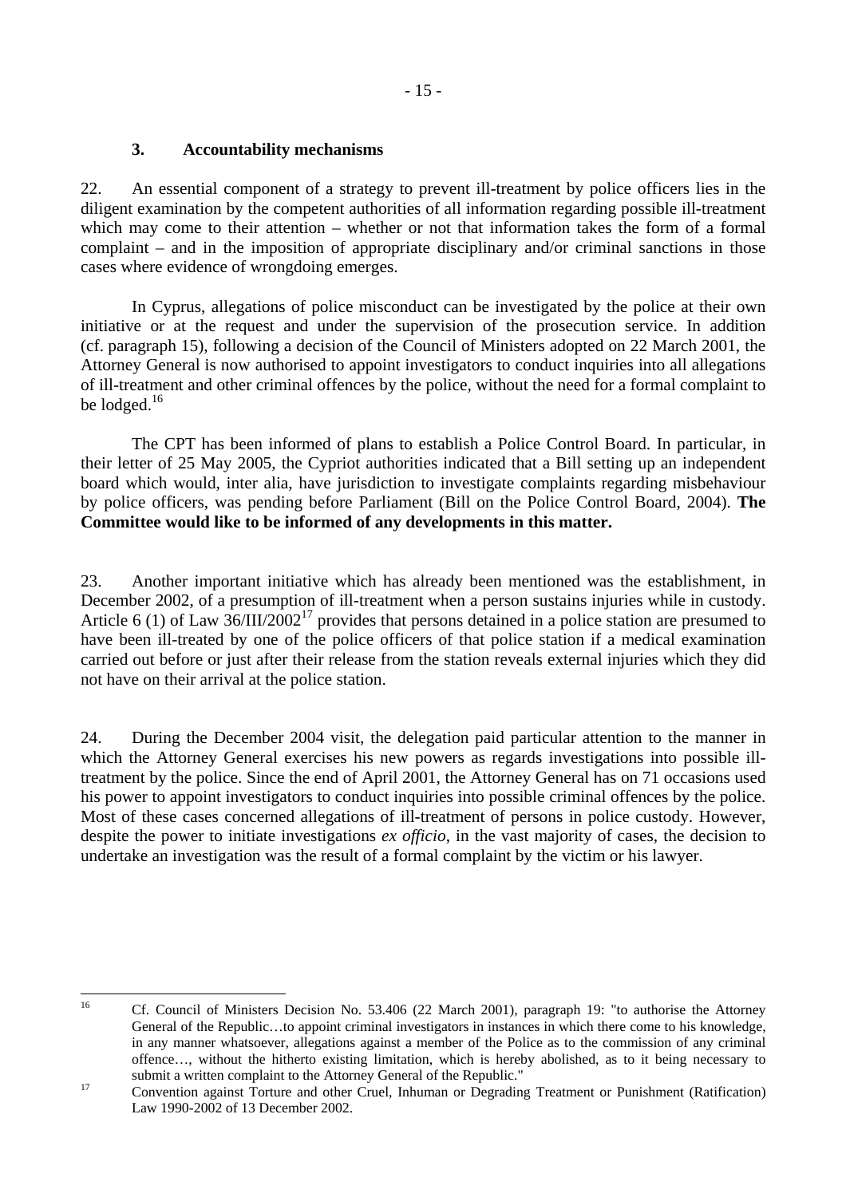### 3. Accountability mechanisms

22. An essential component of a strategy to prevent ill-treatment by police officers lies in the diligent examination by the competent authorities of all information regarding possible ill-treatment which may come to their attention – whether or not that information takes the form of a formal complaint – and in the imposition of appropriate disciplinary and/or criminal sanctions in those cases where evidence of wrongdoing emerges.

In Cyprus, allegations of police misconduct can be investigated by the police at their own initiative or at the request and under the supervision of the prosecution service. In addition (cf. paragraph 15), following a decision of the Council of Ministers adopted on 22 March 2001, the Attorney General is now authorised to appoint investigators to conduct inquiries into all allegations of ill-treatment and other criminal offences by the police, without the need for a formal complaint to be lodged.[16]

The CPT has been informed of plans to establish a Police Control Board. In particular, in their letter of 25 May 2005, the Cypriot authorities indicated that a Bill setting up an independent board which would, inter alia, have jurisdiction to investigate complaints regarding misbehaviour by police officers, was pending before Parliament (Bill on the Police Control Board, 2004). **The Committee would like to be informed of any developments in this matter.**

23. Another important initiative which has already been mentioned was the establishment, in December 2002, of a presumption of ill-treatment when a person sustains injuries while in custody. Article 6 (1) of Law 36/III/2002[17] provides that persons detained in a police station are presumed to have been ill-treated by one of the police officers of that police station if a medical examination carried out before or just after their release from the station reveals external injuries which they did not have on their arrival at the police station.

24. During the December 2004 visit, the delegation paid particular attention to the manner in which the Attorney General exercises his new powers as regards investigations into possible ill-treatment by the police. Since the end of April 2001, the Attorney General has on 71 occasions used his power to appoint investigators to conduct inquiries into possible criminal offences by the police. Most of these cases concerned allegations of ill-treatment of persons in police custody. However, despite the power to initiate investigations *ex officio*, in the vast majority of cases, the decision to undertake an investigation was the result of a formal complaint by the victim or his lawyer.

---

[16] Cf. Council of Ministers Decision No. 53.406 (22 March 2001), paragraph 19: "to authorise the Attorney General of the Republic…to appoint criminal investigators in instances in which there come to his knowledge, in any manner whatsoever, allegations against a member of the Police as to the commission of any criminal offence…, without the hitherto existing limitation, which is hereby abolished, as to it being necessary to submit a written complaint to the Attorney General of the Republic."

[17] Convention against Torture and other Cruel, Inhuman or Degrading Treatment or Punishment (Ratification) Law 1990-2002 of 13 December 2002.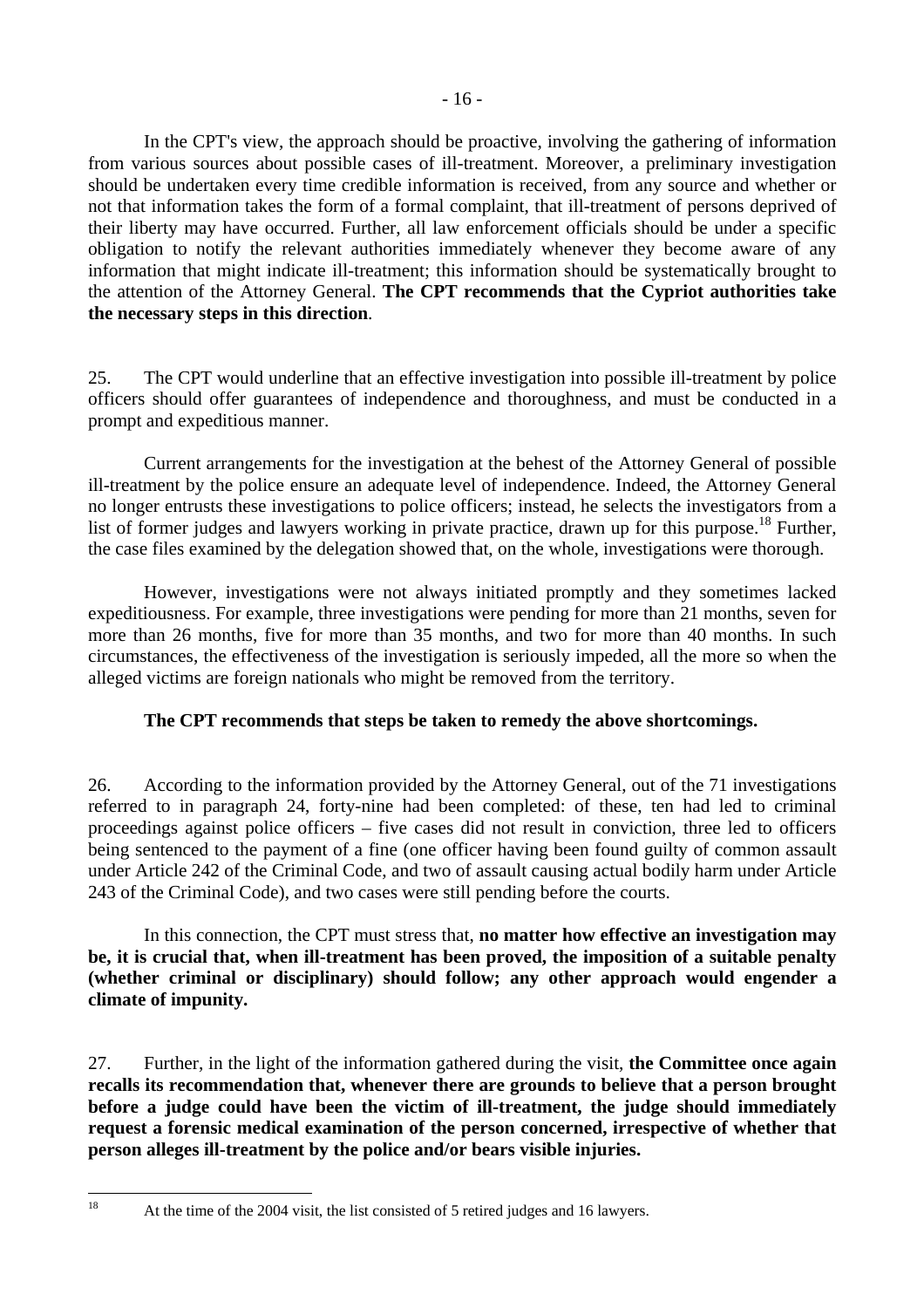In the CPT's view, the approach should be proactive, involving the gathering of information from various sources about possible cases of ill-treatment. Moreover, a preliminary investigation should be undertaken every time credible information is received, from any source and whether or not that information takes the form of a formal complaint, that ill-treatment of persons deprived of their liberty may have occurred. Further, all law enforcement officials should be under a specific obligation to notify the relevant authorities immediately whenever they become aware of any information that might indicate ill-treatment; this information should be systematically brought to the attention of the Attorney General. **The CPT recommends that the Cypriot authorities take the necessary steps in this direction**.

25. The CPT would underline that an effective investigation into possible ill-treatment by police officers should offer guarantees of independence and thoroughness, and must be conducted in a prompt and expeditious manner.

Current arrangements for the investigation at the behest of the Attorney General of possible ill-treatment by the police ensure an adequate level of independence. Indeed, the Attorney General no longer entrusts these investigations to police officers; instead, he selects the investigators from a list of former judges and lawyers working in private practice, drawn up for this purpose.[18] Further, the case files examined by the delegation showed that, on the whole, investigations were thorough.

However, investigations were not always initiated promptly and they sometimes lacked expeditiousness. For example, three investigations were pending for more than 21 months, seven for more than 26 months, five for more than 35 months, and two for more than 40 months. In such circumstances, the effectiveness of the investigation is seriously impeded, all the more so when the alleged victims are foreign nationals who might be removed from the territory.

**The CPT recommends that steps be taken to remedy the above shortcomings.**

26. According to the information provided by the Attorney General, out of the 71 investigations referred to in paragraph 24, forty-nine had been completed: of these, ten had led to criminal proceedings against police officers – five cases did not result in conviction, three led to officers being sentenced to the payment of a fine (one officer having been found guilty of common assault under Article 242 of the Criminal Code, and two of assault causing actual bodily harm under Article 243 of the Criminal Code), and two cases were still pending before the courts.

In this connection, the CPT must stress that, **no matter how effective an investigation may be, it is crucial that, when ill-treatment has been proved, the imposition of a suitable penalty (whether criminal or disciplinary) should follow; any other approach would engender a climate of impunity.**

27. Further, in the light of the information gathered during the visit, **the Committee once again recalls its recommendation that, whenever there are grounds to believe that a person brought before a judge could have been the victim of ill-treatment, the judge should immediately request a forensic medical examination of the person concerned, irrespective of whether that person alleges ill-treatment by the police and/or bears visible injuries.**

---

[18] At the time of the 2004 visit, the list consisted of 5 retired judges and 16 lawyers.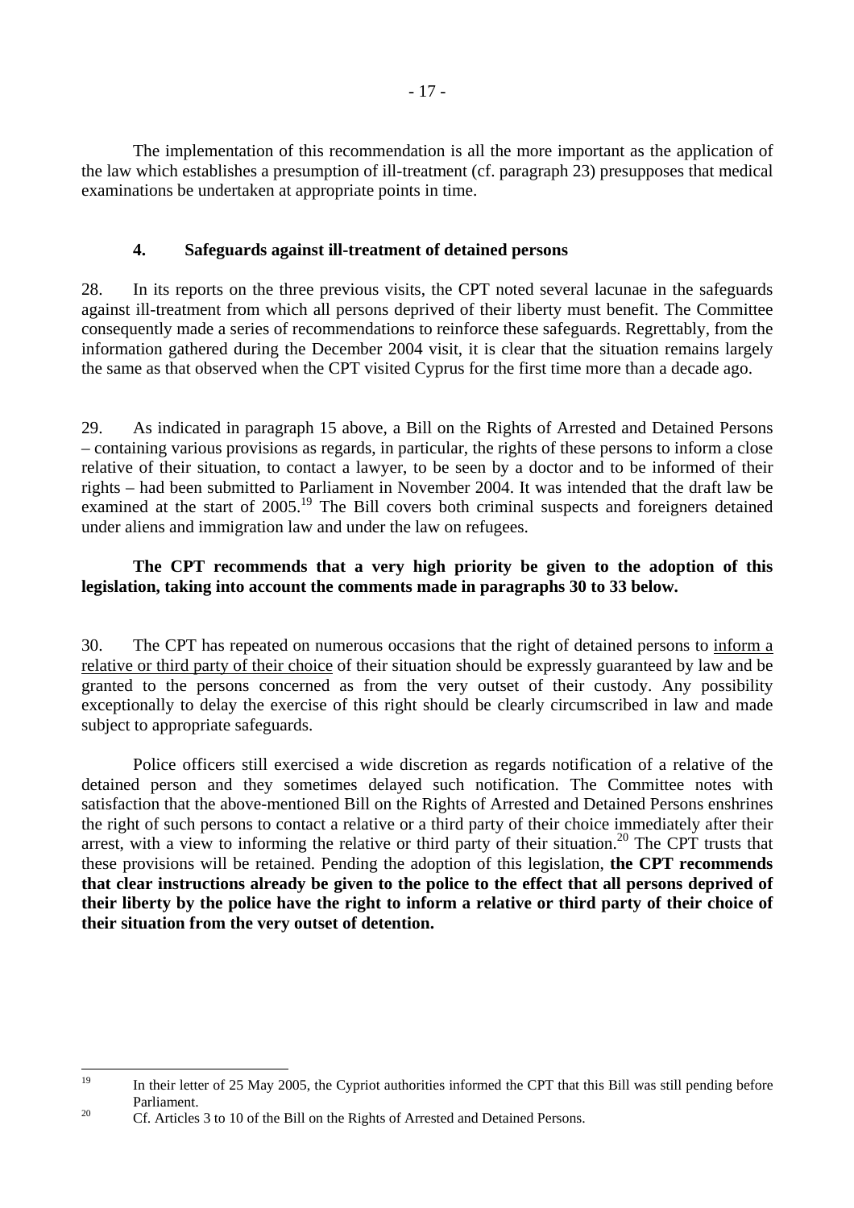The implementation of this recommendation is all the more important as the application of the law which establishes a presumption of ill-treatment (cf. paragraph 23) presupposes that medical examinations be undertaken at appropriate points in time.

### 4. Safeguards against ill-treatment of detained persons

28. In its reports on the three previous visits, the CPT noted several lacunae in the safeguards against ill-treatment from which all persons deprived of their liberty must benefit. The Committee consequently made a series of recommendations to reinforce these safeguards. Regrettably, from the information gathered during the December 2004 visit, it is clear that the situation remains largely the same as that observed when the CPT visited Cyprus for the first time more than a decade ago.

29. As indicated in paragraph 15 above, a Bill on the Rights of Arrested and Detained Persons – containing various provisions as regards, in particular, the rights of these persons to inform a close relative of their situation, to contact a lawyer, to be seen by a doctor and to be informed of their rights – had been submitted to Parliament in November 2004. It was intended that the draft law be examined at the start of 2005.[19] The Bill covers both criminal suspects and foreigners detained under aliens and immigration law and under the law on refugees.

**The CPT recommends that a very high priority be given to the adoption of this legislation, taking into account the comments made in paragraphs 30 to 33 below.**

30. The CPT has repeated on numerous occasions that the right of detained persons to <u>inform a relative or third party of their choice</u> of their situation should be expressly guaranteed by law and be granted to the persons concerned as from the very outset of their custody. Any possibility exceptionally to delay the exercise of this right should be clearly circumscribed in law and made subject to appropriate safeguards.

Police officers still exercised a wide discretion as regards notification of a relative of the detained person and they sometimes delayed such notification. The Committee notes with satisfaction that the above-mentioned Bill on the Rights of Arrested and Detained Persons enshrines the right of such persons to contact a relative or a third party of their choice immediately after their arrest, with a view to informing the relative or third party of their situation.[20] The CPT trusts that these provisions will be retained. Pending the adoption of this legislation, **the CPT recommends that clear instructions already be given to the police to the effect that all persons deprived of their liberty by the police have the right to inform a relative or third party of their choice of their situation from the very outset of detention.**

---

[19] In their letter of 25 May 2005, the Cypriot authorities informed the CPT that this Bill was still pending before Parliament.

[20] Cf. Articles 3 to 10 of the Bill on the Rights of Arrested and Detained Persons.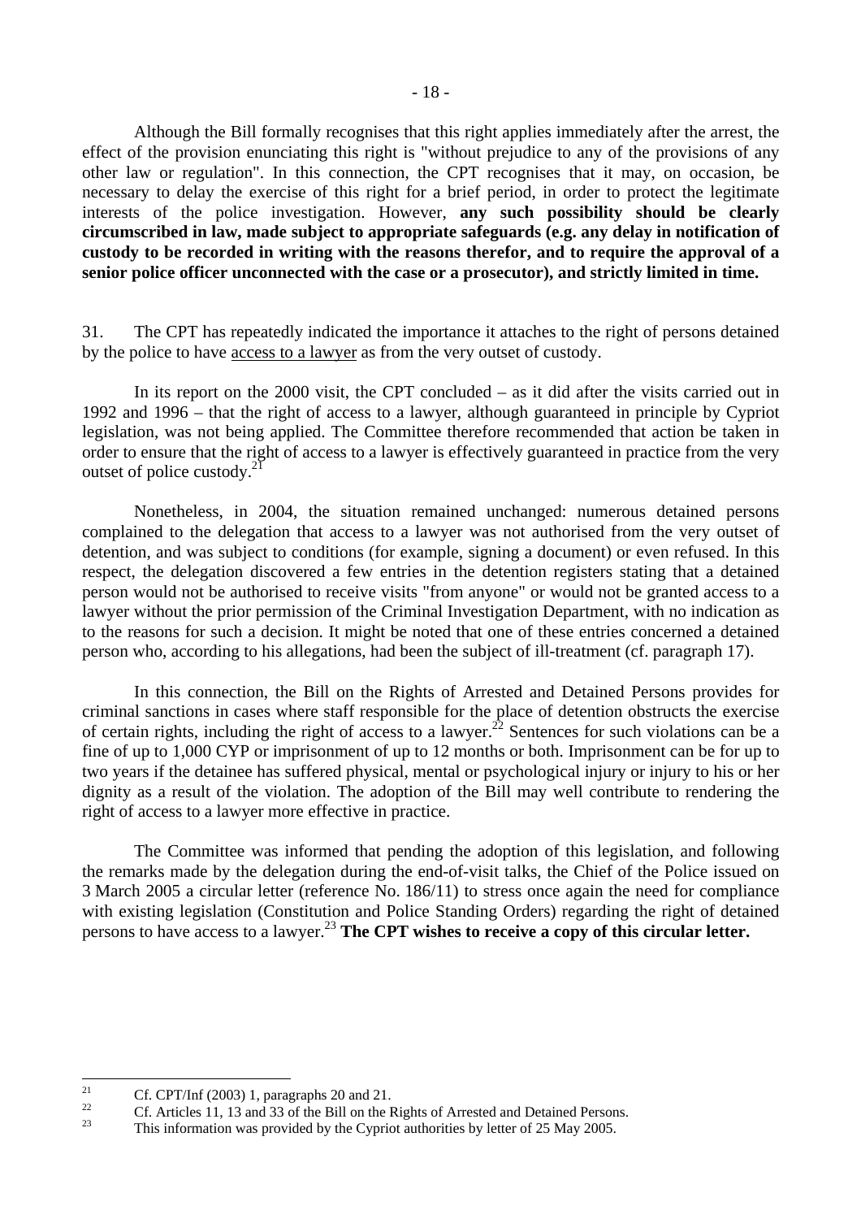Although the Bill formally recognises that this right applies immediately after the arrest, the effect of the provision enunciating this right is "without prejudice to any of the provisions of any other law or regulation". In this connection, the CPT recognises that it may, on occasion, be necessary to delay the exercise of this right for a brief period, in order to protect the legitimate interests of the police investigation. However, **any such possibility should be clearly circumscribed in law, made subject to appropriate safeguards (e.g. any delay in notification of custody to be recorded in writing with the reasons therefor, and to require the approval of a senior police officer unconnected with the case or a prosecutor), and strictly limited in time.**

31. The CPT has repeatedly indicated the importance it attaches to the right of persons detained by the police to have access to a lawyer as from the very outset of custody.

In its report on the 2000 visit, the CPT concluded – as it did after the visits carried out in 1992 and 1996 – that the right of access to a lawyer, although guaranteed in principle by Cypriot legislation, was not being applied. The Committee therefore recommended that action be taken in order to ensure that the right of access to a lawyer is effectively guaranteed in practice from the very outset of police custody.[21]

Nonetheless, in 2004, the situation remained unchanged: numerous detained persons complained to the delegation that access to a lawyer was not authorised from the very outset of detention, and was subject to conditions (for example, signing a document) or even refused. In this respect, the delegation discovered a few entries in the detention registers stating that a detained person would not be authorised to receive visits "from anyone" or would not be granted access to a lawyer without the prior permission of the Criminal Investigation Department, with no indication as to the reasons for such a decision. It might be noted that one of these entries concerned a detained person who, according to his allegations, had been the subject of ill-treatment (cf. paragraph 17).

In this connection, the Bill on the Rights of Arrested and Detained Persons provides for criminal sanctions in cases where staff responsible for the place of detention obstructs the exercise of certain rights, including the right of access to a lawyer.[22] Sentences for such violations can be a fine of up to 1,000 CYP or imprisonment of up to 12 months or both. Imprisonment can be for up to two years if the detainee has suffered physical, mental or psychological injury or injury to his or her dignity as a result of the violation. The adoption of the Bill may well contribute to rendering the right of access to a lawyer more effective in practice.

The Committee was informed that pending the adoption of this legislation, and following the remarks made by the delegation during the end-of-visit talks, the Chief of the Police issued on 3 March 2005 a circular letter (reference No. 186/11) to stress once again the need for compliance with existing legislation (Constitution and Police Standing Orders) regarding the right of detained persons to have access to a lawyer.[23] **The CPT wishes to receive a copy of this circular letter.**

---

[21] Cf. CPT/Inf (2003) 1, paragraphs 20 and 21.

[22] Cf. Articles 11, 13 and 33 of the Bill on the Rights of Arrested and Detained Persons.

[23] This information was provided by the Cypriot authorities by letter of 25 May 2005.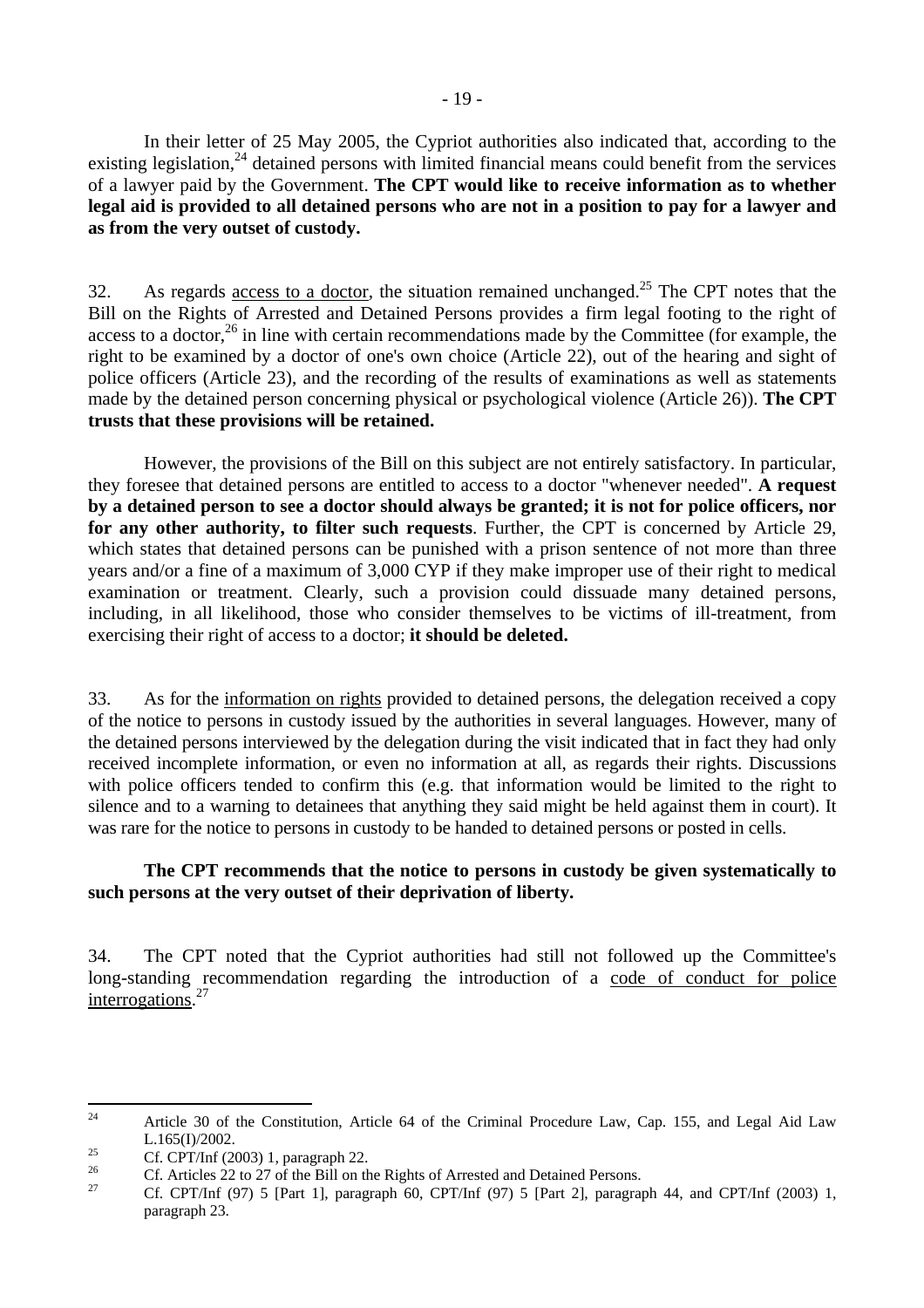In their letter of 25 May 2005, the Cypriot authorities also indicated that, according to the existing legislation,[24] detained persons with limited financial means could benefit from the services of a lawyer paid by the Government. **The CPT would like to receive information as to whether legal aid is provided to all detained persons who are not in a position to pay for a lawyer and as from the very outset of custody.**

32. As regards <u>access to a doctor</u>, the situation remained unchanged.[25] The CPT notes that the Bill on the Rights of Arrested and Detained Persons provides a firm legal footing to the right of access to a doctor,[26] in line with certain recommendations made by the Committee (for example, the right to be examined by a doctor of one's own choice (Article 22), out of the hearing and sight of police officers (Article 23), and the recording of the results of examinations as well as statements made by the detained person concerning physical or psychological violence (Article 26)). **The CPT trusts that these provisions will be retained.**

However, the provisions of the Bill on this subject are not entirely satisfactory. In particular, they foresee that detained persons are entitled to access to a doctor "whenever needed". **A request by a detained person to see a doctor should always be granted; it is not for police officers, nor for any other authority, to filter such requests**. Further, the CPT is concerned by Article 29, which states that detained persons can be punished with a prison sentence of not more than three years and/or a fine of a maximum of 3,000 CYP if they make improper use of their right to medical examination or treatment. Clearly, such a provision could dissuade many detained persons, including, in all likelihood, those who consider themselves to be victims of ill-treatment, from exercising their right of access to a doctor; **it should be deleted.**

33. As for the <u>information on rights</u> provided to detained persons, the delegation received a copy of the notice to persons in custody issued by the authorities in several languages. However, many of the detained persons interviewed by the delegation during the visit indicated that in fact they had only received incomplete information, or even no information at all, as regards their rights. Discussions with police officers tended to confirm this (e.g. that information would be limited to the right to silence and to a warning to detainees that anything they said might be held against them in court). It was rare for the notice to persons in custody to be handed to detained persons or posted in cells.

**The CPT recommends that the notice to persons in custody be given systematically to such persons at the very outset of their deprivation of liberty.**

34. The CPT noted that the Cypriot authorities had still not followed up the Committee's long-standing recommendation regarding the introduction of a <u>code of conduct for police interrogations</u>.[27]

---

[24] Article 30 of the Constitution, Article 64 of the Criminal Procedure Law, Cap. 155, and Legal Aid Law L.165(I)/2002.

[25] Cf. CPT/Inf (2003) 1, paragraph 22.

[26] Cf. Articles 22 to 27 of the Bill on the Rights of Arrested and Detained Persons.

[27] Cf. CPT/Inf (97) 5 [Part 1], paragraph 60, CPT/Inf (97) 5 [Part 2], paragraph 44, and CPT/Inf (2003) 1, paragraph 23.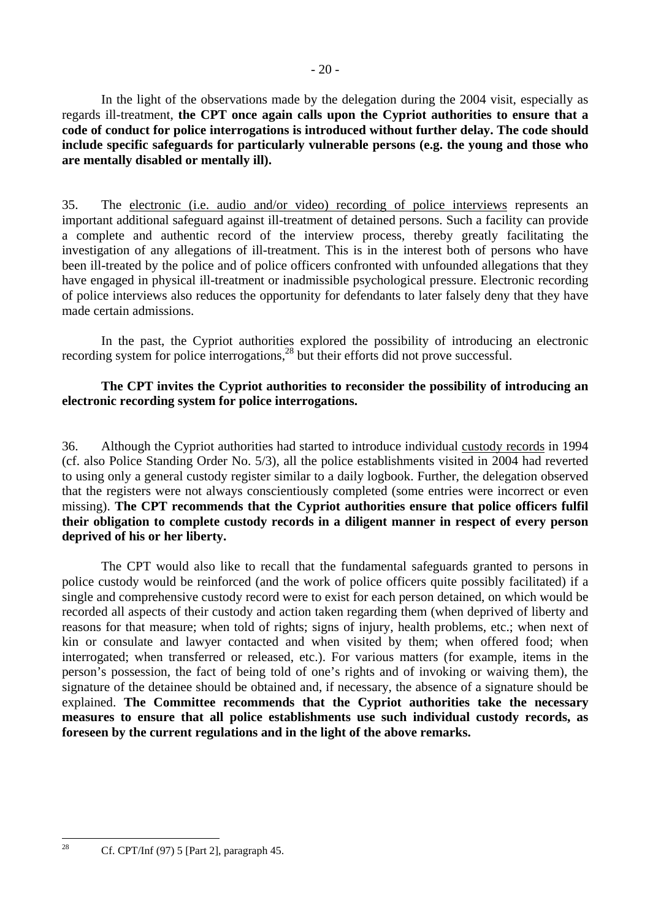In the light of the observations made by the delegation during the 2004 visit, especially as regards ill-treatment, **the CPT once again calls upon the Cypriot authorities to ensure that a code of conduct for police interrogations is introduced without further delay. The code should include specific safeguards for particularly vulnerable persons (e.g. the young and those who are mentally disabled or mentally ill).**

35. The electronic (i.e. audio and/or video) recording of police interviews represents an important additional safeguard against ill-treatment of detained persons. Such a facility can provide a complete and authentic record of the interview process, thereby greatly facilitating the investigation of any allegations of ill-treatment. This is in the interest both of persons who have been ill-treated by the police and of police officers confronted with unfounded allegations that they have engaged in physical ill-treatment or inadmissible psychological pressure. Electronic recording of police interviews also reduces the opportunity for defendants to later falsely deny that they have made certain admissions.

In the past, the Cypriot authorities explored the possibility of introducing an electronic recording system for police interrogations,[28] but their efforts did not prove successful.

**The CPT invites the Cypriot authorities to reconsider the possibility of introducing an electronic recording system for police interrogations.**

36. Although the Cypriot authorities had started to introduce individual custody records in 1994 (cf. also Police Standing Order No. 5/3), all the police establishments visited in 2004 had reverted to using only a general custody register similar to a daily logbook. Further, the delegation observed that the registers were not always conscientiously completed (some entries were incorrect or even missing). **The CPT recommends that the Cypriot authorities ensure that police officers fulfil their obligation to complete custody records in a diligent manner in respect of every person deprived of his or her liberty.**

The CPT would also like to recall that the fundamental safeguards granted to persons in police custody would be reinforced (and the work of police officers quite possibly facilitated) if a single and comprehensive custody record were to exist for each person detained, on which would be recorded all aspects of their custody and action taken regarding them (when deprived of liberty and reasons for that measure; when told of rights; signs of injury, health problems, etc.; when next of kin or consulate and lawyer contacted and when visited by them; when offered food; when interrogated; when transferred or released, etc.). For various matters (for example, items in the person's possession, the fact of being told of one's rights and of invoking or waiving them), the signature of the detainee should be obtained and, if necessary, the absence of a signature should be explained. **The Committee recommends that the Cypriot authorities take the necessary measures to ensure that all police establishments use such individual custody records, as foreseen by the current regulations and in the light of the above remarks.**

---

[28] Cf. CPT/Inf (97) 5 [Part 2], paragraph 45.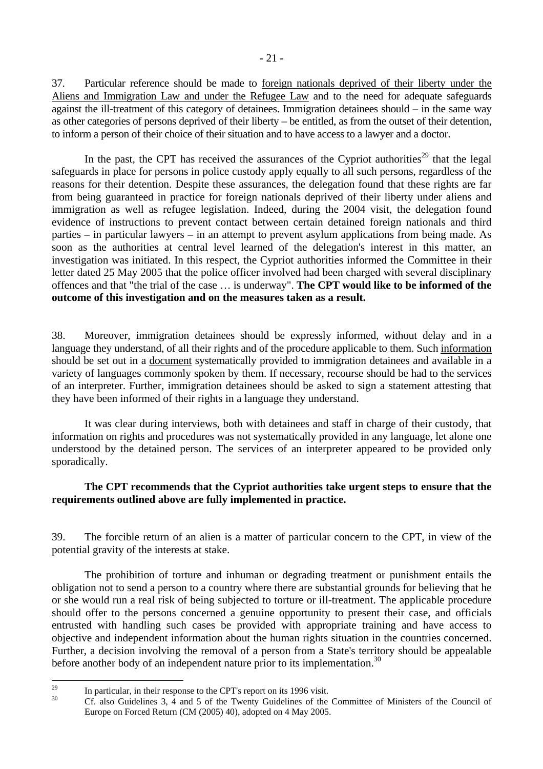37. Particular reference should be made to foreign nationals deprived of their liberty under the Aliens and Immigration Law and under the Refugee Law and to the need for adequate safeguards against the ill-treatment of this category of detainees. Immigration detainees should – in the same way as other categories of persons deprived of their liberty – be entitled, as from the outset of their detention, to inform a person of their choice of their situation and to have access to a lawyer and a doctor.

In the past, the CPT has received the assurances of the Cypriot authorities[29] that the legal safeguards in place for persons in police custody apply equally to all such persons, regardless of the reasons for their detention. Despite these assurances, the delegation found that these rights are far from being guaranteed in practice for foreign nationals deprived of their liberty under aliens and immigration as well as refugee legislation. Indeed, during the 2004 visit, the delegation found evidence of instructions to prevent contact between certain detained foreign nationals and third parties – in particular lawyers – in an attempt to prevent asylum applications from being made. As soon as the authorities at central level learned of the delegation's interest in this matter, an investigation was initiated. In this respect, the Cypriot authorities informed the Committee in their letter dated 25 May 2005 that the police officer involved had been charged with several disciplinary offences and that "the trial of the case … is underway". **The CPT would like to be informed of the outcome of this investigation and on the measures taken as a result.**

38. Moreover, immigration detainees should be expressly informed, without delay and in a language they understand, of all their rights and of the procedure applicable to them. Such information should be set out in a document systematically provided to immigration detainees and available in a variety of languages commonly spoken by them. If necessary, recourse should be had to the services of an interpreter. Further, immigration detainees should be asked to sign a statement attesting that they have been informed of their rights in a language they understand.

It was clear during interviews, both with detainees and staff in charge of their custody, that information on rights and procedures was not systematically provided in any language, let alone one understood by the detained person. The services of an interpreter appeared to be provided only sporadically.

**The CPT recommends that the Cypriot authorities take urgent steps to ensure that the requirements outlined above are fully implemented in practice.**

39. The forcible return of an alien is a matter of particular concern to the CPT, in view of the potential gravity of the interests at stake.

The prohibition of torture and inhuman or degrading treatment or punishment entails the obligation not to send a person to a country where there are substantial grounds for believing that he or she would run a real risk of being subjected to torture or ill-treatment. The applicable procedure should offer to the persons concerned a genuine opportunity to present their case, and officials entrusted with handling such cases be provided with appropriate training and have access to objective and independent information about the human rights situation in the countries concerned. Further, a decision involving the removal of a person from a State's territory should be appealable before another body of an independent nature prior to its implementation.[30]

---

[29] In particular, in their response to the CPT's report on its 1996 visit.

[30] Cf. also Guidelines 3, 4 and 5 of the Twenty Guidelines of the Committee of Ministers of the Council of Europe on Forced Return (CM (2005) 40), adopted on 4 May 2005.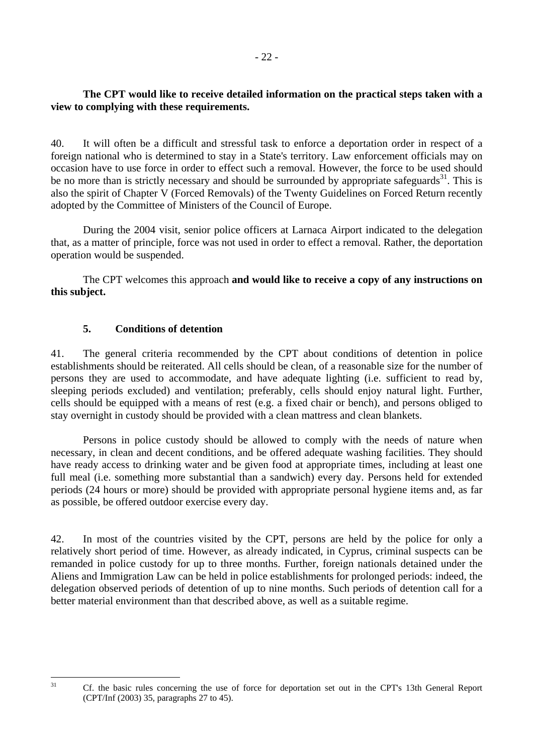**The CPT would like to receive detailed information on the practical steps taken with a view to complying with these requirements.**

40. It will often be a difficult and stressful task to enforce a deportation order in respect of a foreign national who is determined to stay in a State's territory. Law enforcement officials may on occasion have to use force in order to effect such a removal. However, the force to be used should be no more than is strictly necessary and should be surrounded by appropriate safeguards[31]. This is also the spirit of Chapter V (Forced Removals) of the Twenty Guidelines on Forced Return recently adopted by the Committee of Ministers of the Council of Europe.

During the 2004 visit, senior police officers at Larnaca Airport indicated to the delegation that, as a matter of principle, force was not used in order to effect a removal. Rather, the deportation operation would be suspended.

The CPT welcomes this approach **and would like to receive a copy of any instructions on this subject.**

### 5. Conditions of detention

41. The general criteria recommended by the CPT about conditions of detention in police establishments should be reiterated. All cells should be clean, of a reasonable size for the number of persons they are used to accommodate, and have adequate lighting (i.e. sufficient to read by, sleeping periods excluded) and ventilation; preferably, cells should enjoy natural light. Further, cells should be equipped with a means of rest (e.g. a fixed chair or bench), and persons obliged to stay overnight in custody should be provided with a clean mattress and clean blankets.

Persons in police custody should be allowed to comply with the needs of nature when necessary, in clean and decent conditions, and be offered adequate washing facilities. They should have ready access to drinking water and be given food at appropriate times, including at least one full meal (i.e. something more substantial than a sandwich) every day. Persons held for extended periods (24 hours or more) should be provided with appropriate personal hygiene items and, as far as possible, be offered outdoor exercise every day.

42. In most of the countries visited by the CPT, persons are held by the police for only a relatively short period of time. However, as already indicated, in Cyprus, criminal suspects can be remanded in police custody for up to three months. Further, foreign nationals detained under the Aliens and Immigration Law can be held in police establishments for prolonged periods: indeed, the delegation observed periods of detention of up to nine months. Such periods of detention call for a better material environment than that described above, as well as a suitable regime.

---

[31] Cf. the basic rules concerning the use of force for deportation set out in the CPT's 13th General Report (CPT/Inf (2003) 35, paragraphs 27 to 45).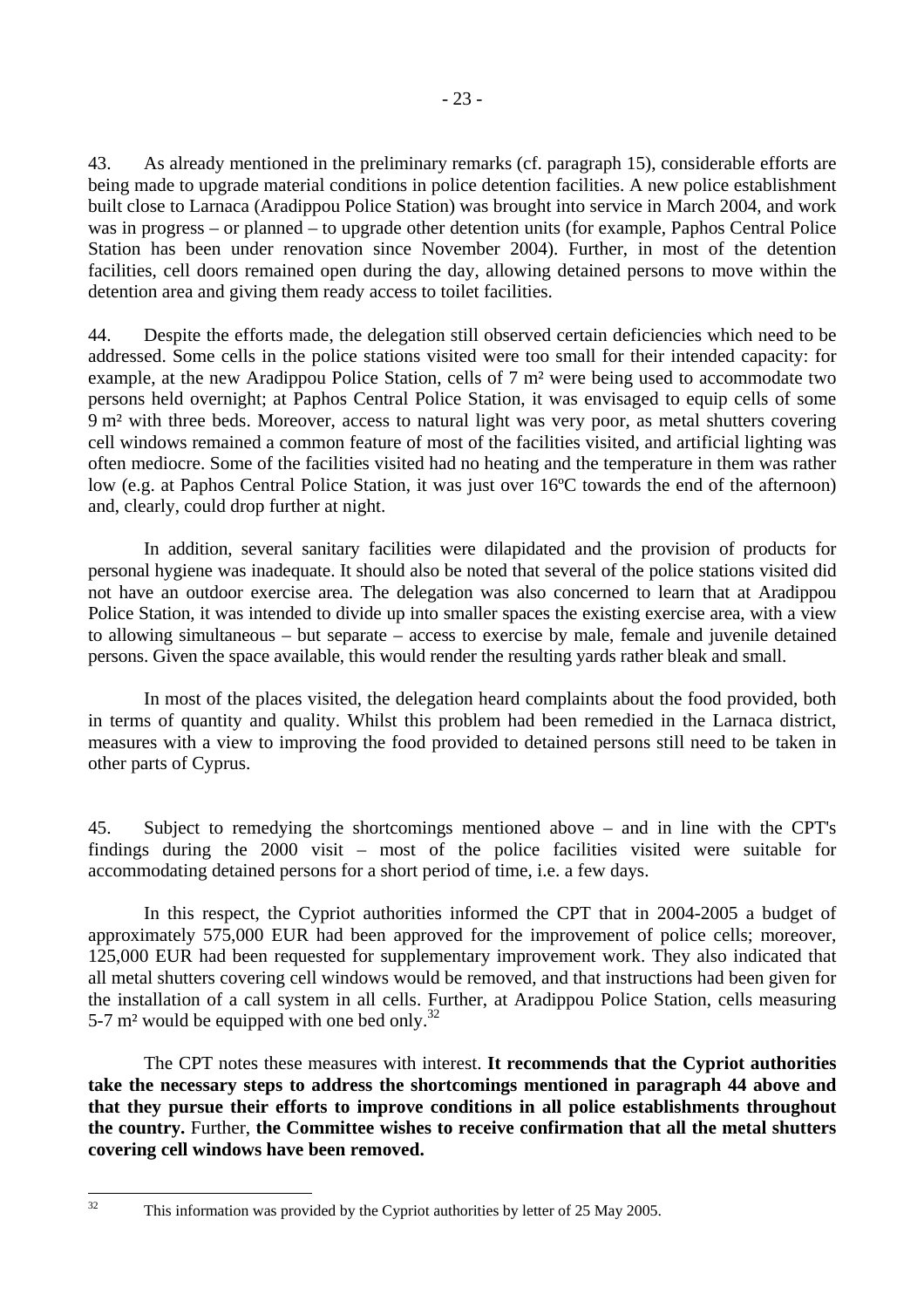43. As already mentioned in the preliminary remarks (cf. paragraph 15), considerable efforts are being made to upgrade material conditions in police detention facilities. A new police establishment built close to Larnaca (Aradippou Police Station) was brought into service in March 2004, and work was in progress – or planned – to upgrade other detention units (for example, Paphos Central Police Station has been under renovation since November 2004). Further, in most of the detention facilities, cell doors remained open during the day, allowing detained persons to move within the detention area and giving them ready access to toilet facilities.

44. Despite the efforts made, the delegation still observed certain deficiencies which need to be addressed. Some cells in the police stations visited were too small for their intended capacity: for example, at the new Aradippou Police Station, cells of 7 m² were being used to accommodate two persons held overnight; at Paphos Central Police Station, it was envisaged to equip cells of some 9 m² with three beds. Moreover, access to natural light was very poor, as metal shutters covering cell windows remained a common feature of most of the facilities visited, and artificial lighting was often mediocre. Some of the facilities visited had no heating and the temperature in them was rather low (e.g. at Paphos Central Police Station, it was just over 16ºC towards the end of the afternoon) and, clearly, could drop further at night.

In addition, several sanitary facilities were dilapidated and the provision of products for personal hygiene was inadequate. It should also be noted that several of the police stations visited did not have an outdoor exercise area. The delegation was also concerned to learn that at Aradippou Police Station, it was intended to divide up into smaller spaces the existing exercise area, with a view to allowing simultaneous – but separate – access to exercise by male, female and juvenile detained persons. Given the space available, this would render the resulting yards rather bleak and small.

In most of the places visited, the delegation heard complaints about the food provided, both in terms of quantity and quality. Whilst this problem had been remedied in the Larnaca district, measures with a view to improving the food provided to detained persons still need to be taken in other parts of Cyprus.

45. Subject to remedying the shortcomings mentioned above – and in line with the CPT's findings during the 2000 visit – most of the police facilities visited were suitable for accommodating detained persons for a short period of time, i.e. a few days.

In this respect, the Cypriot authorities informed the CPT that in 2004-2005 a budget of approximately 575,000 EUR had been approved for the improvement of police cells; moreover, 125,000 EUR had been requested for supplementary improvement work. They also indicated that all metal shutters covering cell windows would be removed, and that instructions had been given for the installation of a call system in all cells. Further, at Aradippou Police Station, cells measuring 5-7 m² would be equipped with one bed only.[32]

The CPT notes these measures with interest. **It recommends that the Cypriot authorities take the necessary steps to address the shortcomings mentioned in paragraph 44 above and that they pursue their efforts to improve conditions in all police establishments throughout the country.** Further, **the Committee wishes to receive confirmation that all the metal shutters covering cell windows have been removed.**

---

[32] This information was provided by the Cypriot authorities by letter of 25 May 2005.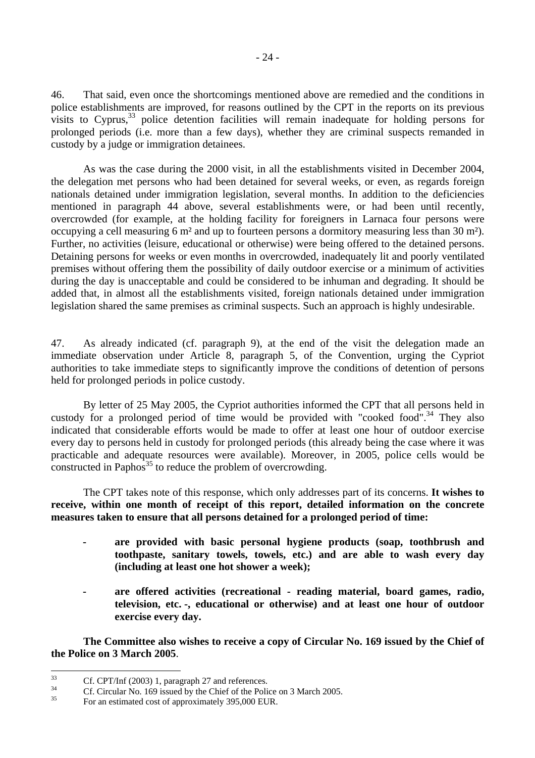46. That said, even once the shortcomings mentioned above are remedied and the conditions in police establishments are improved, for reasons outlined by the CPT in the reports on its previous visits to Cyprus,[33] police detention facilities will remain inadequate for holding persons for prolonged periods (i.e. more than a few days), whether they are criminal suspects remanded in custody by a judge or immigration detainees.

As was the case during the 2000 visit, in all the establishments visited in December 2004, the delegation met persons who had been detained for several weeks, or even, as regards foreign nationals detained under immigration legislation, several months. In addition to the deficiencies mentioned in paragraph 44 above, several establishments were, or had been until recently, overcrowded (for example, at the holding facility for foreigners in Larnaca four persons were occupying a cell measuring 6 m² and up to fourteen persons a dormitory measuring less than 30 m²). Further, no activities (leisure, educational or otherwise) were being offered to the detained persons. Detaining persons for weeks or even months in overcrowded, inadequately lit and poorly ventilated premises without offering them the possibility of daily outdoor exercise or a minimum of activities during the day is unacceptable and could be considered to be inhuman and degrading. It should be added that, in almost all the establishments visited, foreign nationals detained under immigration legislation shared the same premises as criminal suspects. Such an approach is highly undesirable.

47. As already indicated (cf. paragraph 9), at the end of the visit the delegation made an immediate observation under Article 8, paragraph 5, of the Convention, urging the Cypriot authorities to take immediate steps to significantly improve the conditions of detention of persons held for prolonged periods in police custody.

By letter of 25 May 2005, the Cypriot authorities informed the CPT that all persons held in custody for a prolonged period of time would be provided with "cooked food".[34] They also indicated that considerable efforts would be made to offer at least one hour of outdoor exercise every day to persons held in custody for prolonged periods (this already being the case where it was practicable and adequate resources were available). Moreover, in 2005, police cells would be constructed in Paphos[35] to reduce the problem of overcrowding.

The CPT takes note of this response, which only addresses part of its concerns. **It wishes to receive, within one month of receipt of this report, detailed information on the concrete measures taken to ensure that all persons detained for a prolonged period of time:**

- **are provided with basic personal hygiene products (soap, toothbrush and toothpaste, sanitary towels, towels, etc.) and are able to wash every day (including at least one hot shower a week);**
- **are offered activities (recreational - reading material, board games, radio, television, etc. -, educational or otherwise) and at least one hour of outdoor exercise every day.**

**The Committee also wishes to receive a copy of Circular No. 169 issued by the Chief of the Police on 3 March 2005**.

---

[33] Cf. CPT/Inf (2003) 1, paragraph 27 and references.

[34] Cf. Circular No. 169 issued by the Chief of the Police on 3 March 2005.

[35] For an estimated cost of approximately 395,000 EUR.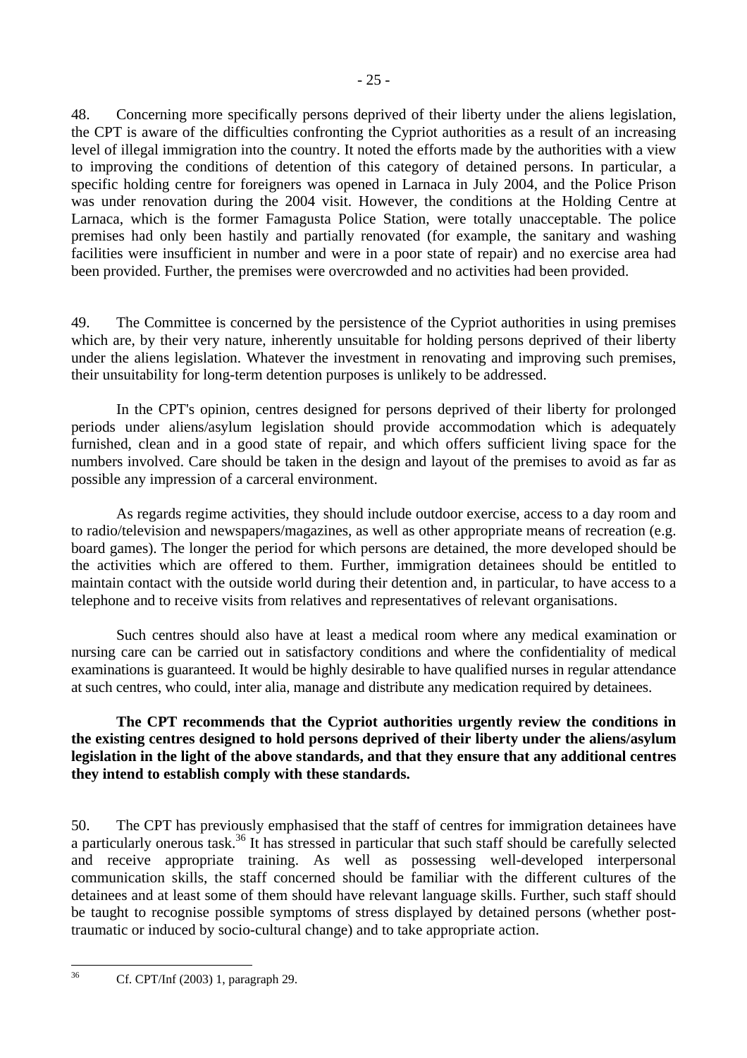48. Concerning more specifically persons deprived of their liberty under the aliens legislation, the CPT is aware of the difficulties confronting the Cypriot authorities as a result of an increasing level of illegal immigration into the country. It noted the efforts made by the authorities with a view to improving the conditions of detention of this category of detained persons. In particular, a specific holding centre for foreigners was opened in Larnaca in July 2004, and the Police Prison was under renovation during the 2004 visit. However, the conditions at the Holding Centre at Larnaca, which is the former Famagusta Police Station, were totally unacceptable. The police premises had only been hastily and partially renovated (for example, the sanitary and washing facilities were insufficient in number and were in a poor state of repair) and no exercise area had been provided. Further, the premises were overcrowded and no activities had been provided.

49. The Committee is concerned by the persistence of the Cypriot authorities in using premises which are, by their very nature, inherently unsuitable for holding persons deprived of their liberty under the aliens legislation. Whatever the investment in renovating and improving such premises, their unsuitability for long-term detention purposes is unlikely to be addressed.

In the CPT's opinion, centres designed for persons deprived of their liberty for prolonged periods under aliens/asylum legislation should provide accommodation which is adequately furnished, clean and in a good state of repair, and which offers sufficient living space for the numbers involved. Care should be taken in the design and layout of the premises to avoid as far as possible any impression of a carceral environment.

As regards regime activities, they should include outdoor exercise, access to a day room and to radio/television and newspapers/magazines, as well as other appropriate means of recreation (e.g. board games). The longer the period for which persons are detained, the more developed should be the activities which are offered to them. Further, immigration detainees should be entitled to maintain contact with the outside world during their detention and, in particular, to have access to a telephone and to receive visits from relatives and representatives of relevant organisations.

Such centres should also have at least a medical room where any medical examination or nursing care can be carried out in satisfactory conditions and where the confidentiality of medical examinations is guaranteed. It would be highly desirable to have qualified nurses in regular attendance at such centres, who could, inter alia, manage and distribute any medication required by detainees.

**The CPT recommends that the Cypriot authorities urgently review the conditions in the existing centres designed to hold persons deprived of their liberty under the aliens/asylum legislation in the light of the above standards, and that they ensure that any additional centres they intend to establish comply with these standards.**

50. The CPT has previously emphasised that the staff of centres for immigration detainees have a particularly onerous task.[36] It has stressed in particular that such staff should be carefully selected and receive appropriate training. As well as possessing well-developed interpersonal communication skills, the staff concerned should be familiar with the different cultures of the detainees and at least some of them should have relevant language skills. Further, such staff should be taught to recognise possible symptoms of stress displayed by detained persons (whether post-traumatic or induced by socio-cultural change) and to take appropriate action.

---

[36] Cf. CPT/Inf (2003) 1, paragraph 29.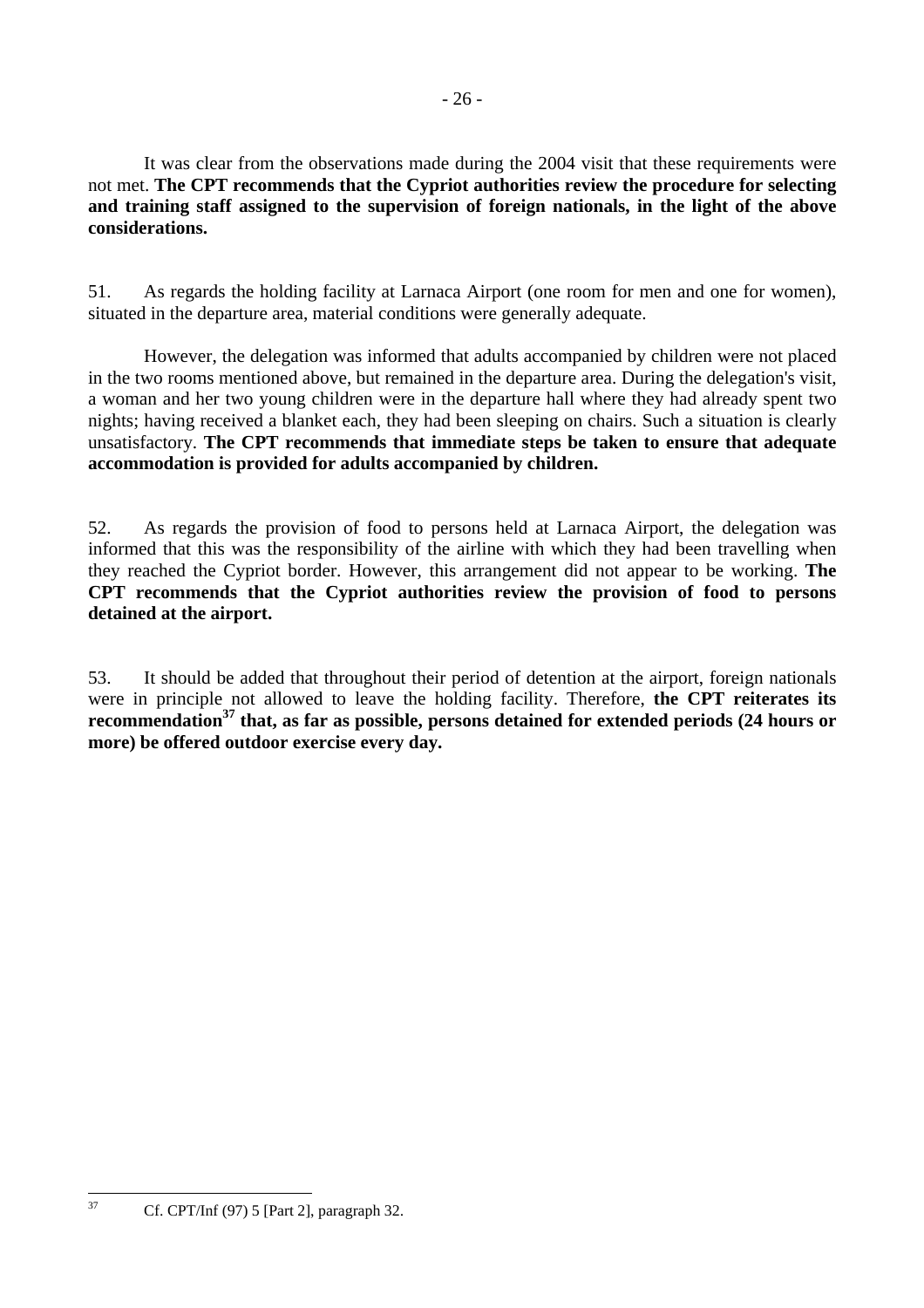It was clear from the observations made during the 2004 visit that these requirements were not met. **The CPT recommends that the Cypriot authorities review the procedure for selecting and training staff assigned to the supervision of foreign nationals, in the light of the above considerations.**

51. As regards the holding facility at Larnaca Airport (one room for men and one for women), situated in the departure area, material conditions were generally adequate.

However, the delegation was informed that adults accompanied by children were not placed in the two rooms mentioned above, but remained in the departure area. During the delegation's visit, a woman and her two young children were in the departure hall where they had already spent two nights; having received a blanket each, they had been sleeping on chairs. Such a situation is clearly unsatisfactory. **The CPT recommends that immediate steps be taken to ensure that adequate accommodation is provided for adults accompanied by children.**

52. As regards the provision of food to persons held at Larnaca Airport, the delegation was informed that this was the responsibility of the airline with which they had been travelling when they reached the Cypriot border. However, this arrangement did not appear to be working. **The CPT recommends that the Cypriot authorities review the provision of food to persons detained at the airport.**

53. It should be added that throughout their period of detention at the airport, foreign nationals were in principle not allowed to leave the holding facility. Therefore, **the CPT reiterates its recommendation[37] that, as far as possible, persons detained for extended periods (24 hours or more) be offered outdoor exercise every day.**

---

[37] Cf. CPT/Inf (97) 5 [Part 2], paragraph 32.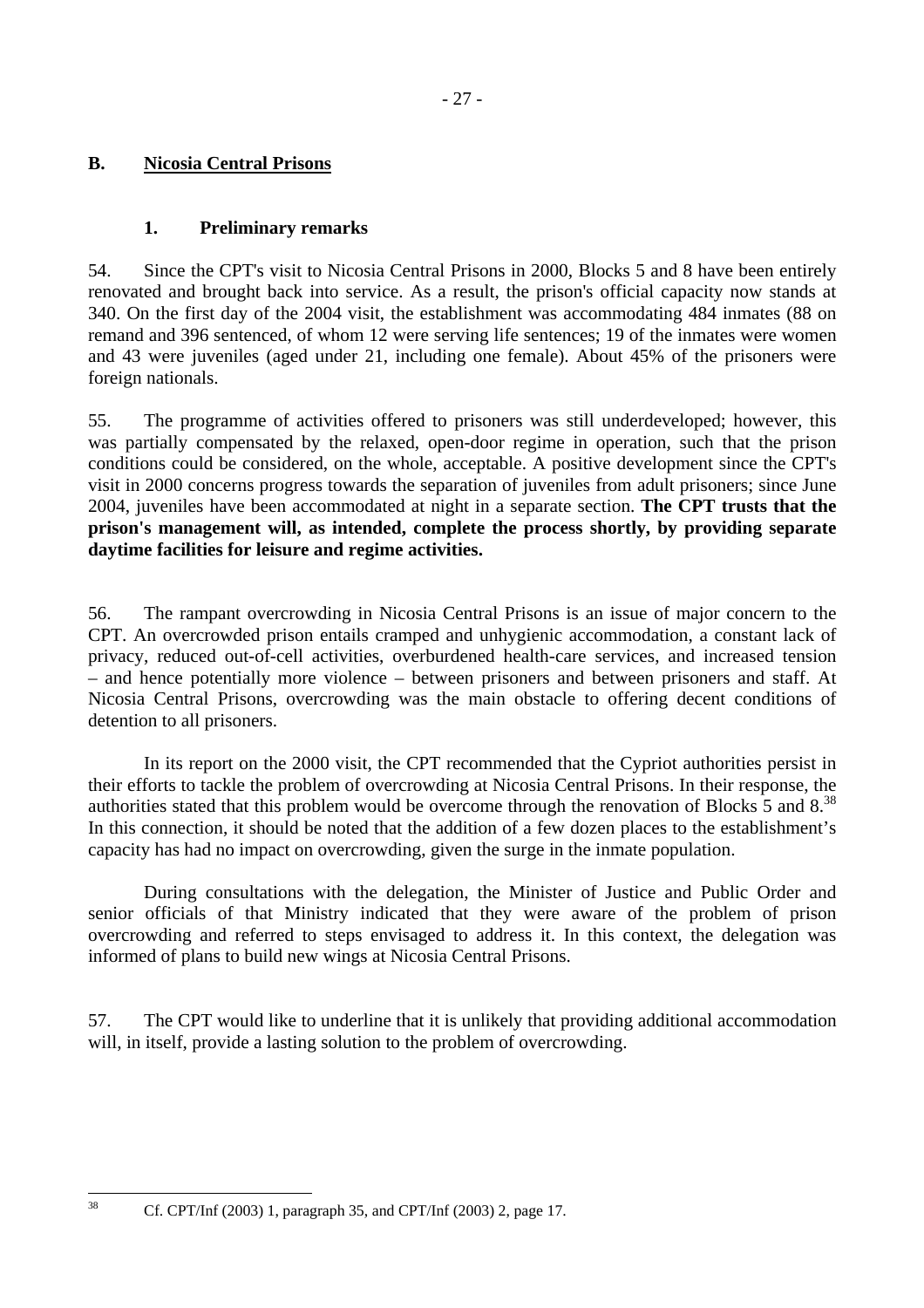## B. Nicosia Central Prisons

### 1. Preliminary remarks

54. Since the CPT's visit to Nicosia Central Prisons in 2000, Blocks 5 and 8 have been entirely renovated and brought back into service. As a result, the prison's official capacity now stands at 340. On the first day of the 2004 visit, the establishment was accommodating 484 inmates (88 on remand and 396 sentenced, of whom 12 were serving life sentences; 19 of the inmates were women and 43 were juveniles (aged under 21, including one female). About 45% of the prisoners were foreign nationals.

55. The programme of activities offered to prisoners was still underdeveloped; however, this was partially compensated by the relaxed, open-door regime in operation, such that the prison conditions could be considered, on the whole, acceptable. A positive development since the CPT's visit in 2000 concerns progress towards the separation of juveniles from adult prisoners; since June 2004, juveniles have been accommodated at night in a separate section. **The CPT trusts that the prison's management will, as intended, complete the process shortly, by providing separate daytime facilities for leisure and regime activities.**

56. The rampant overcrowding in Nicosia Central Prisons is an issue of major concern to the CPT. An overcrowded prison entails cramped and unhygienic accommodation, a constant lack of privacy, reduced out-of-cell activities, overburdened health-care services, and increased tension – and hence potentially more violence – between prisoners and between prisoners and staff. At Nicosia Central Prisons, overcrowding was the main obstacle to offering decent conditions of detention to all prisoners.

In its report on the 2000 visit, the CPT recommended that the Cypriot authorities persist in their efforts to tackle the problem of overcrowding at Nicosia Central Prisons. In their response, the authorities stated that this problem would be overcome through the renovation of Blocks 5 and 8.[38] In this connection, it should be noted that the addition of a few dozen places to the establishment's capacity has had no impact on overcrowding, given the surge in the inmate population.

During consultations with the delegation, the Minister of Justice and Public Order and senior officials of that Ministry indicated that they were aware of the problem of prison overcrowding and referred to steps envisaged to address it. In this context, the delegation was informed of plans to build new wings at Nicosia Central Prisons.

57. The CPT would like to underline that it is unlikely that providing additional accommodation will, in itself, provide a lasting solution to the problem of overcrowding.

---

[38] Cf. CPT/Inf (2003) 1, paragraph 35, and CPT/Inf (2003) 2, page 17.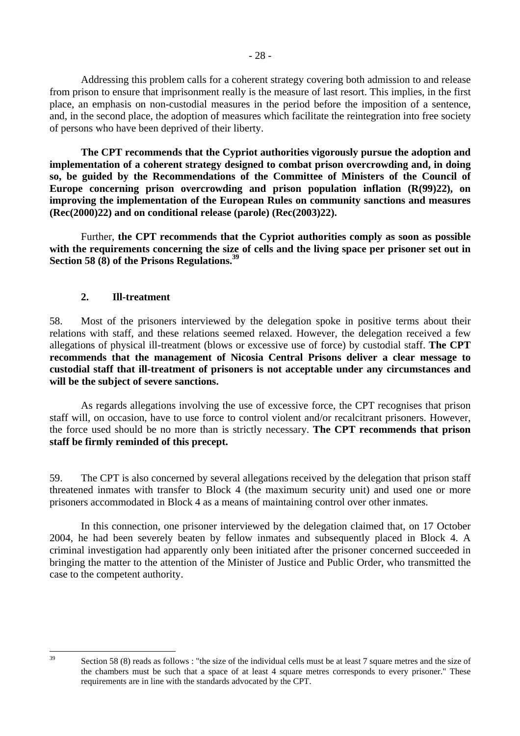Addressing this problem calls for a coherent strategy covering both admission to and release from prison to ensure that imprisonment really is the measure of last resort. This implies, in the first place, an emphasis on non-custodial measures in the period before the imposition of a sentence, and, in the second place, the adoption of measures which facilitate the reintegration into free society of persons who have been deprived of their liberty.

**The CPT recommends that the Cypriot authorities vigorously pursue the adoption and implementation of a coherent strategy designed to combat prison overcrowding and, in doing so, be guided by the Recommendations of the Committee of Ministers of the Council of Europe concerning prison overcrowding and prison population inflation (R(99)22), on improving the implementation of the European Rules on community sanctions and measures (Rec(2000)22) and on conditional release (parole) (Rec(2003)22).**

Further, **the CPT recommends that the Cypriot authorities comply as soon as possible with the requirements concerning the size of cells and the living space per prisoner set out in Section 58 (8) of the Prisons Regulations.**[39]

## 2. Ill-treatment

58. Most of the prisoners interviewed by the delegation spoke in positive terms about their relations with staff, and these relations seemed relaxed. However, the delegation received a few allegations of physical ill-treatment (blows or excessive use of force) by custodial staff. **The CPT recommends that the management of Nicosia Central Prisons deliver a clear message to custodial staff that ill-treatment of prisoners is not acceptable under any circumstances and will be the subject of severe sanctions.**

As regards allegations involving the use of excessive force, the CPT recognises that prison staff will, on occasion, have to use force to control violent and/or recalcitrant prisoners. However, the force used should be no more than is strictly necessary. **The CPT recommends that prison staff be firmly reminded of this precept.**

59. The CPT is also concerned by several allegations received by the delegation that prison staff threatened inmates with transfer to Block 4 (the maximum security unit) and used one or more prisoners accommodated in Block 4 as a means of maintaining control over other inmates.

In this connection, one prisoner interviewed by the delegation claimed that, on 17 October 2004, he had been severely beaten by fellow inmates and subsequently placed in Block 4. A criminal investigation had apparently only been initiated after the prisoner concerned succeeded in bringing the matter to the attention of the Minister of Justice and Public Order, who transmitted the case to the competent authority.

---

[39] Section 58 (8) reads as follows : "the size of the individual cells must be at least 7 square metres and the size of the chambers must be such that a space of at least 4 square metres corresponds to every prisoner." These requirements are in line with the standards advocated by the CPT.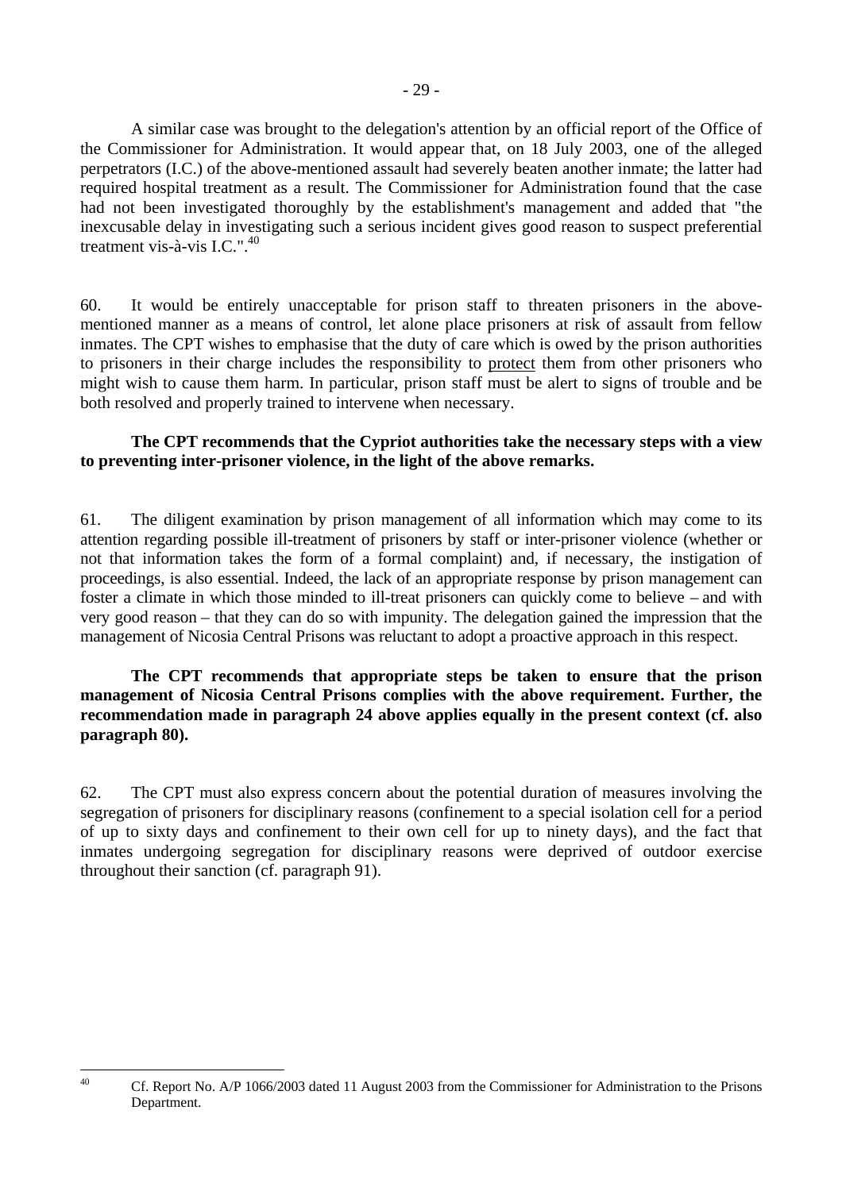A similar case was brought to the delegation's attention by an official report of the Office of the Commissioner for Administration. It would appear that, on 18 July 2003, one of the alleged perpetrators (I.C.) of the above-mentioned assault had severely beaten another inmate; the latter had required hospital treatment as a result. The Commissioner for Administration found that the case had not been investigated thoroughly by the establishment's management and added that "the inexcusable delay in investigating such a serious incident gives good reason to suspect preferential treatment vis-à-vis I.C.".[40]

60. It would be entirely unacceptable for prison staff to threaten prisoners in the above-mentioned manner as a means of control, let alone place prisoners at risk of assault from fellow inmates. The CPT wishes to emphasise that the duty of care which is owed by the prison authorities to prisoners in their charge includes the responsibility to <u>protect</u> them from other prisoners who might wish to cause them harm. In particular, prison staff must be alert to signs of trouble and be both resolved and properly trained to intervene when necessary.

**The CPT recommends that the Cypriot authorities take the necessary steps with a view to preventing inter-prisoner violence, in the light of the above remarks.**

61. The diligent examination by prison management of all information which may come to its attention regarding possible ill-treatment of prisoners by staff or inter-prisoner violence (whether or not that information takes the form of a formal complaint) and, if necessary, the instigation of proceedings, is also essential. Indeed, the lack of an appropriate response by prison management can foster a climate in which those minded to ill-treat prisoners can quickly come to believe – and with very good reason – that they can do so with impunity. The delegation gained the impression that the management of Nicosia Central Prisons was reluctant to adopt a proactive approach in this respect.

**The CPT recommends that appropriate steps be taken to ensure that the prison management of Nicosia Central Prisons complies with the above requirement. Further, the recommendation made in paragraph 24 above applies equally in the present context (cf. also paragraph 80).**

62. The CPT must also express concern about the potential duration of measures involving the segregation of prisoners for disciplinary reasons (confinement to a special isolation cell for a period of up to sixty days and confinement to their own cell for up to ninety days), and the fact that inmates undergoing segregation for disciplinary reasons were deprived of outdoor exercise throughout their sanction (cf. paragraph 91).

---

[40] Cf. Report No. A/P 1066/2003 dated 11 August 2003 from the Commissioner for Administration to the Prisons Department.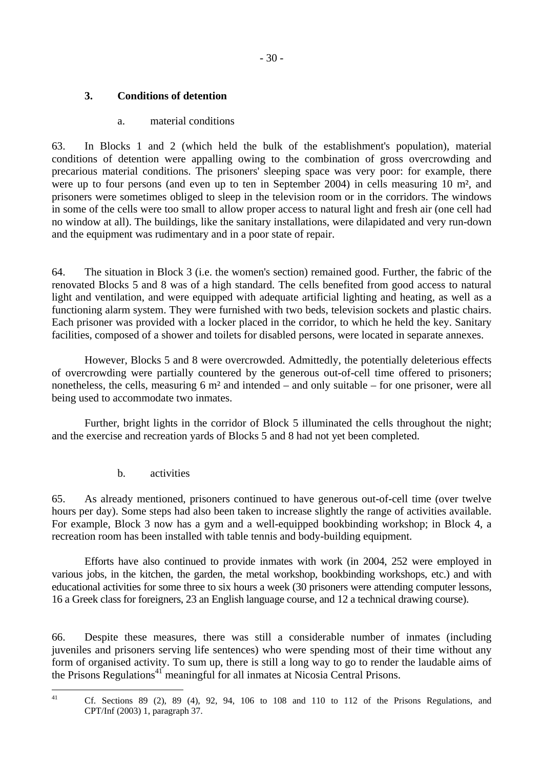### 3. Conditions of detention

#### a. material conditions

63. In Blocks 1 and 2 (which held the bulk of the establishment's population), material conditions of detention were appalling owing to the combination of gross overcrowding and precarious material conditions. The prisoners' sleeping space was very poor: for example, there were up to four persons (and even up to ten in September 2004) in cells measuring 10 m², and prisoners were sometimes obliged to sleep in the television room or in the corridors. The windows in some of the cells were too small to allow proper access to natural light and fresh air (one cell had no window at all). The buildings, like the sanitary installations, were dilapidated and very run-down and the equipment was rudimentary and in a poor state of repair.

64. The situation in Block 3 (i.e. the women's section) remained good. Further, the fabric of the renovated Blocks 5 and 8 was of a high standard. The cells benefited from good access to natural light and ventilation, and were equipped with adequate artificial lighting and heating, as well as a functioning alarm system. They were furnished with two beds, television sockets and plastic chairs. Each prisoner was provided with a locker placed in the corridor, to which he held the key. Sanitary facilities, composed of a shower and toilets for disabled persons, were located in separate annexes.

However, Blocks 5 and 8 were overcrowded. Admittedly, the potentially deleterious effects of overcrowding were partially countered by the generous out-of-cell time offered to prisoners; nonetheless, the cells, measuring 6 m² and intended – and only suitable – for one prisoner, were all being used to accommodate two inmates.

Further, bright lights in the corridor of Block 5 illuminated the cells throughout the night; and the exercise and recreation yards of Blocks 5 and 8 had not yet been completed.

#### b. activities

65. As already mentioned, prisoners continued to have generous out-of-cell time (over twelve hours per day). Some steps had also been taken to increase slightly the range of activities available. For example, Block 3 now has a gym and a well-equipped bookbinding workshop; in Block 4, a recreation room has been installed with table tennis and body-building equipment.

Efforts have also continued to provide inmates with work (in 2004, 252 were employed in various jobs, in the kitchen, the garden, the metal workshop, bookbinding workshops, etc.) and with educational activities for some three to six hours a week (30 prisoners were attending computer lessons, 16 a Greek class for foreigners, 23 an English language course, and 12 a technical drawing course).

66. Despite these measures, there was still a considerable number of inmates (including juveniles and prisoners serving life sentences) who were spending most of their time without any form of organised activity. To sum up, there is still a long way to go to render the laudable aims of the Prisons Regulations[41] meaningful for all inmates at Nicosia Central Prisons.

---

[41] Cf. Sections 89 (2), 89 (4), 92, 94, 106 to 108 and 110 to 112 of the Prisons Regulations, and CPT/Inf (2003) 1, paragraph 37.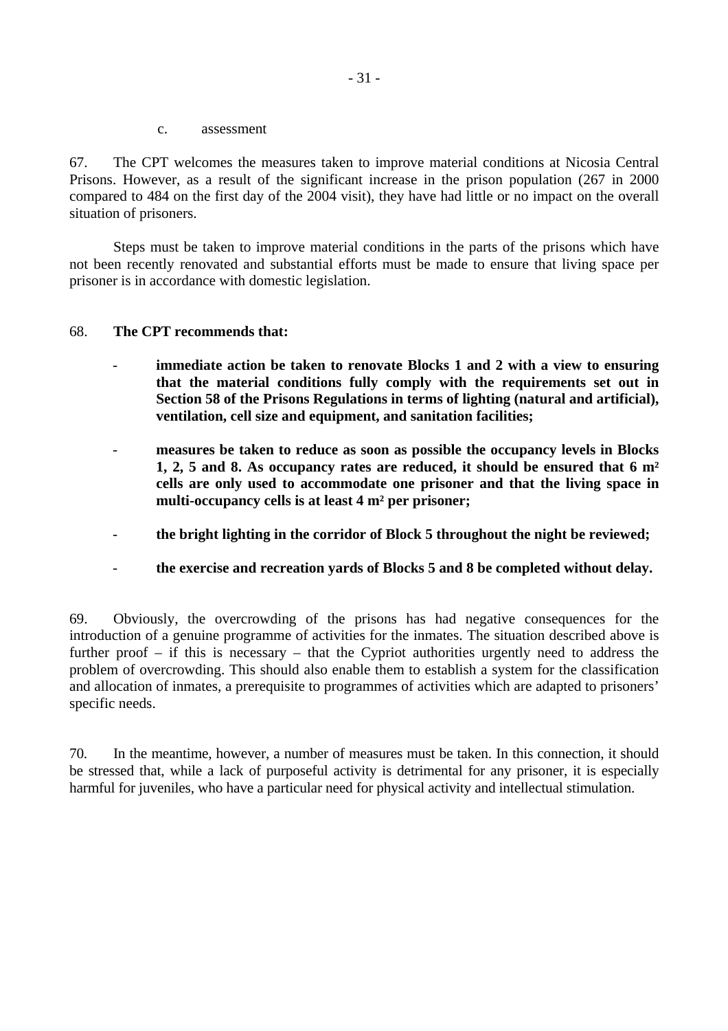c. assessment

67. The CPT welcomes the measures taken to improve material conditions at Nicosia Central Prisons. However, as a result of the significant increase in the prison population (267 in 2000 compared to 484 on the first day of the 2004 visit), they have had little or no impact on the overall situation of prisoners.

Steps must be taken to improve material conditions in the parts of the prisons which have not been recently renovated and substantial efforts must be made to ensure that living space per prisoner is in accordance with domestic legislation.

68. **The CPT recommends that:**

- **immediate action be taken to renovate Blocks 1 and 2 with a view to ensuring that the material conditions fully comply with the requirements set out in Section 58 of the Prisons Regulations in terms of lighting (natural and artificial), ventilation, cell size and equipment, and sanitation facilities;**
- **measures be taken to reduce as soon as possible the occupancy levels in Blocks 1, 2, 5 and 8. As occupancy rates are reduced, it should be ensured that 6 m² cells are only used to accommodate one prisoner and that the living space in multi-occupancy cells is at least 4 m² per prisoner;**
- **the bright lighting in the corridor of Block 5 throughout the night be reviewed;**
- **the exercise and recreation yards of Blocks 5 and 8 be completed without delay.**

69. Obviously, the overcrowding of the prisons has had negative consequences for the introduction of a genuine programme of activities for the inmates. The situation described above is further proof – if this is necessary – that the Cypriot authorities urgently need to address the problem of overcrowding. This should also enable them to establish a system for the classification and allocation of inmates, a prerequisite to programmes of activities which are adapted to prisoners' specific needs.

70. In the meantime, however, a number of measures must be taken. In this connection, it should be stressed that, while a lack of purposeful activity is detrimental for any prisoner, it is especially harmful for juveniles, who have a particular need for physical activity and intellectual stimulation.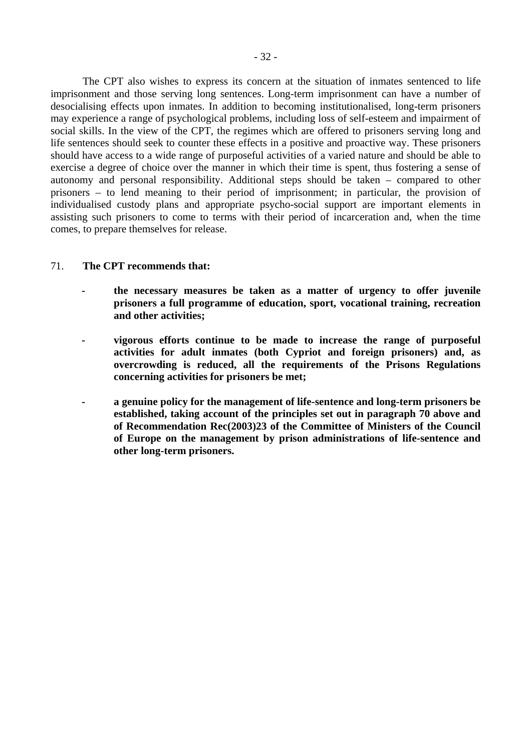The CPT also wishes to express its concern at the situation of inmates sentenced to life imprisonment and those serving long sentences. Long-term imprisonment can have a number of desocialising effects upon inmates. In addition to becoming institutionalised, long-term prisoners may experience a range of psychological problems, including loss of self-esteem and impairment of social skills. In the view of the CPT, the regimes which are offered to prisoners serving long and life sentences should seek to counter these effects in a positive and proactive way. These prisoners should have access to a wide range of purposeful activities of a varied nature and should be able to exercise a degree of choice over the manner in which their time is spent, thus fostering a sense of autonomy and personal responsibility. Additional steps should be taken – compared to other prisoners – to lend meaning to their period of imprisonment; in particular, the provision of individualised custody plans and appropriate psycho-social support are important elements in assisting such prisoners to come to terms with their period of incarceration and, when the time comes, to prepare themselves for release.

71. **The CPT recommends that:**

- **the necessary measures be taken as a matter of urgency to offer juvenile prisoners a full programme of education, sport, vocational training, recreation and other activities;**

- **vigorous efforts continue to be made to increase the range of purposeful activities for adult inmates (both Cypriot and foreign prisoners) and, as overcrowding is reduced, all the requirements of the Prisons Regulations concerning activities for prisoners be met;**

- **a genuine policy for the management of life-sentence and long-term prisoners be established, taking account of the principles set out in paragraph 70 above and of Recommendation Rec(2003)23 of the Committee of Ministers of the Council of Europe on the management by prison administrations of life-sentence and other long-term prisoners.**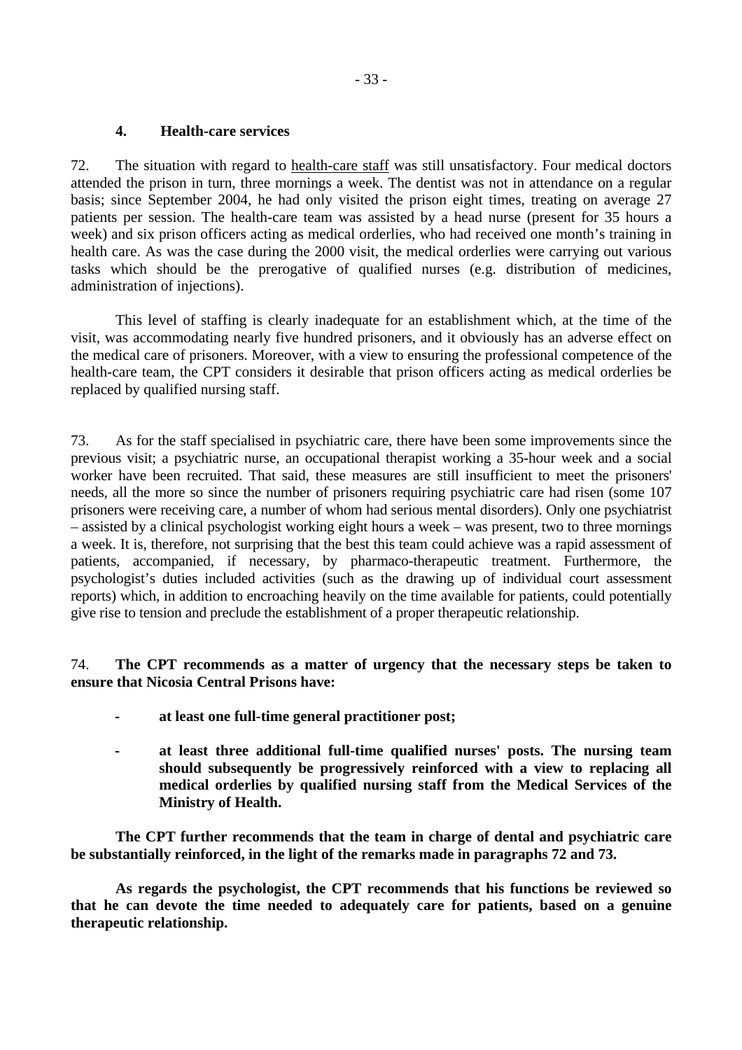### 4. Health-care services

72. The situation with regard to health-care staff was still unsatisfactory. Four medical doctors attended the prison in turn, three mornings a week. The dentist was not in attendance on a regular basis; since September 2004, he had only visited the prison eight times, treating on average 27 patients per session. The health-care team was assisted by a head nurse (present for 35 hours a week) and six prison officers acting as medical orderlies, who had received one month's training in health care. As was the case during the 2000 visit, the medical orderlies were carrying out various tasks which should be the prerogative of qualified nurses (e.g. distribution of medicines, administration of injections).

This level of staffing is clearly inadequate for an establishment which, at the time of the visit, was accommodating nearly five hundred prisoners, and it obviously has an adverse effect on the medical care of prisoners. Moreover, with a view to ensuring the professional competence of the health-care team, the CPT considers it desirable that prison officers acting as medical orderlies be replaced by qualified nursing staff.

73. As for the staff specialised in psychiatric care, there have been some improvements since the previous visit; a psychiatric nurse, an occupational therapist working a 35-hour week and a social worker have been recruited. That said, these measures are still insufficient to meet the prisoners' needs, all the more so since the number of prisoners requiring psychiatric care had risen (some 107 prisoners were receiving care, a number of whom had serious mental disorders). Only one psychiatrist – assisted by a clinical psychologist working eight hours a week – was present, two to three mornings a week. It is, therefore, not surprising that the best this team could achieve was a rapid assessment of patients, accompanied, if necessary, by pharmaco-therapeutic treatment. Furthermore, the psychologist's duties included activities (such as the drawing up of individual court assessment reports) which, in addition to encroaching heavily on the time available for patients, could potentially give rise to tension and preclude the establishment of a proper therapeutic relationship.

74. **The CPT recommends as a matter of urgency that the necessary steps be taken to ensure that Nicosia Central Prisons have:**

- **at least one full-time general practitioner post;**
- **at least three additional full-time qualified nurses' posts. The nursing team should subsequently be progressively reinforced with a view to replacing all medical orderlies by qualified nursing staff from the Medical Services of the Ministry of Health.**

**The CPT further recommends that the team in charge of dental and psychiatric care be substantially reinforced, in the light of the remarks made in paragraphs 72 and 73.**

**As regards the psychologist, the CPT recommends that his functions be reviewed so that he can devote the time needed to adequately care for patients, based on a genuine therapeutic relationship.**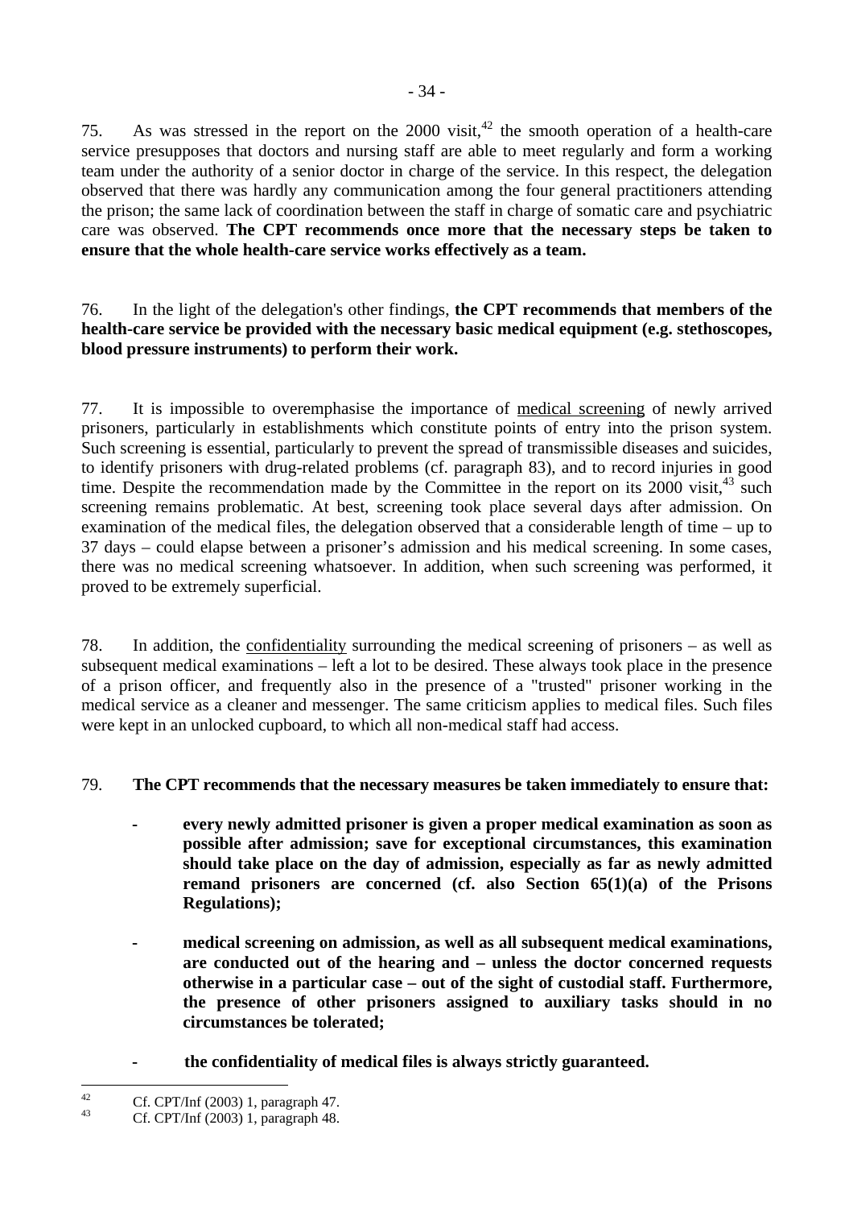75. As was stressed in the report on the 2000 visit,[42] the smooth operation of a health-care service presupposes that doctors and nursing staff are able to meet regularly and form a working team under the authority of a senior doctor in charge of the service. In this respect, the delegation observed that there was hardly any communication among the four general practitioners attending the prison; the same lack of coordination between the staff in charge of somatic care and psychiatric care was observed. **The CPT recommends once more that the necessary steps be taken to ensure that the whole health-care service works effectively as a team.**

76. In the light of the delegation's other findings, **the CPT recommends that members of the health-care service be provided with the necessary basic medical equipment (e.g. stethoscopes, blood pressure instruments) to perform their work.**

77. It is impossible to overemphasise the importance of <u>medical screening</u> of newly arrived prisoners, particularly in establishments which constitute points of entry into the prison system. Such screening is essential, particularly to prevent the spread of transmissible diseases and suicides, to identify prisoners with drug-related problems (cf. paragraph 83), and to record injuries in good time. Despite the recommendation made by the Committee in the report on its 2000 visit,[43] such screening remains problematic. At best, screening took place several days after admission. On examination of the medical files, the delegation observed that a considerable length of time – up to 37 days – could elapse between a prisoner's admission and his medical screening. In some cases, there was no medical screening whatsoever. In addition, when such screening was performed, it proved to be extremely superficial.

78. In addition, the <u>confidentiality</u> surrounding the medical screening of prisoners – as well as subsequent medical examinations – left a lot to be desired. These always took place in the presence of a prison officer, and frequently also in the presence of a "trusted" prisoner working in the medical service as a cleaner and messenger. The same criticism applies to medical files. Such files were kept in an unlocked cupboard, to which all non-medical staff had access.

79. **The CPT recommends that the necessary measures be taken immediately to ensure that:**

- **every newly admitted prisoner is given a proper medical examination as soon as possible after admission; save for exceptional circumstances, this examination should take place on the day of admission, especially as far as newly admitted remand prisoners are concerned (cf. also Section 65(1)(a) of the Prisons Regulations);**

- **medical screening on admission, as well as all subsequent medical examinations, are conducted out of the hearing and – unless the doctor concerned requests otherwise in a particular case – out of the sight of custodial staff. Furthermore, the presence of other prisoners assigned to auxiliary tasks should in no circumstances be tolerated;**

- **the confidentiality of medical files is always strictly guaranteed.**

---

[42] Cf. CPT/Inf (2003) 1, paragraph 47.

[43] Cf. CPT/Inf (2003) 1, paragraph 48.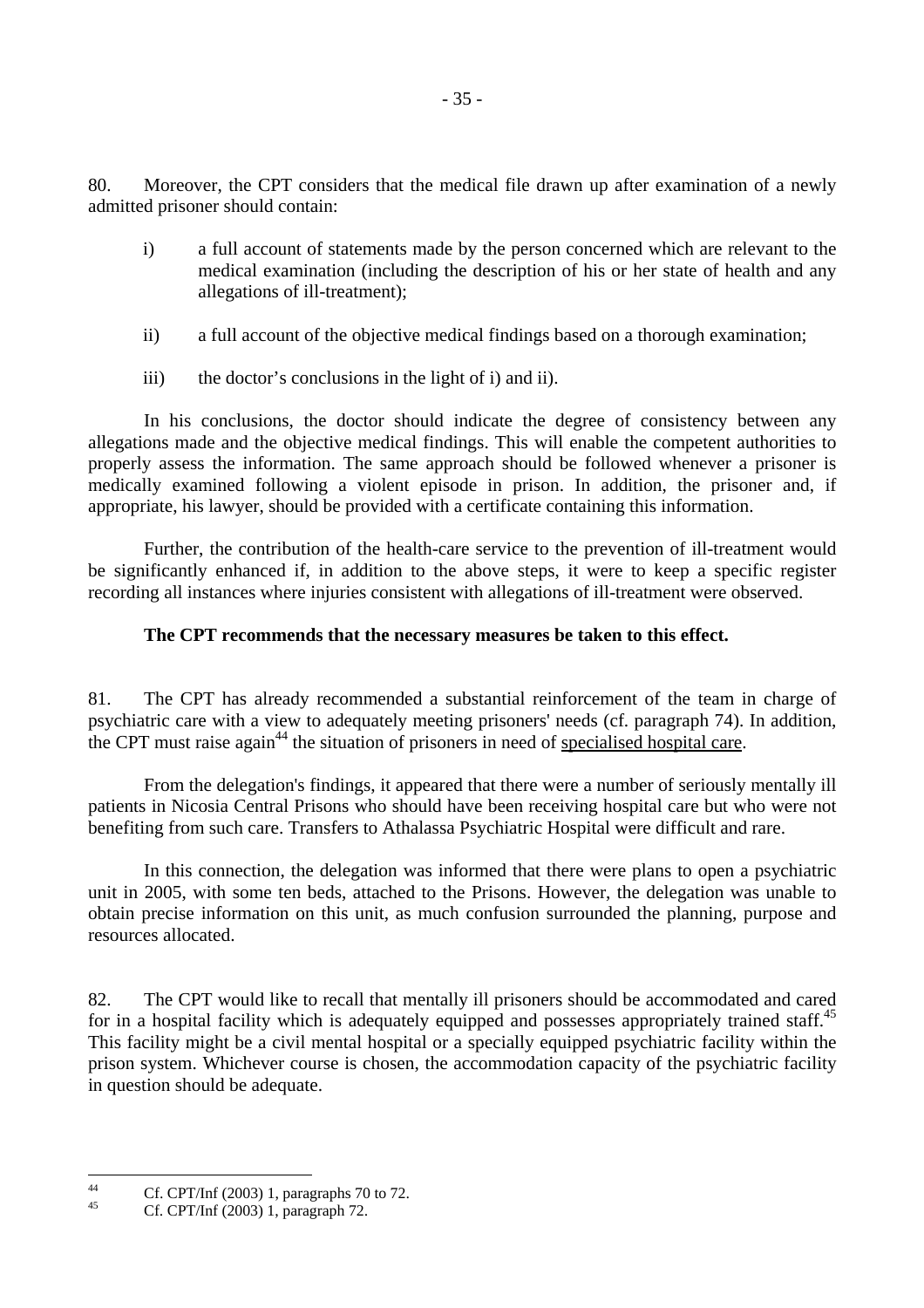80. Moreover, the CPT considers that the medical file drawn up after examination of a newly admitted prisoner should contain:

i) a full account of statements made by the person concerned which are relevant to the medical examination (including the description of his or her state of health and any allegations of ill-treatment);

ii) a full account of the objective medical findings based on a thorough examination;

iii) the doctor's conclusions in the light of i) and ii).

In his conclusions, the doctor should indicate the degree of consistency between any allegations made and the objective medical findings. This will enable the competent authorities to properly assess the information. The same approach should be followed whenever a prisoner is medically examined following a violent episode in prison. In addition, the prisoner and, if appropriate, his lawyer, should be provided with a certificate containing this information.

Further, the contribution of the health-care service to the prevention of ill-treatment would be significantly enhanced if, in addition to the above steps, it were to keep a specific register recording all instances where injuries consistent with allegations of ill-treatment were observed.

**The CPT recommends that the necessary measures be taken to this effect.**

81. The CPT has already recommended a substantial reinforcement of the team in charge of psychiatric care with a view to adequately meeting prisoners' needs (cf. paragraph 74). In addition, the CPT must raise again[44] the situation of prisoners in need of specialised hospital care.

From the delegation's findings, it appeared that there were a number of seriously mentally ill patients in Nicosia Central Prisons who should have been receiving hospital care but who were not benefiting from such care. Transfers to Athalassa Psychiatric Hospital were difficult and rare.

In this connection, the delegation was informed that there were plans to open a psychiatric unit in 2005, with some ten beds, attached to the Prisons. However, the delegation was unable to obtain precise information on this unit, as much confusion surrounded the planning, purpose and resources allocated.

82. The CPT would like to recall that mentally ill prisoners should be accommodated and cared for in a hospital facility which is adequately equipped and possesses appropriately trained staff.[45] This facility might be a civil mental hospital or a specially equipped psychiatric facility within the prison system. Whichever course is chosen, the accommodation capacity of the psychiatric facility in question should be adequate.

---

[44] Cf. CPT/Inf (2003) 1, paragraphs 70 to 72.

[45] Cf. CPT/Inf (2003) 1, paragraph 72.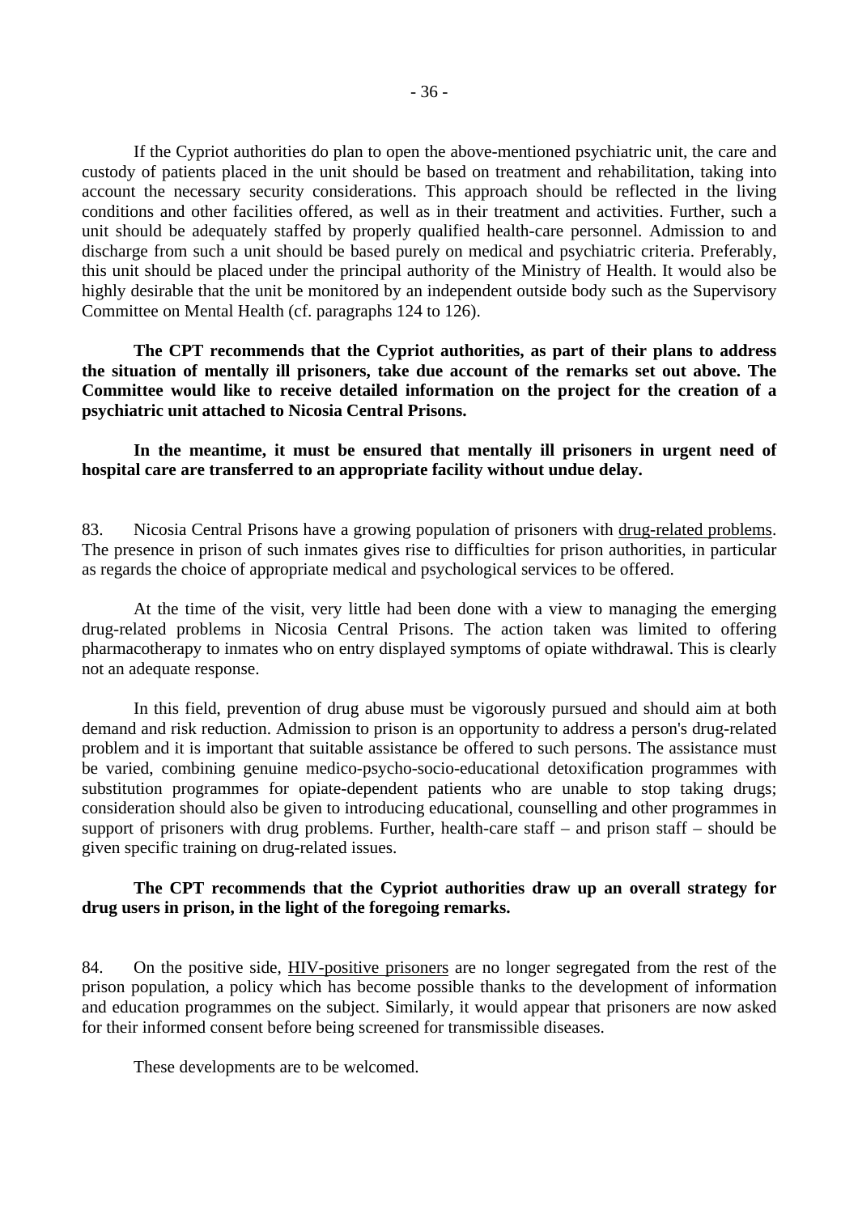If the Cypriot authorities do plan to open the above-mentioned psychiatric unit, the care and custody of patients placed in the unit should be based on treatment and rehabilitation, taking into account the necessary security considerations. This approach should be reflected in the living conditions and other facilities offered, as well as in their treatment and activities. Further, such a unit should be adequately staffed by properly qualified health-care personnel. Admission to and discharge from such a unit should be based purely on medical and psychiatric criteria. Preferably, this unit should be placed under the principal authority of the Ministry of Health. It would also be highly desirable that the unit be monitored by an independent outside body such as the Supervisory Committee on Mental Health (cf. paragraphs 124 to 126).

**The CPT recommends that the Cypriot authorities, as part of their plans to address the situation of mentally ill prisoners, take due account of the remarks set out above. The Committee would like to receive detailed information on the project for the creation of a psychiatric unit attached to Nicosia Central Prisons.**

**In the meantime, it must be ensured that mentally ill prisoners in urgent need of hospital care are transferred to an appropriate facility without undue delay.**

83. Nicosia Central Prisons have a growing population of prisoners with drug-related problems. The presence in prison of such inmates gives rise to difficulties for prison authorities, in particular as regards the choice of appropriate medical and psychological services to be offered.

At the time of the visit, very little had been done with a view to managing the emerging drug-related problems in Nicosia Central Prisons. The action taken was limited to offering pharmacotherapy to inmates who on entry displayed symptoms of opiate withdrawal. This is clearly not an adequate response.

In this field, prevention of drug abuse must be vigorously pursued and should aim at both demand and risk reduction. Admission to prison is an opportunity to address a person's drug-related problem and it is important that suitable assistance be offered to such persons. The assistance must be varied, combining genuine medico-psycho-socio-educational detoxification programmes with substitution programmes for opiate-dependent patients who are unable to stop taking drugs; consideration should also be given to introducing educational, counselling and other programmes in support of prisoners with drug problems. Further, health-care staff – and prison staff – should be given specific training on drug-related issues.

**The CPT recommends that the Cypriot authorities draw up an overall strategy for drug users in prison, in the light of the foregoing remarks.**

84. On the positive side, HIV-positive prisoners are no longer segregated from the rest of the prison population, a policy which has become possible thanks to the development of information and education programmes on the subject. Similarly, it would appear that prisoners are now asked for their informed consent before being screened for transmissible diseases.

These developments are to be welcomed.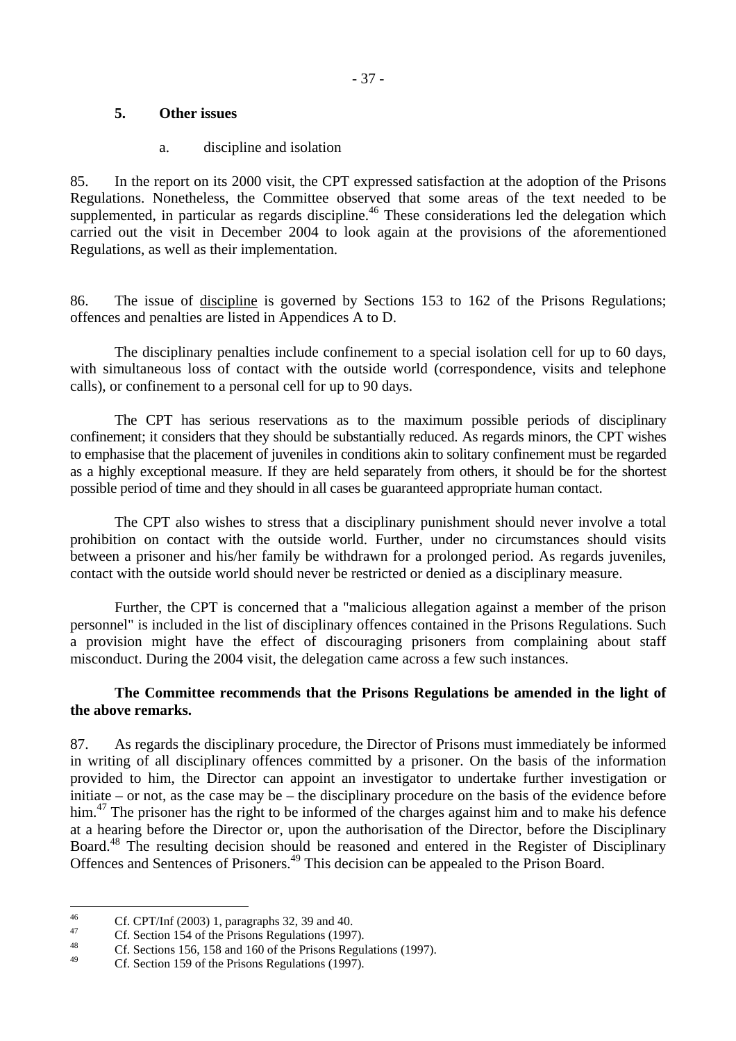## 5. Other issues

### a. discipline and isolation

85. In the report on its 2000 visit, the CPT expressed satisfaction at the adoption of the Prisons Regulations. Nonetheless, the Committee observed that some areas of the text needed to be supplemented, in particular as regards discipline.[46] These considerations led the delegation which carried out the visit in December 2004 to look again at the provisions of the aforementioned Regulations, as well as their implementation.

86. The issue of <u>discipline</u> is governed by Sections 153 to 162 of the Prisons Regulations; offences and penalties are listed in Appendices A to D.

The disciplinary penalties include confinement to a special isolation cell for up to 60 days, with simultaneous loss of contact with the outside world (correspondence, visits and telephone calls), or confinement to a personal cell for up to 90 days.

The CPT has serious reservations as to the maximum possible periods of disciplinary confinement; it considers that they should be substantially reduced. As regards minors, the CPT wishes to emphasise that the placement of juveniles in conditions akin to solitary confinement must be regarded as a highly exceptional measure. If they are held separately from others, it should be for the shortest possible period of time and they should in all cases be guaranteed appropriate human contact.

The CPT also wishes to stress that a disciplinary punishment should never involve a total prohibition on contact with the outside world. Further, under no circumstances should visits between a prisoner and his/her family be withdrawn for a prolonged period. As regards juveniles, contact with the outside world should never be restricted or denied as a disciplinary measure.

Further, the CPT is concerned that a "malicious allegation against a member of the prison personnel" is included in the list of disciplinary offences contained in the Prisons Regulations. Such a provision might have the effect of discouraging prisoners from complaining about staff misconduct. During the 2004 visit, the delegation came across a few such instances.

**The Committee recommends that the Prisons Regulations be amended in the light of the above remarks.**

87. As regards the disciplinary procedure, the Director of Prisons must immediately be informed in writing of all disciplinary offences committed by a prisoner. On the basis of the information provided to him, the Director can appoint an investigator to undertake further investigation or initiate – or not, as the case may be – the disciplinary procedure on the basis of the evidence before him.[47] The prisoner has the right to be informed of the charges against him and to make his defence at a hearing before the Director or, upon the authorisation of the Director, before the Disciplinary Board.[48] The resulting decision should be reasoned and entered in the Register of Disciplinary Offences and Sentences of Prisoners.[49] This decision can be appealed to the Prison Board.

---

[46] Cf. CPT/Inf (2003) 1, paragraphs 32, 39 and 40.

[47] Cf. Section 154 of the Prisons Regulations (1997).

[48] Cf. Sections 156, 158 and 160 of the Prisons Regulations (1997).

[49] Cf. Section 159 of the Prisons Regulations (1997).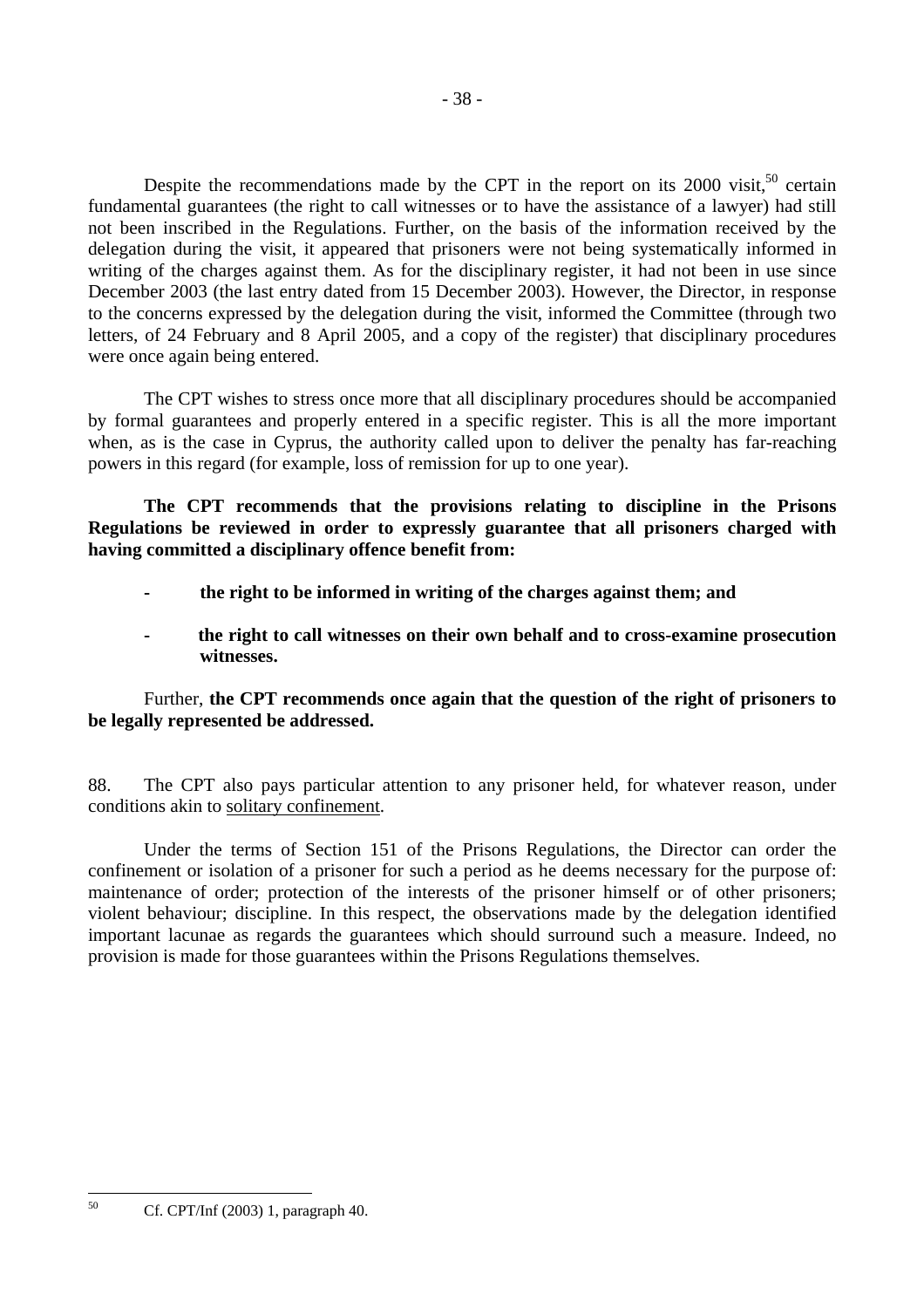Despite the recommendations made by the CPT in the report on its 2000 visit,[50] certain fundamental guarantees (the right to call witnesses or to have the assistance of a lawyer) had still not been inscribed in the Regulations. Further, on the basis of the information received by the delegation during the visit, it appeared that prisoners were not being systematically informed in writing of the charges against them. As for the disciplinary register, it had not been in use since December 2003 (the last entry dated from 15 December 2003). However, the Director, in response to the concerns expressed by the delegation during the visit, informed the Committee (through two letters, of 24 February and 8 April 2005, and a copy of the register) that disciplinary procedures were once again being entered.

The CPT wishes to stress once more that all disciplinary procedures should be accompanied by formal guarantees and properly entered in a specific register. This is all the more important when, as is the case in Cyprus, the authority called upon to deliver the penalty has far-reaching powers in this regard (for example, loss of remission for up to one year).

**The CPT recommends that the provisions relating to discipline in the Prisons Regulations be reviewed in order to expressly guarantee that all prisoners charged with having committed a disciplinary offence benefit from:**

- **the right to be informed in writing of the charges against them; and**
- **the right to call witnesses on their own behalf and to cross-examine prosecution witnesses.**

Further, **the CPT recommends once again that the question of the right of prisoners to be legally represented be addressed.**

88. The CPT also pays particular attention to any prisoner held, for whatever reason, under conditions akin to solitary confinement.

Under the terms of Section 151 of the Prisons Regulations, the Director can order the confinement or isolation of a prisoner for such a period as he deems necessary for the purpose of: maintenance of order; protection of the interests of the prisoner himself or of other prisoners; violent behaviour; discipline. In this respect, the observations made by the delegation identified important lacunae as regards the guarantees which should surround such a measure. Indeed, no provision is made for those guarantees within the Prisons Regulations themselves.

---

[50] Cf. CPT/Inf (2003) 1, paragraph 40.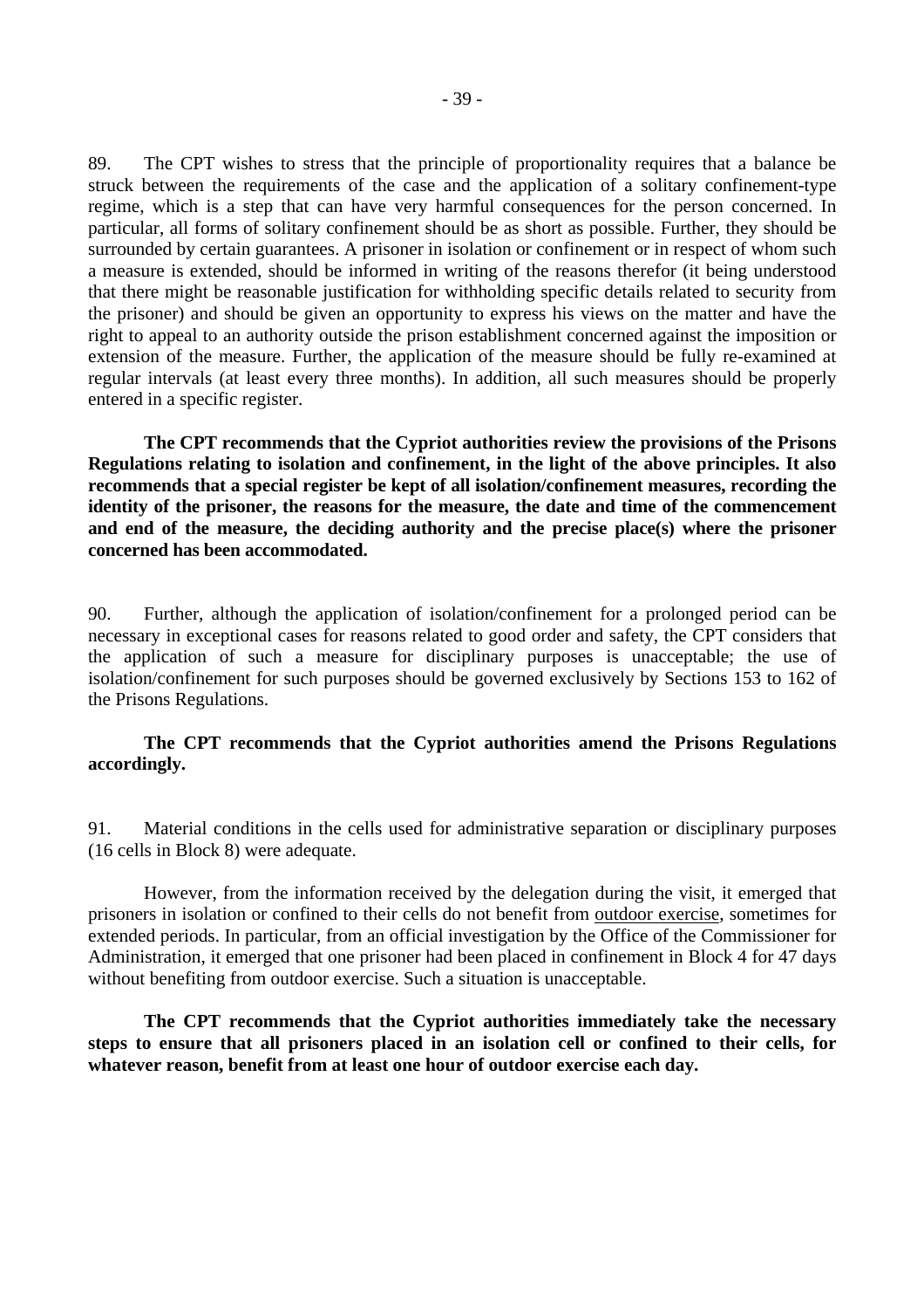89. The CPT wishes to stress that the principle of proportionality requires that a balance be struck between the requirements of the case and the application of a solitary confinement-type regime, which is a step that can have very harmful consequences for the person concerned. In particular, all forms of solitary confinement should be as short as possible. Further, they should be surrounded by certain guarantees. A prisoner in isolation or confinement or in respect of whom such a measure is extended, should be informed in writing of the reasons therefor (it being understood that there might be reasonable justification for withholding specific details related to security from the prisoner) and should be given an opportunity to express his views on the matter and have the right to appeal to an authority outside the prison establishment concerned against the imposition or extension of the measure. Further, the application of the measure should be fully re-examined at regular intervals (at least every three months). In addition, all such measures should be properly entered in a specific register.

**The CPT recommends that the Cypriot authorities review the provisions of the Prisons Regulations relating to isolation and confinement, in the light of the above principles. It also recommends that a special register be kept of all isolation/confinement measures, recording the identity of the prisoner, the reasons for the measure, the date and time of the commencement and end of the measure, the deciding authority and the precise place(s) where the prisoner concerned has been accommodated.**

90. Further, although the application of isolation/confinement for a prolonged period can be necessary in exceptional cases for reasons related to good order and safety, the CPT considers that the application of such a measure for disciplinary purposes is unacceptable; the use of isolation/confinement for such purposes should be governed exclusively by Sections 153 to 162 of the Prisons Regulations.

**The CPT recommends that the Cypriot authorities amend the Prisons Regulations accordingly.**

91. Material conditions in the cells used for administrative separation or disciplinary purposes (16 cells in Block 8) were adequate.

However, from the information received by the delegation during the visit, it emerged that prisoners in isolation or confined to their cells do not benefit from outdoor exercise, sometimes for extended periods. In particular, from an official investigation by the Office of the Commissioner for Administration, it emerged that one prisoner had been placed in confinement in Block 4 for 47 days without benefiting from outdoor exercise. Such a situation is unacceptable.

**The CPT recommends that the Cypriot authorities immediately take the necessary steps to ensure that all prisoners placed in an isolation cell or confined to their cells, for whatever reason, benefit from at least one hour of outdoor exercise each day.**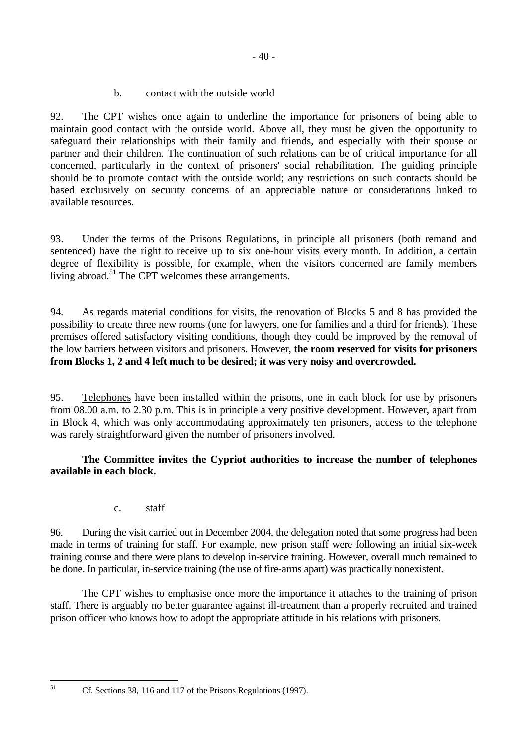### b. contact with the outside world

92. The CPT wishes once again to underline the importance for prisoners of being able to maintain good contact with the outside world. Above all, they must be given the opportunity to safeguard their relationships with their family and friends, and especially with their spouse or partner and their children. The continuation of such relations can be of critical importance for all concerned, particularly in the context of prisoners' social rehabilitation. The guiding principle should be to promote contact with the outside world; any restrictions on such contacts should be based exclusively on security concerns of an appreciable nature or considerations linked to available resources.

93. Under the terms of the Prisons Regulations, in principle all prisoners (both remand and sentenced) have the right to receive up to six one-hour visits every month. In addition, a certain degree of flexibility is possible, for example, when the visitors concerned are family members living abroad.[51] The CPT welcomes these arrangements.

94. As regards material conditions for visits, the renovation of Blocks 5 and 8 has provided the possibility to create three new rooms (one for lawyers, one for families and a third for friends). These premises offered satisfactory visiting conditions, though they could be improved by the removal of the low barriers between visitors and prisoners. However, **the room reserved for visits for prisoners from Blocks 1, 2 and 4 left much to be desired; it was very noisy and overcrowded.**

95. Telephones have been installed within the prisons, one in each block for use by prisoners from 08.00 a.m. to 2.30 p.m. This is in principle a very positive development. However, apart from in Block 4, which was only accommodating approximately ten prisoners, access to the telephone was rarely straightforward given the number of prisoners involved.

**The Committee invites the Cypriot authorities to increase the number of telephones available in each block.**

### c. staff

96. During the visit carried out in December 2004, the delegation noted that some progress had been made in terms of training for staff. For example, new prison staff were following an initial six-week training course and there were plans to develop in-service training. However, overall much remained to be done. In particular, in-service training (the use of fire-arms apart) was practically nonexistent.

The CPT wishes to emphasise once more the importance it attaches to the training of prison staff. There is arguably no better guarantee against ill-treatment than a properly recruited and trained prison officer who knows how to adopt the appropriate attitude in his relations with prisoners.

---

[51] Cf. Sections 38, 116 and 117 of the Prisons Regulations (1997).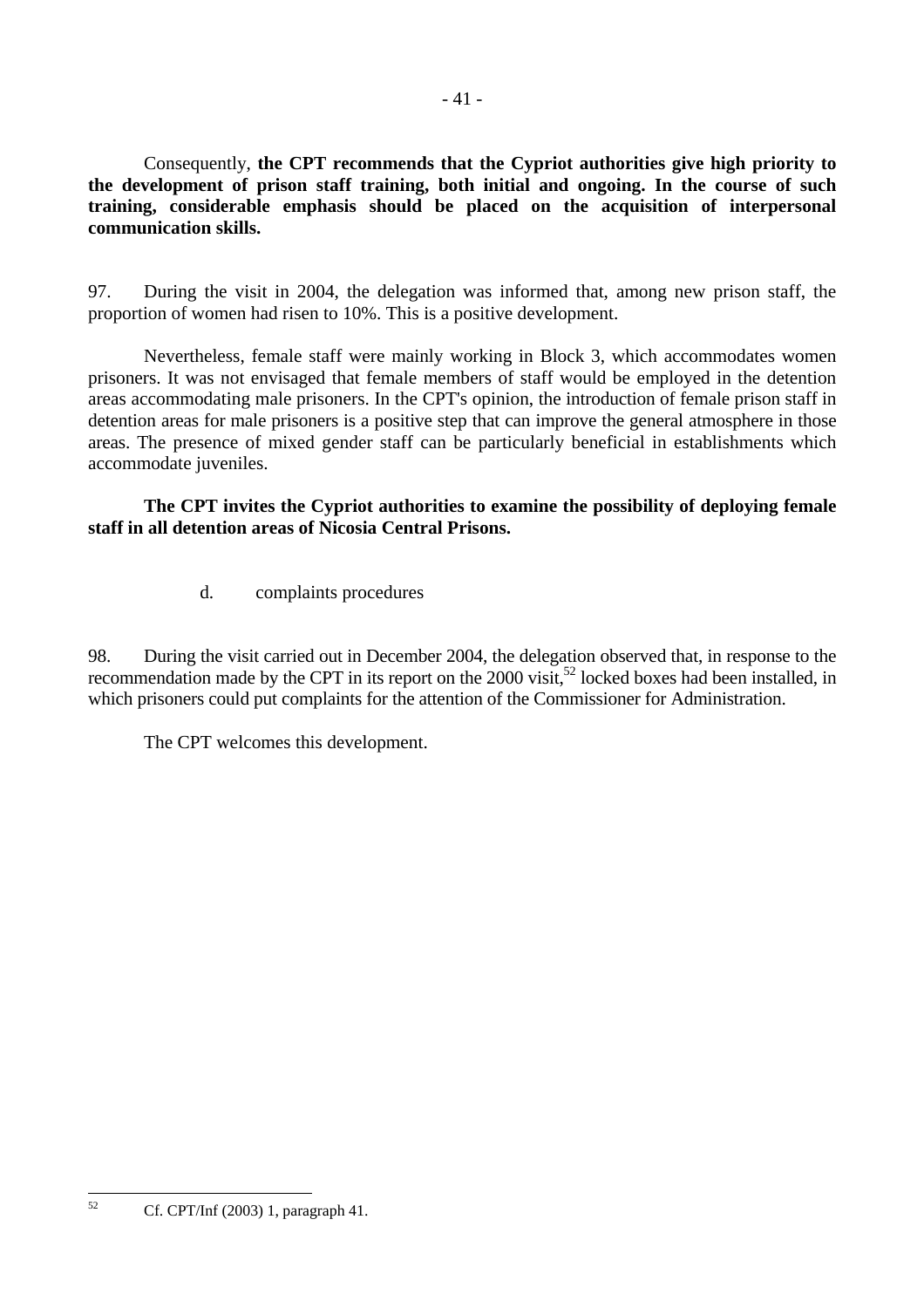Consequently, **the CPT recommends that the Cypriot authorities give high priority to the development of prison staff training, both initial and ongoing. In the course of such training, considerable emphasis should be placed on the acquisition of interpersonal communication skills.**

97. During the visit in 2004, the delegation was informed that, among new prison staff, the proportion of women had risen to 10%. This is a positive development.

Nevertheless, female staff were mainly working in Block 3, which accommodates women prisoners. It was not envisaged that female members of staff would be employed in the detention areas accommodating male prisoners. In the CPT's opinion, the introduction of female prison staff in detention areas for male prisoners is a positive step that can improve the general atmosphere in those areas. The presence of mixed gender staff can be particularly beneficial in establishments which accommodate juveniles.

**The CPT invites the Cypriot authorities to examine the possibility of deploying female staff in all detention areas of Nicosia Central Prisons.**

d. complaints procedures

98. During the visit carried out in December 2004, the delegation observed that, in response to the recommendation made by the CPT in its report on the 2000 visit,[52] locked boxes had been installed, in which prisoners could put complaints for the attention of the Commissioner for Administration.

The CPT welcomes this development.

---

[52] Cf. CPT/Inf (2003) 1, paragraph 41.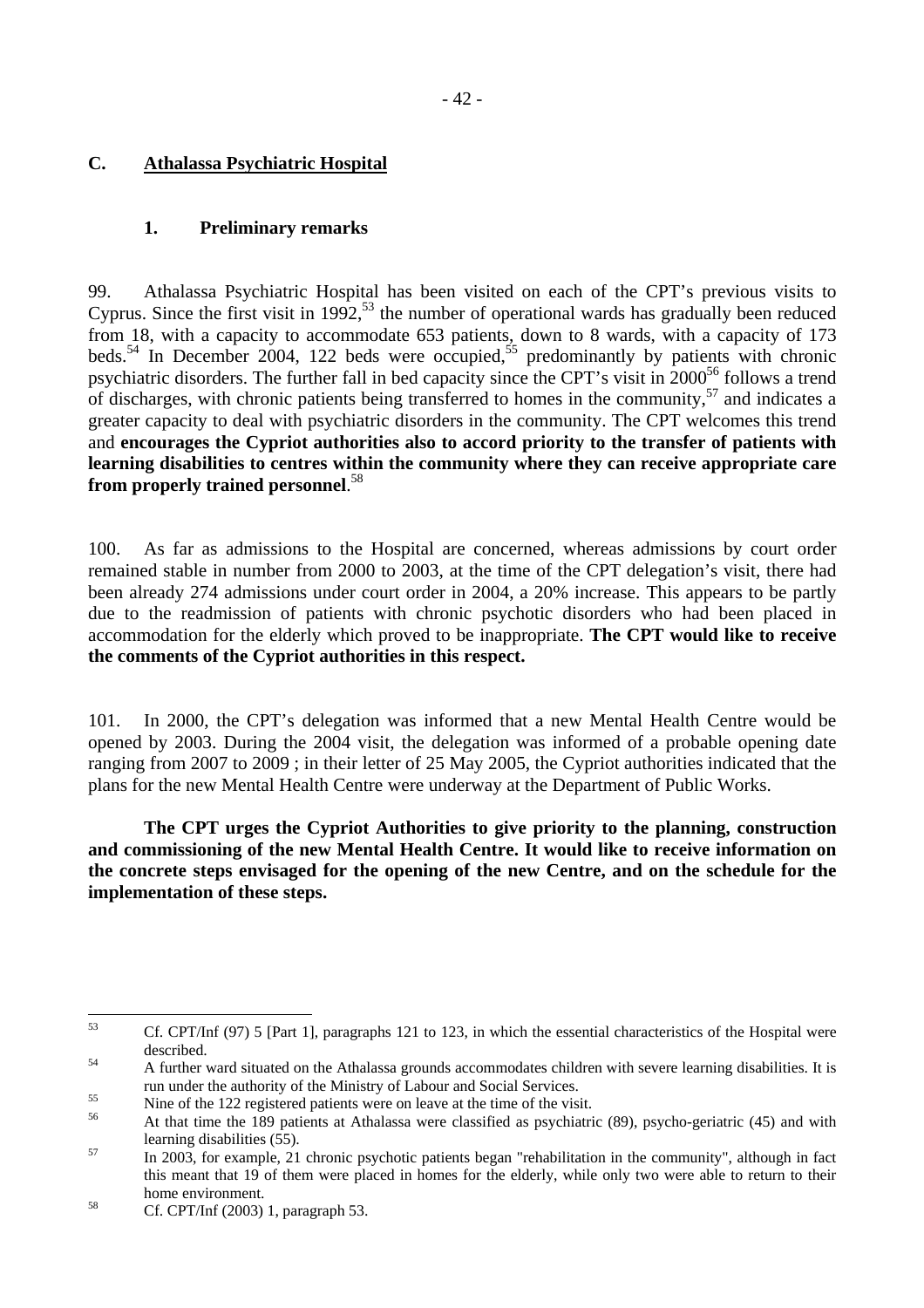## C. Athalassa Psychiatric Hospital

### 1. Preliminary remarks

99. Athalassa Psychiatric Hospital has been visited on each of the CPT's previous visits to Cyprus. Since the first visit in 1992,[53] the number of operational wards has gradually been reduced from 18, with a capacity to accommodate 653 patients, down to 8 wards, with a capacity of 173 beds.[54] In December 2004, 122 beds were occupied,[55] predominantly by patients with chronic psychiatric disorders. The further fall in bed capacity since the CPT's visit in 2000[56] follows a trend of discharges, with chronic patients being transferred to homes in the community,[57] and indicates a greater capacity to deal with psychiatric disorders in the community. The CPT welcomes this trend and **encourages the Cypriot authorities also to accord priority to the transfer of patients with learning disabilities to centres within the community where they can receive appropriate care from properly trained personnel**.[58]

100. As far as admissions to the Hospital are concerned, whereas admissions by court order remained stable in number from 2000 to 2003, at the time of the CPT delegation's visit, there had been already 274 admissions under court order in 2004, a 20% increase. This appears to be partly due to the readmission of patients with chronic psychotic disorders who had been placed in accommodation for the elderly which proved to be inappropriate. **The CPT would like to receive the comments of the Cypriot authorities in this respect.**

101. In 2000, the CPT's delegation was informed that a new Mental Health Centre would be opened by 2003. During the 2004 visit, the delegation was informed of a probable opening date ranging from 2007 to 2009 ; in their letter of 25 May 2005, the Cypriot authorities indicated that the plans for the new Mental Health Centre were underway at the Department of Public Works.

**The CPT urges the Cypriot Authorities to give priority to the planning, construction and commissioning of the new Mental Health Centre. It would like to receive information on the concrete steps envisaged for the opening of the new Centre, and on the schedule for the implementation of these steps.**

---

[53] Cf. CPT/Inf (97) 5 [Part 1], paragraphs 121 to 123, in which the essential characteristics of the Hospital were described.

[54] A further ward situated on the Athalassa grounds accommodates children with severe learning disabilities. It is run under the authority of the Ministry of Labour and Social Services.

[55] Nine of the 122 registered patients were on leave at the time of the visit.

[56] At that time the 189 patients at Athalassa were classified as psychiatric (89), psycho-geriatric (45) and with learning disabilities (55).

[57] In 2003, for example, 21 chronic psychotic patients began "rehabilitation in the community", although in fact this meant that 19 of them were placed in homes for the elderly, while only two were able to return to their home environment.

[58] Cf. CPT/Inf (2003) 1, paragraph 53.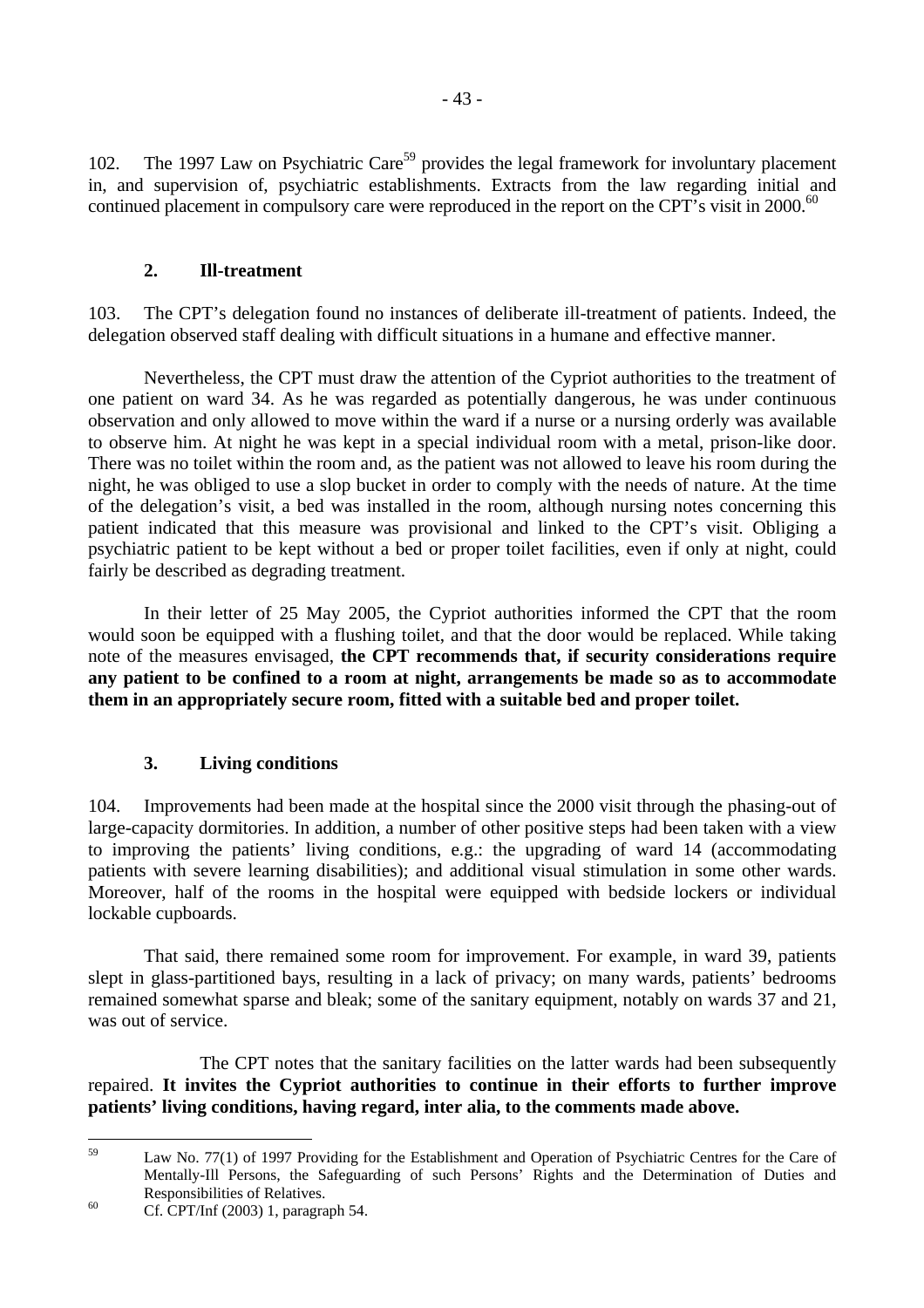102. The 1997 Law on Psychiatric Care[59] provides the legal framework for involuntary placement in, and supervision of, psychiatric establishments. Extracts from the law regarding initial and continued placement in compulsory care were reproduced in the report on the CPT's visit in 2000.[60]

### 2. Ill-treatment

103. The CPT's delegation found no instances of deliberate ill-treatment of patients. Indeed, the delegation observed staff dealing with difficult situations in a humane and effective manner.

Nevertheless, the CPT must draw the attention of the Cypriot authorities to the treatment of one patient on ward 34. As he was regarded as potentially dangerous, he was under continuous observation and only allowed to move within the ward if a nurse or a nursing orderly was available to observe him. At night he was kept in a special individual room with a metal, prison-like door. There was no toilet within the room and, as the patient was not allowed to leave his room during the night, he was obliged to use a slop bucket in order to comply with the needs of nature. At the time of the delegation's visit, a bed was installed in the room, although nursing notes concerning this patient indicated that this measure was provisional and linked to the CPT's visit. Obliging a psychiatric patient to be kept without a bed or proper toilet facilities, even if only at night, could fairly be described as degrading treatment.

In their letter of 25 May 2005, the Cypriot authorities informed the CPT that the room would soon be equipped with a flushing toilet, and that the door would be replaced. While taking note of the measures envisaged, **the CPT recommends that, if security considerations require any patient to be confined to a room at night, arrangements be made so as to accommodate them in an appropriately secure room, fitted with a suitable bed and proper toilet.**

### 3. Living conditions

104. Improvements had been made at the hospital since the 2000 visit through the phasing-out of large-capacity dormitories. In addition, a number of other positive steps had been taken with a view to improving the patients' living conditions, e.g.: the upgrading of ward 14 (accommodating patients with severe learning disabilities); and additional visual stimulation in some other wards. Moreover, half of the rooms in the hospital were equipped with bedside lockers or individual lockable cupboards.

That said, there remained some room for improvement. For example, in ward 39, patients slept in glass-partitioned bays, resulting in a lack of privacy; on many wards, patients' bedrooms remained somewhat sparse and bleak; some of the sanitary equipment, notably on wards 37 and 21, was out of service.

The CPT notes that the sanitary facilities on the latter wards had been subsequently repaired. **It invites the Cypriot authorities to continue in their efforts to further improve patients' living conditions, having regard, inter alia, to the comments made above.**

---

[59] Law No. 77(1) of 1997 Providing for the Establishment and Operation of Psychiatric Centres for the Care of Mentally-Ill Persons, the Safeguarding of such Persons' Rights and the Determination of Duties and Responsibilities of Relatives.

[60] Cf. CPT/Inf (2003) 1, paragraph 54.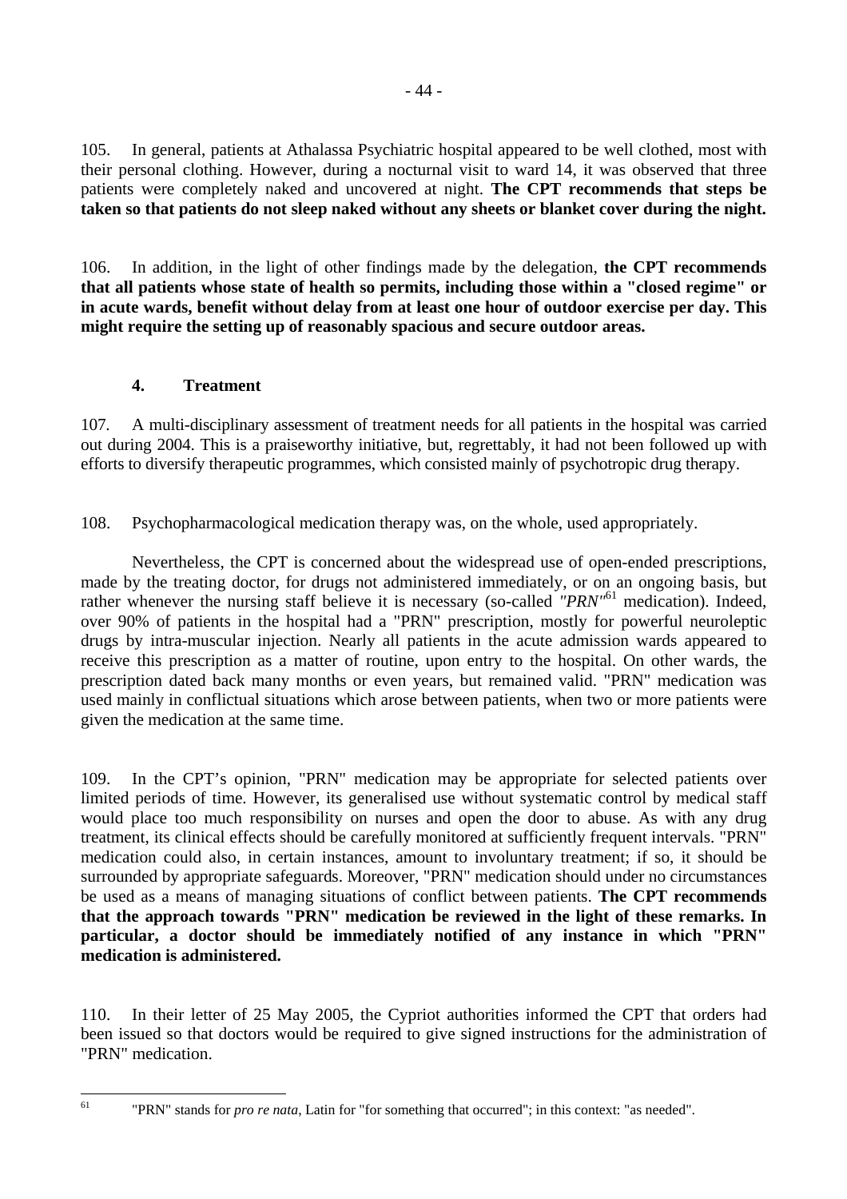105. In general, patients at Athalassa Psychiatric hospital appeared to be well clothed, most with their personal clothing. However, during a nocturnal visit to ward 14, it was observed that three patients were completely naked and uncovered at night. **The CPT recommends that steps be taken so that patients do not sleep naked without any sheets or blanket cover during the night.**

106. In addition, in the light of other findings made by the delegation, **the CPT recommends that all patients whose state of health so permits, including those within a "closed regime" or in acute wards, benefit without delay from at least one hour of outdoor exercise per day. This might require the setting up of reasonably spacious and secure outdoor areas.**

### 4. Treatment

107. A multi-disciplinary assessment of treatment needs for all patients in the hospital was carried out during 2004. This is a praiseworthy initiative, but, regrettably, it had not been followed up with efforts to diversify therapeutic programmes, which consisted mainly of psychotropic drug therapy.

108. Psychopharmacological medication therapy was, on the whole, used appropriately.

Nevertheless, the CPT is concerned about the widespread use of open-ended prescriptions, made by the treating doctor, for drugs not administered immediately, or on an ongoing basis, but rather whenever the nursing staff believe it is necessary (so-called *"PRN"*[61] medication). Indeed, over 90% of patients in the hospital had a "PRN" prescription, mostly for powerful neuroleptic drugs by intra-muscular injection. Nearly all patients in the acute admission wards appeared to receive this prescription as a matter of routine, upon entry to the hospital. On other wards, the prescription dated back many months or even years, but remained valid. "PRN" medication was used mainly in conflictual situations which arose between patients, when two or more patients were given the medication at the same time.

109. In the CPT's opinion, "PRN" medication may be appropriate for selected patients over limited periods of time. However, its generalised use without systematic control by medical staff would place too much responsibility on nurses and open the door to abuse. As with any drug treatment, its clinical effects should be carefully monitored at sufficiently frequent intervals. "PRN" medication could also, in certain instances, amount to involuntary treatment; if so, it should be surrounded by appropriate safeguards. Moreover, "PRN" medication should under no circumstances be used as a means of managing situations of conflict between patients. **The CPT recommends that the approach towards "PRN" medication be reviewed in the light of these remarks. In particular, a doctor should be immediately notified of any instance in which "PRN" medication is administered.**

110. In their letter of 25 May 2005, the Cypriot authorities informed the CPT that orders had been issued so that doctors would be required to give signed instructions for the administration of "PRN" medication.

---

[61] "PRN" stands for *pro re nata*, Latin for "for something that occurred"; in this context: "as needed".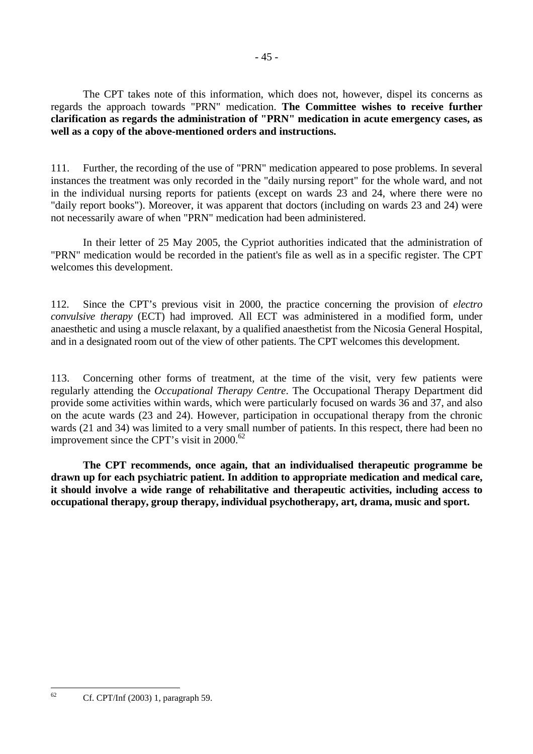The CPT takes note of this information, which does not, however, dispel its concerns as regards the approach towards "PRN" medication. **The Committee wishes to receive further clarification as regards the administration of "PRN" medication in acute emergency cases, as well as a copy of the above-mentioned orders and instructions.**

111. Further, the recording of the use of "PRN" medication appeared to pose problems. In several instances the treatment was only recorded in the "daily nursing report" for the whole ward, and not in the individual nursing reports for patients (except on wards 23 and 24, where there were no "daily report books"). Moreover, it was apparent that doctors (including on wards 23 and 24) were not necessarily aware of when "PRN" medication had been administered.

In their letter of 25 May 2005, the Cypriot authorities indicated that the administration of "PRN" medication would be recorded in the patient's file as well as in a specific register. The CPT welcomes this development.

112. Since the CPT's previous visit in 2000, the practice concerning the provision of *electro convulsive therapy* (ECT) had improved. All ECT was administered in a modified form, under anaesthetic and using a muscle relaxant, by a qualified anaesthetist from the Nicosia General Hospital, and in a designated room out of the view of other patients. The CPT welcomes this development.

113. Concerning other forms of treatment, at the time of the visit, very few patients were regularly attending the *Occupational Therapy Centre*. The Occupational Therapy Department did provide some activities within wards, which were particularly focused on wards 36 and 37, and also on the acute wards (23 and 24). However, participation in occupational therapy from the chronic wards (21 and 34) was limited to a very small number of patients. In this respect, there had been no improvement since the CPT's visit in 2000.[62]

**The CPT recommends, once again, that an individualised therapeutic programme be drawn up for each psychiatric patient. In addition to appropriate medication and medical care, it should involve a wide range of rehabilitative and therapeutic activities, including access to occupational therapy, group therapy, individual psychotherapy, art, drama, music and sport.**

---

[62] Cf. CPT/Inf (2003) 1, paragraph 59.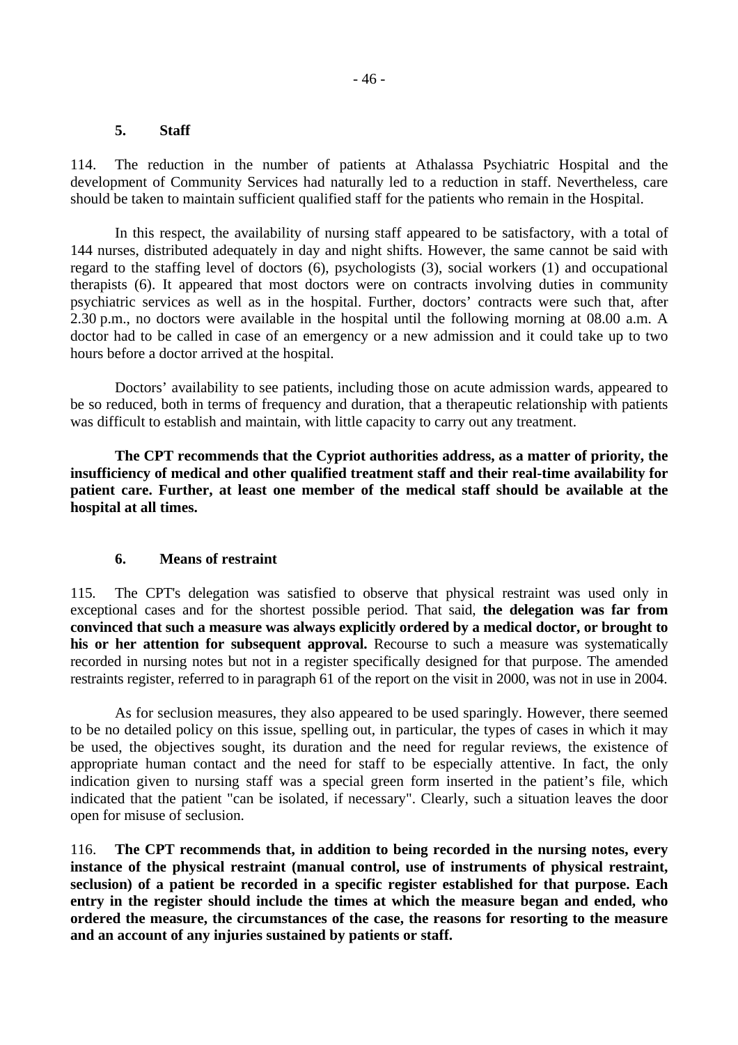### 5. Staff

114. The reduction in the number of patients at Athalassa Psychiatric Hospital and the development of Community Services had naturally led to a reduction in staff. Nevertheless, care should be taken to maintain sufficient qualified staff for the patients who remain in the Hospital.

In this respect, the availability of nursing staff appeared to be satisfactory, with a total of 144 nurses, distributed adequately in day and night shifts. However, the same cannot be said with regard to the staffing level of doctors (6), psychologists (3), social workers (1) and occupational therapists (6). It appeared that most doctors were on contracts involving duties in community psychiatric services as well as in the hospital. Further, doctors' contracts were such that, after 2.30 p.m., no doctors were available in the hospital until the following morning at 08.00 a.m. A doctor had to be called in case of an emergency or a new admission and it could take up to two hours before a doctor arrived at the hospital.

Doctors' availability to see patients, including those on acute admission wards, appeared to be so reduced, both in terms of frequency and duration, that a therapeutic relationship with patients was difficult to establish and maintain, with little capacity to carry out any treatment.

**The CPT recommends that the Cypriot authorities address, as a matter of priority, the insufficiency of medical and other qualified treatment staff and their real-time availability for patient care. Further, at least one member of the medical staff should be available at the hospital at all times.**

### 6. Means of restraint

115. The CPT's delegation was satisfied to observe that physical restraint was used only in exceptional cases and for the shortest possible period. That said, **the delegation was far from convinced that such a measure was always explicitly ordered by a medical doctor, or brought to his or her attention for subsequent approval.** Recourse to such a measure was systematically recorded in nursing notes but not in a register specifically designed for that purpose. The amended restraints register, referred to in paragraph 61 of the report on the visit in 2000, was not in use in 2004.

As for seclusion measures, they also appeared to be used sparingly. However, there seemed to be no detailed policy on this issue, spelling out, in particular, the types of cases in which it may be used, the objectives sought, its duration and the need for regular reviews, the existence of appropriate human contact and the need for staff to be especially attentive. In fact, the only indication given to nursing staff was a special green form inserted in the patient's file, which indicated that the patient "can be isolated, if necessary". Clearly, such a situation leaves the door open for misuse of seclusion.

116. **The CPT recommends that, in addition to being recorded in the nursing notes, every instance of the physical restraint (manual control, use of instruments of physical restraint, seclusion) of a patient be recorded in a specific register established for that purpose. Each entry in the register should include the times at which the measure began and ended, who ordered the measure, the circumstances of the case, the reasons for resorting to the measure and an account of any injuries sustained by patients or staff.**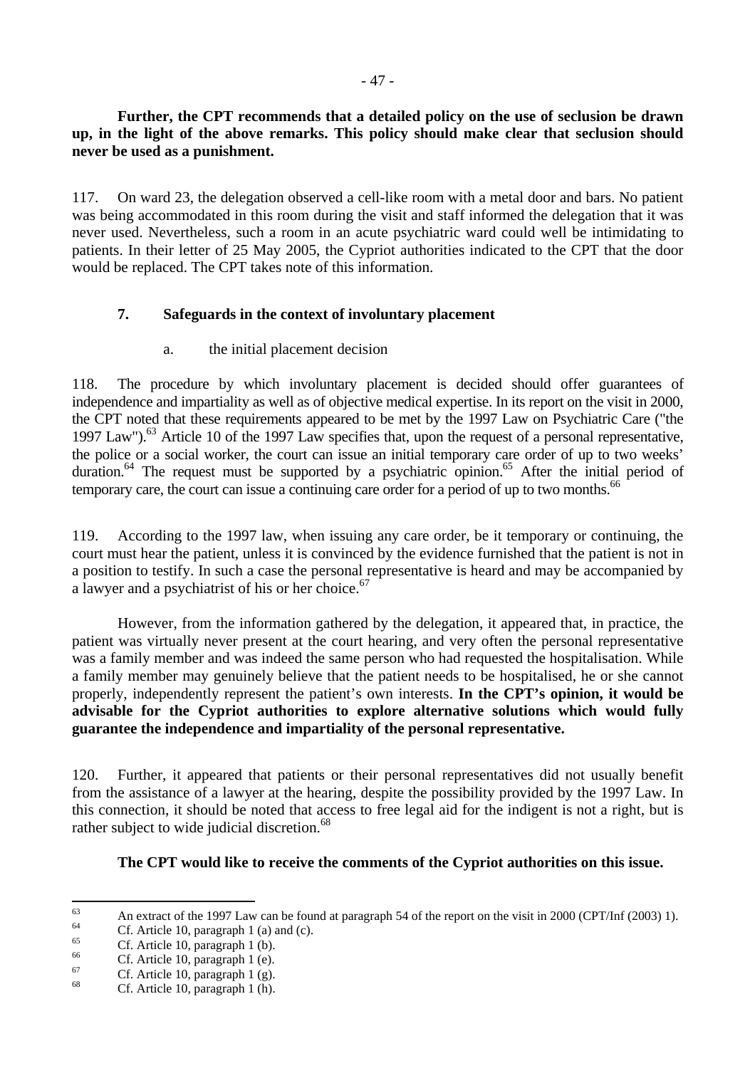**Further, the CPT recommends that a detailed policy on the use of seclusion be drawn up, in the light of the above remarks. This policy should make clear that seclusion should never be used as a punishment.**

117. On ward 23, the delegation observed a cell-like room with a metal door and bars. No patient was being accommodated in this room during the visit and staff informed the delegation that it was never used. Nevertheless, such a room in an acute psychiatric ward could well be intimidating to patients. In their letter of 25 May 2005, the Cypriot authorities indicated to the CPT that the door would be replaced. The CPT takes note of this information.

### 7. Safeguards in the context of involuntary placement

#### a. the initial placement decision

118. The procedure by which involuntary placement is decided should offer guarantees of independence and impartiality as well as of objective medical expertise. In its report on the visit in 2000, the CPT noted that these requirements appeared to be met by the 1997 Law on Psychiatric Care ("the 1997 Law").[63] Article 10 of the 1997 Law specifies that, upon the request of a personal representative, the police or a social worker, the court can issue an initial temporary care order of up to two weeks' duration.[64] The request must be supported by a psychiatric opinion.[65] After the initial period of temporary care, the court can issue a continuing care order for a period of up to two months.[66]

119. According to the 1997 law, when issuing any care order, be it temporary or continuing, the court must hear the patient, unless it is convinced by the evidence furnished that the patient is not in a position to testify. In such a case the personal representative is heard and may be accompanied by a lawyer and a psychiatrist of his or her choice.[67]

However, from the information gathered by the delegation, it appeared that, in practice, the patient was virtually never present at the court hearing, and very often the personal representative was a family member and was indeed the same person who had requested the hospitalisation. While a family member may genuinely believe that the patient needs to be hospitalised, he or she cannot properly, independently represent the patient's own interests. **In the CPT's opinion, it would be advisable for the Cypriot authorities to explore alternative solutions which would fully guarantee the independence and impartiality of the personal representative.**

120. Further, it appeared that patients or their personal representatives did not usually benefit from the assistance of a lawyer at the hearing, despite the possibility provided by the 1997 Law. In this connection, it should be noted that access to free legal aid for the indigent is not a right, but is rather subject to wide judicial discretion.[68]

**The CPT would like to receive the comments of the Cypriot authorities on this issue.**

---

[63] An extract of the 1997 Law can be found at paragraph 54 of the report on the visit in 2000 (CPT/Inf (2003) 1).

[64] Cf. Article 10, paragraph 1 (a) and (c).

[65] Cf. Article 10, paragraph 1 (b).

[66] Cf. Article 10, paragraph 1 (e).

[67] Cf. Article 10, paragraph 1 (g).

[68] Cf. Article 10, paragraph 1 (h).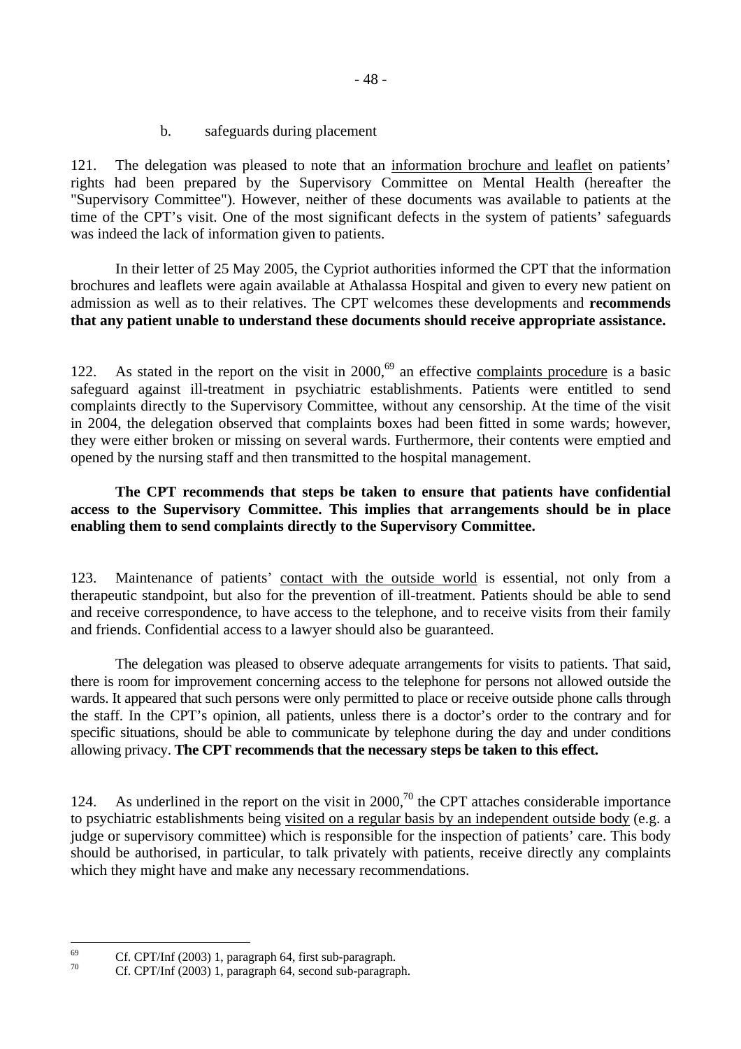b. safeguards during placement

121. The delegation was pleased to note that an information brochure and leaflet on patients' rights had been prepared by the Supervisory Committee on Mental Health (hereafter the "Supervisory Committee"). However, neither of these documents was available to patients at the time of the CPT's visit. One of the most significant defects in the system of patients' safeguards was indeed the lack of information given to patients.

In their letter of 25 May 2005, the Cypriot authorities informed the CPT that the information brochures and leaflets were again available at Athalassa Hospital and given to every new patient on admission as well as to their relatives. The CPT welcomes these developments and **recommends that any patient unable to understand these documents should receive appropriate assistance.**

122. As stated in the report on the visit in 2000,[69] an effective complaints procedure is a basic safeguard against ill-treatment in psychiatric establishments. Patients were entitled to send complaints directly to the Supervisory Committee, without any censorship. At the time of the visit in 2004, the delegation observed that complaints boxes had been fitted in some wards; however, they were either broken or missing on several wards. Furthermore, their contents were emptied and opened by the nursing staff and then transmitted to the hospital management.

**The CPT recommends that steps be taken to ensure that patients have confidential access to the Supervisory Committee. This implies that arrangements should be in place enabling them to send complaints directly to the Supervisory Committee.**

123. Maintenance of patients' contact with the outside world is essential, not only from a therapeutic standpoint, but also for the prevention of ill-treatment. Patients should be able to send and receive correspondence, to have access to the telephone, and to receive visits from their family and friends. Confidential access to a lawyer should also be guaranteed.

The delegation was pleased to observe adequate arrangements for visits to patients. That said, there is room for improvement concerning access to the telephone for persons not allowed outside the wards. It appeared that such persons were only permitted to place or receive outside phone calls through the staff. In the CPT's opinion, all patients, unless there is a doctor's order to the contrary and for specific situations, should be able to communicate by telephone during the day and under conditions allowing privacy. **The CPT recommends that the necessary steps be taken to this effect.**

124. As underlined in the report on the visit in 2000,[70] the CPT attaches considerable importance to psychiatric establishments being visited on a regular basis by an independent outside body (e.g. a judge or supervisory committee) which is responsible for the inspection of patients' care. This body should be authorised, in particular, to talk privately with patients, receive directly any complaints which they might have and make any necessary recommendations.

---

[69] Cf. CPT/Inf (2003) 1, paragraph 64, first sub-paragraph.

[70] Cf. CPT/Inf (2003) 1, paragraph 64, second sub-paragraph.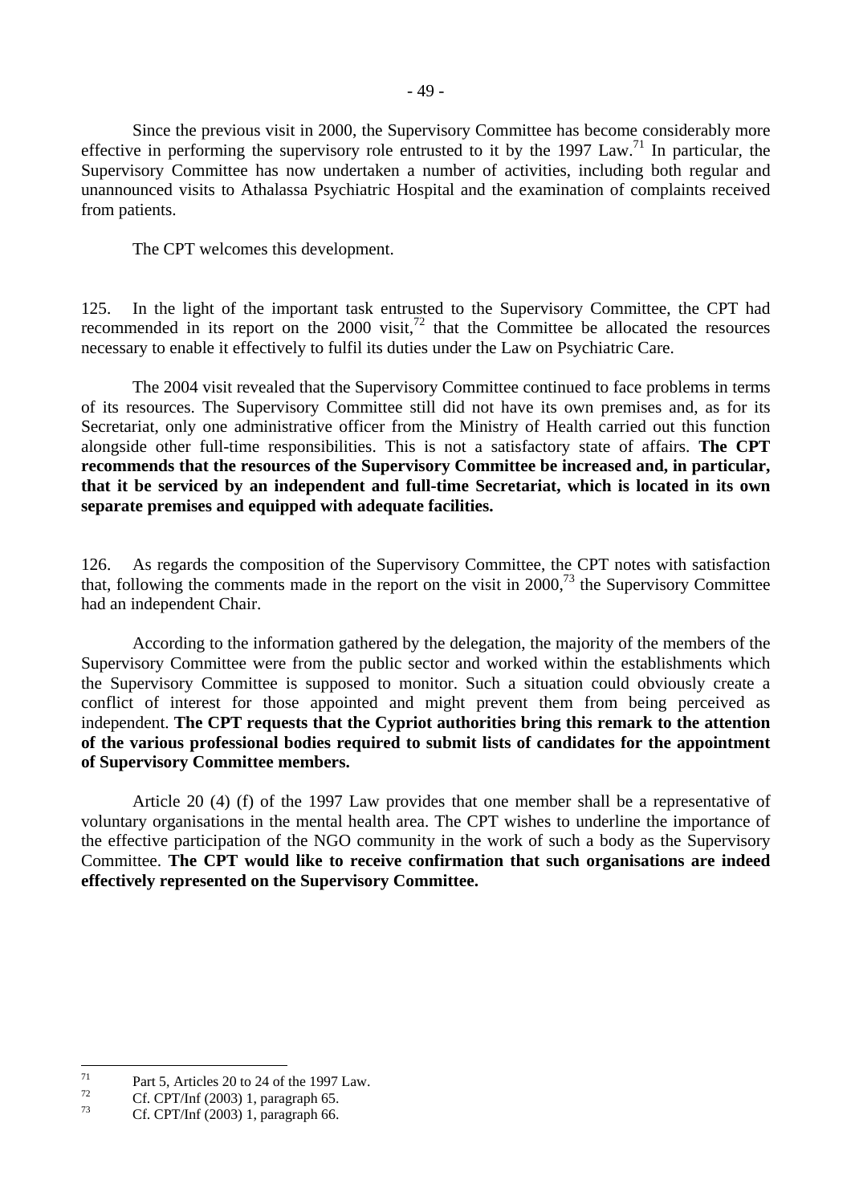Since the previous visit in 2000, the Supervisory Committee has become considerably more effective in performing the supervisory role entrusted to it by the 1997 Law.[71] In particular, the Supervisory Committee has now undertaken a number of activities, including both regular and unannounced visits to Athalassa Psychiatric Hospital and the examination of complaints received from patients.

The CPT welcomes this development.

125. In the light of the important task entrusted to the Supervisory Committee, the CPT had recommended in its report on the 2000 visit,[72] that the Committee be allocated the resources necessary to enable it effectively to fulfil its duties under the Law on Psychiatric Care.

The 2004 visit revealed that the Supervisory Committee continued to face problems in terms of its resources. The Supervisory Committee still did not have its own premises and, as for its Secretariat, only one administrative officer from the Ministry of Health carried out this function alongside other full-time responsibilities. This is not a satisfactory state of affairs. **The CPT recommends that the resources of the Supervisory Committee be increased and, in particular, that it be serviced by an independent and full-time Secretariat, which is located in its own separate premises and equipped with adequate facilities.**

126. As regards the composition of the Supervisory Committee, the CPT notes with satisfaction that, following the comments made in the report on the visit in 2000,[73] the Supervisory Committee had an independent Chair.

According to the information gathered by the delegation, the majority of the members of the Supervisory Committee were from the public sector and worked within the establishments which the Supervisory Committee is supposed to monitor. Such a situation could obviously create a conflict of interest for those appointed and might prevent them from being perceived as independent. **The CPT requests that the Cypriot authorities bring this remark to the attention of the various professional bodies required to submit lists of candidates for the appointment of Supervisory Committee members.**

Article 20 (4) (f) of the 1997 Law provides that one member shall be a representative of voluntary organisations in the mental health area. The CPT wishes to underline the importance of the effective participation of the NGO community in the work of such a body as the Supervisory Committee. **The CPT would like to receive confirmation that such organisations are indeed effectively represented on the Supervisory Committee.**

---

[71] Part 5, Articles 20 to 24 of the 1997 Law.

[72] Cf. CPT/Inf (2003) 1, paragraph 65.

[73] Cf. CPT/Inf (2003) 1, paragraph 66.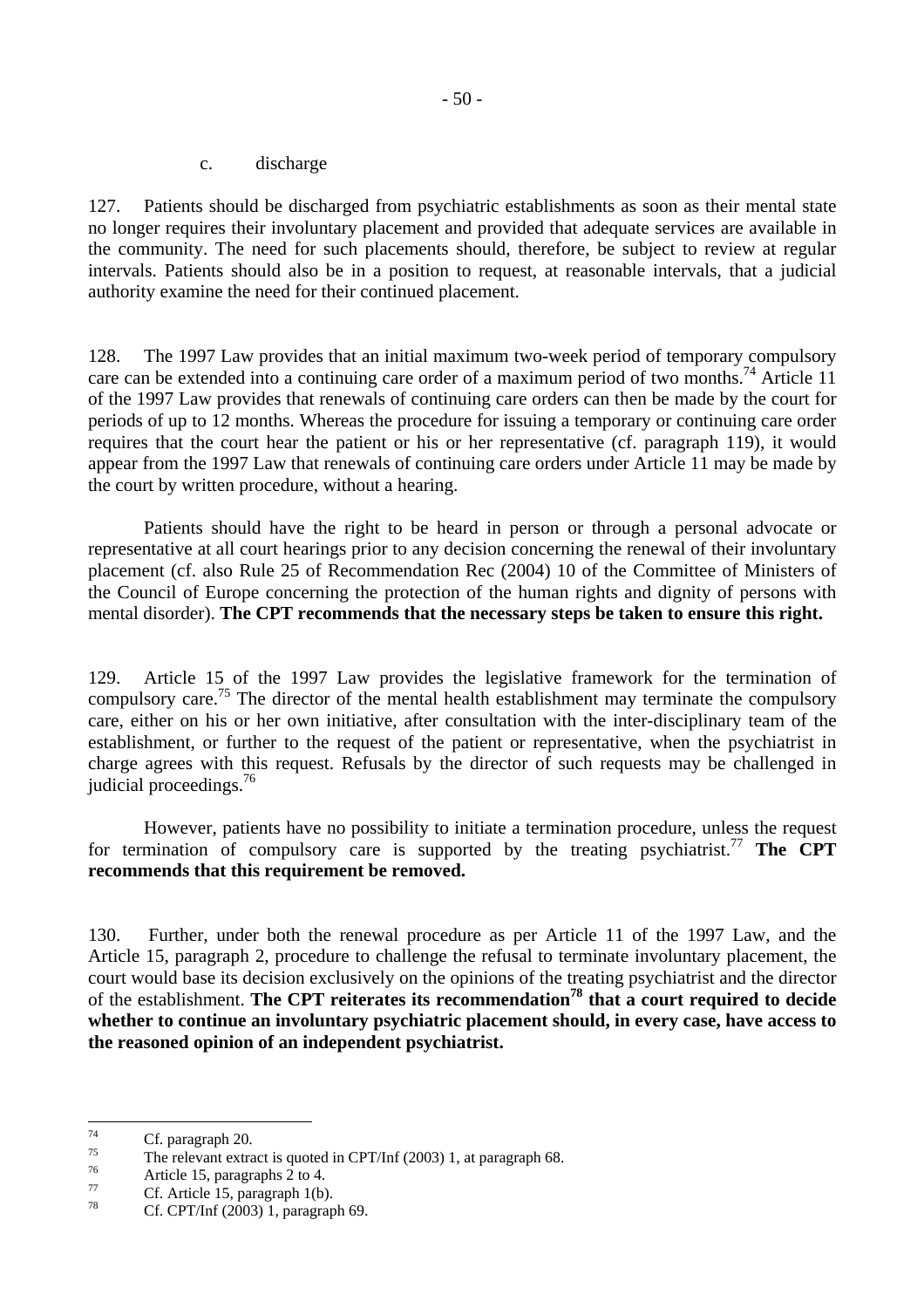c. discharge

127. Patients should be discharged from psychiatric establishments as soon as their mental state no longer requires their involuntary placement and provided that adequate services are available in the community. The need for such placements should, therefore, be subject to review at regular intervals. Patients should also be in a position to request, at reasonable intervals, that a judicial authority examine the need for their continued placement.

128. The 1997 Law provides that an initial maximum two-week period of temporary compulsory care can be extended into a continuing care order of a maximum period of two months.[74] Article 11 of the 1997 Law provides that renewals of continuing care orders can then be made by the court for periods of up to 12 months. Whereas the procedure for issuing a temporary or continuing care order requires that the court hear the patient or his or her representative (cf. paragraph 119), it would appear from the 1997 Law that renewals of continuing care orders under Article 11 may be made by the court by written procedure, without a hearing.

Patients should have the right to be heard in person or through a personal advocate or representative at all court hearings prior to any decision concerning the renewal of their involuntary placement (cf. also Rule 25 of Recommendation Rec (2004) 10 of the Committee of Ministers of the Council of Europe concerning the protection of the human rights and dignity of persons with mental disorder). **The CPT recommends that the necessary steps be taken to ensure this right.**

129. Article 15 of the 1997 Law provides the legislative framework for the termination of compulsory care.[75] The director of the mental health establishment may terminate the compulsory care, either on his or her own initiative, after consultation with the inter-disciplinary team of the establishment, or further to the request of the patient or representative, when the psychiatrist in charge agrees with this request. Refusals by the director of such requests may be challenged in judicial proceedings.[76]

However, patients have no possibility to initiate a termination procedure, unless the request for termination of compulsory care is supported by the treating psychiatrist.[77] **The CPT recommends that this requirement be removed.**

130. Further, under both the renewal procedure as per Article 11 of the 1997 Law, and the Article 15, paragraph 2, procedure to challenge the refusal to terminate involuntary placement, the court would base its decision exclusively on the opinions of the treating psychiatrist and the director of the establishment. **The CPT reiterates its recommendation[78] that a court required to decide whether to continue an involuntary psychiatric placement should, in every case, have access to the reasoned opinion of an independent psychiatrist.**

---

[74] Cf. paragraph 20.

[75] The relevant extract is quoted in CPT/Inf (2003) 1, at paragraph 68.

[76] Article 15, paragraphs 2 to 4.

[77] Cf. Article 15, paragraph 1(b).

[78] Cf. CPT/Inf (2003) 1, paragraph 69.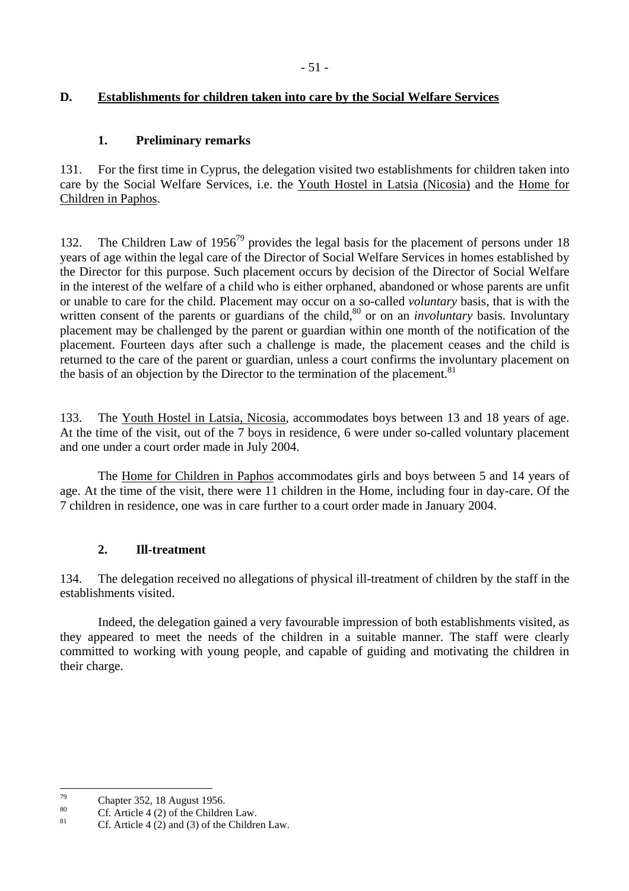## D. Establishments for children taken into care by the Social Welfare Services

### 1. Preliminary remarks

131. For the first time in Cyprus, the delegation visited two establishments for children taken into care by the Social Welfare Services, i.e. the Youth Hostel in Latsia (Nicosia) and the Home for Children in Paphos.

132. The Children Law of 1956[79] provides the legal basis for the placement of persons under 18 years of age within the legal care of the Director of Social Welfare Services in homes established by the Director for this purpose. Such placement occurs by decision of the Director of Social Welfare in the interest of the welfare of a child who is either orphaned, abandoned or whose parents are unfit or unable to care for the child. Placement may occur on a so-called *voluntary* basis, that is with the written consent of the parents or guardians of the child,[80] or on an *involuntary* basis. Involuntary placement may be challenged by the parent or guardian within one month of the notification of the placement. Fourteen days after such a challenge is made, the placement ceases and the child is returned to the care of the parent or guardian, unless a court confirms the involuntary placement on the basis of an objection by the Director to the termination of the placement.[81]

133. The Youth Hostel in Latsia, Nicosia, accommodates boys between 13 and 18 years of age. At the time of the visit, out of the 7 boys in residence, 6 were under so-called voluntary placement and one under a court order made in July 2004.

The Home for Children in Paphos accommodates girls and boys between 5 and 14 years of age. At the time of the visit, there were 11 children in the Home, including four in day-care. Of the 7 children in residence, one was in care further to a court order made in January 2004.

### 2. Ill-treatment

134. The delegation received no allegations of physical ill-treatment of children by the staff in the establishments visited.

Indeed, the delegation gained a very favourable impression of both establishments visited, as they appeared to meet the needs of the children in a suitable manner. The staff were clearly committed to working with young people, and capable of guiding and motivating the children in their charge.

---

[79] Chapter 352, 18 August 1956.

[80] Cf. Article 4 (2) of the Children Law.

[81] Cf. Article 4 (2) and (3) of the Children Law.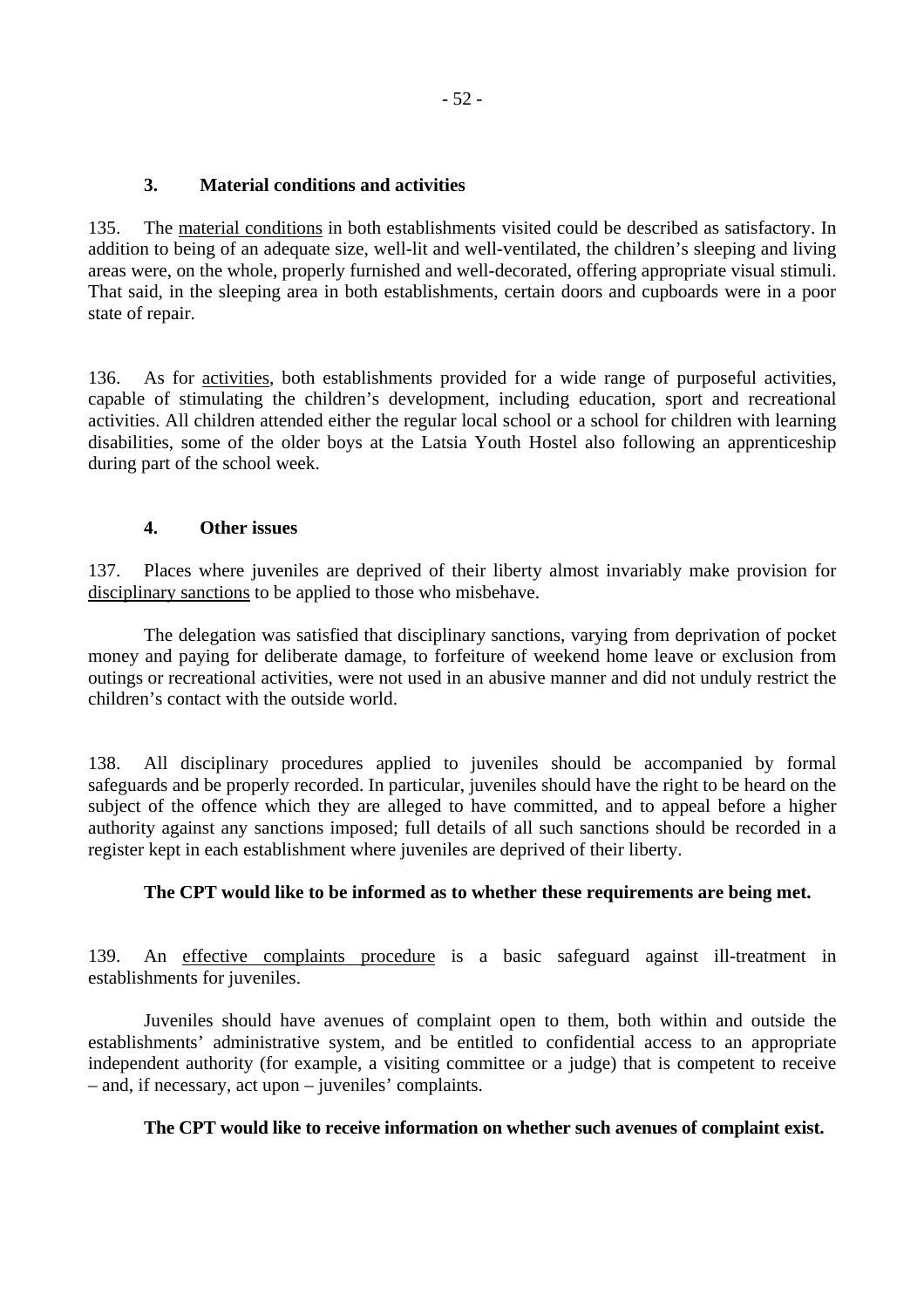### 3. Material conditions and activities

135. The material conditions in both establishments visited could be described as satisfactory. In addition to being of an adequate size, well-lit and well-ventilated, the children's sleeping and living areas were, on the whole, properly furnished and well-decorated, offering appropriate visual stimuli. That said, in the sleeping area in both establishments, certain doors and cupboards were in a poor state of repair.

136. As for activities, both establishments provided for a wide range of purposeful activities, capable of stimulating the children's development, including education, sport and recreational activities. All children attended either the regular local school or a school for children with learning disabilities, some of the older boys at the Latsia Youth Hostel also following an apprenticeship during part of the school week.

### 4. Other issues

137. Places where juveniles are deprived of their liberty almost invariably make provision for disciplinary sanctions to be applied to those who misbehave.

The delegation was satisfied that disciplinary sanctions, varying from deprivation of pocket money and paying for deliberate damage, to forfeiture of weekend home leave or exclusion from outings or recreational activities, were not used in an abusive manner and did not unduly restrict the children's contact with the outside world.

138. All disciplinary procedures applied to juveniles should be accompanied by formal safeguards and be properly recorded. In particular, juveniles should have the right to be heard on the subject of the offence which they are alleged to have committed, and to appeal before a higher authority against any sanctions imposed; full details of all such sanctions should be recorded in a register kept in each establishment where juveniles are deprived of their liberty.

**The CPT would like to be informed as to whether these requirements are being met.**

139. An effective complaints procedure is a basic safeguard against ill-treatment in establishments for juveniles.

Juveniles should have avenues of complaint open to them, both within and outside the establishments' administrative system, and be entitled to confidential access to an appropriate independent authority (for example, a visiting committee or a judge) that is competent to receive – and, if necessary, act upon – juveniles' complaints.

**The CPT would like to receive information on whether such avenues of complaint exist.**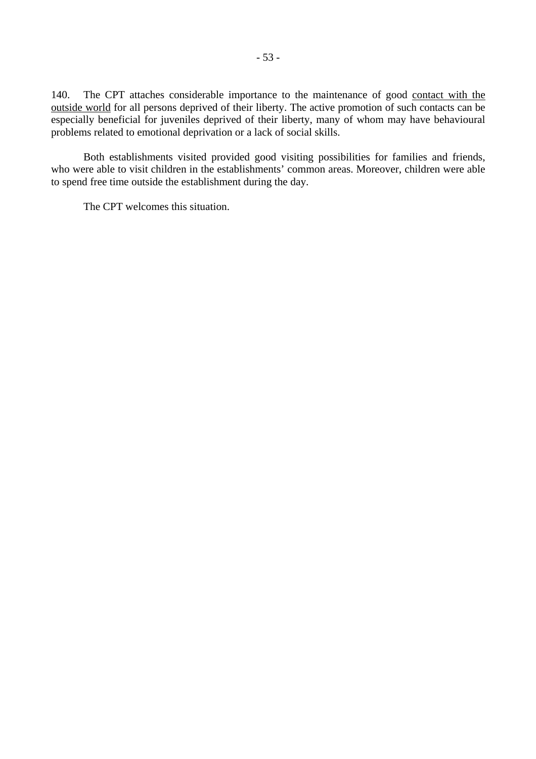140. The CPT attaches considerable importance to the maintenance of good <u>contact with the outside world</u> for all persons deprived of their liberty. The active promotion of such contacts can be especially beneficial for juveniles deprived of their liberty, many of whom may have behavioural problems related to emotional deprivation or a lack of social skills.

Both establishments visited provided good visiting possibilities for families and friends, who were able to visit children in the establishments' common areas. Moreover, children were able to spend free time outside the establishment during the day.

The CPT welcomes this situation.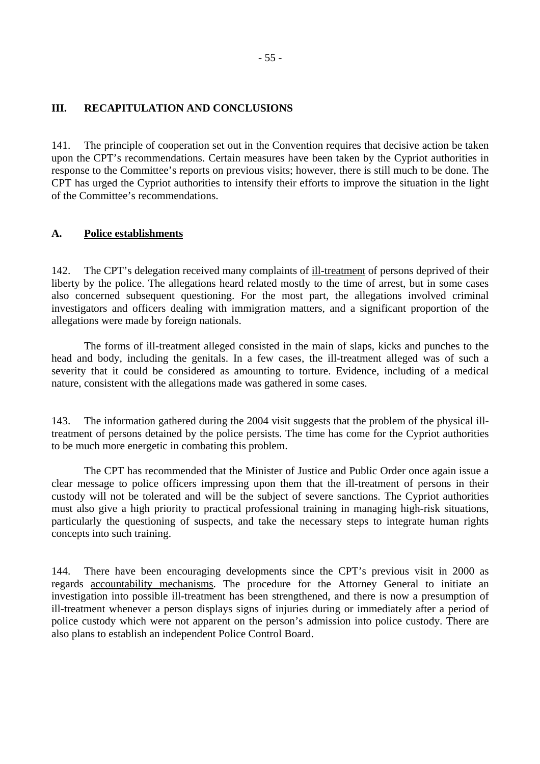## III. RECAPITULATION AND CONCLUSIONS

141. The principle of cooperation set out in the Convention requires that decisive action be taken upon the CPT's recommendations. Certain measures have been taken by the Cypriot authorities in response to the Committee's reports on previous visits; however, there is still much to be done. The CPT has urged the Cypriot authorities to intensify their efforts to improve the situation in the light of the Committee's recommendations.

### A. Police establishments

142. The CPT's delegation received many complaints of ill-treatment of persons deprived of their liberty by the police. The allegations heard related mostly to the time of arrest, but in some cases also concerned subsequent questioning. For the most part, the allegations involved criminal investigators and officers dealing with immigration matters, and a significant proportion of the allegations were made by foreign nationals.

The forms of ill-treatment alleged consisted in the main of slaps, kicks and punches to the head and body, including the genitals. In a few cases, the ill-treatment alleged was of such a severity that it could be considered as amounting to torture. Evidence, including of a medical nature, consistent with the allegations made was gathered in some cases.

143. The information gathered during the 2004 visit suggests that the problem of the physical ill-treatment of persons detained by the police persists. The time has come for the Cypriot authorities to be much more energetic in combating this problem.

The CPT has recommended that the Minister of Justice and Public Order once again issue a clear message to police officers impressing upon them that the ill-treatment of persons in their custody will not be tolerated and will be the subject of severe sanctions. The Cypriot authorities must also give a high priority to practical professional training in managing high-risk situations, particularly the questioning of suspects, and take the necessary steps to integrate human rights concepts into such training.

144. There have been encouraging developments since the CPT's previous visit in 2000 as regards accountability mechanisms. The procedure for the Attorney General to initiate an investigation into possible ill-treatment has been strengthened, and there is now a presumption of ill-treatment whenever a person displays signs of injuries during or immediately after a period of police custody which were not apparent on the person's admission into police custody. There are also plans to establish an independent Police Control Board.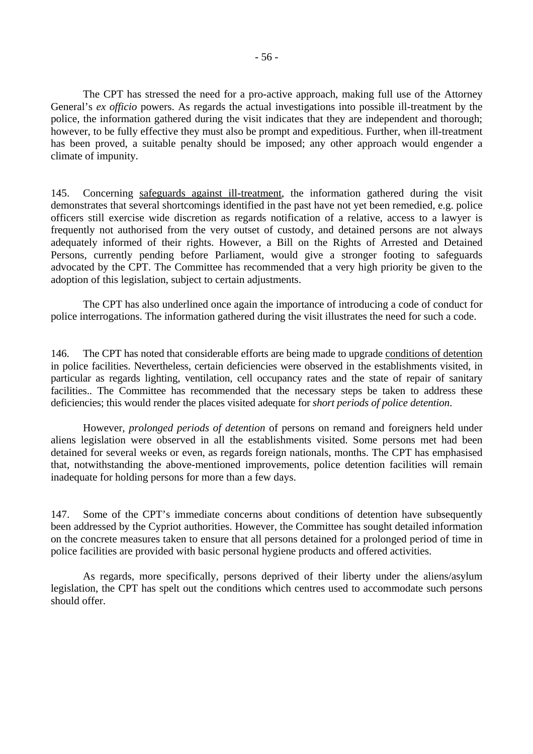The CPT has stressed the need for a pro-active approach, making full use of the Attorney General's *ex officio* powers. As regards the actual investigations into possible ill-treatment by the police, the information gathered during the visit indicates that they are independent and thorough; however, to be fully effective they must also be prompt and expeditious. Further, when ill-treatment has been proved, a suitable penalty should be imposed; any other approach would engender a climate of impunity.

145. Concerning safeguards against ill-treatment, the information gathered during the visit demonstrates that several shortcomings identified in the past have not yet been remedied, e.g. police officers still exercise wide discretion as regards notification of a relative, access to a lawyer is frequently not authorised from the very outset of custody, and detained persons are not always adequately informed of their rights. However, a Bill on the Rights of Arrested and Detained Persons, currently pending before Parliament, would give a stronger footing to safeguards advocated by the CPT. The Committee has recommended that a very high priority be given to the adoption of this legislation, subject to certain adjustments.

The CPT has also underlined once again the importance of introducing a code of conduct for police interrogations. The information gathered during the visit illustrates the need for such a code.

146. The CPT has noted that considerable efforts are being made to upgrade conditions of detention in police facilities. Nevertheless, certain deficiencies were observed in the establishments visited, in particular as regards lighting, ventilation, cell occupancy rates and the state of repair of sanitary facilities.. The Committee has recommended that the necessary steps be taken to address these deficiencies; this would render the places visited adequate for *short periods of police detention*.

However, *prolonged periods of detention* of persons on remand and foreigners held under aliens legislation were observed in all the establishments visited. Some persons met had been detained for several weeks or even, as regards foreign nationals, months. The CPT has emphasised that, notwithstanding the above-mentioned improvements, police detention facilities will remain inadequate for holding persons for more than a few days.

147. Some of the CPT's immediate concerns about conditions of detention have subsequently been addressed by the Cypriot authorities. However, the Committee has sought detailed information on the concrete measures taken to ensure that all persons detained for a prolonged period of time in police facilities are provided with basic personal hygiene products and offered activities.

As regards, more specifically, persons deprived of their liberty under the aliens/asylum legislation, the CPT has spelt out the conditions which centres used to accommodate such persons should offer.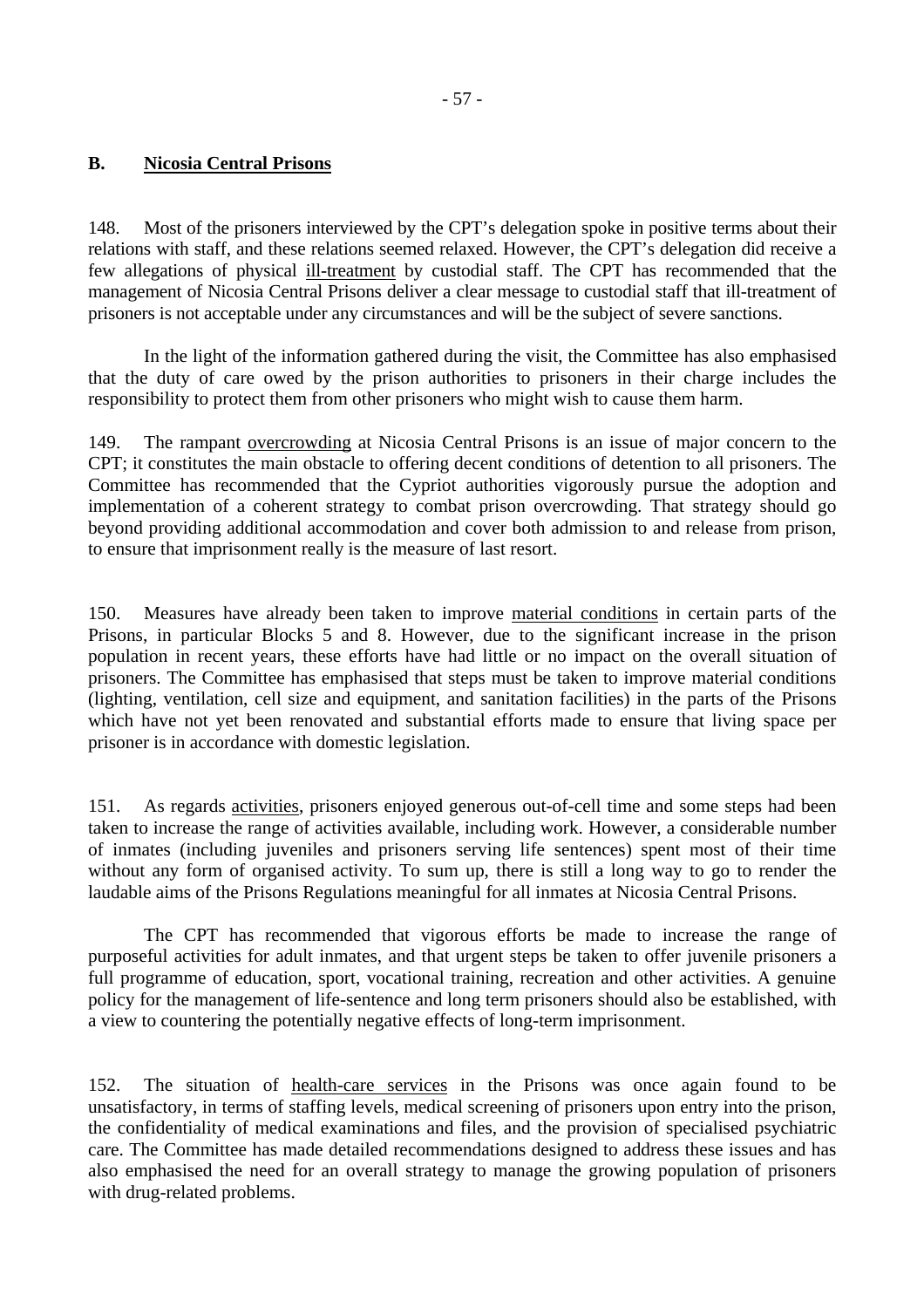## B. Nicosia Central Prisons

148. Most of the prisoners interviewed by the CPT's delegation spoke in positive terms about their relations with staff, and these relations seemed relaxed. However, the CPT's delegation did receive a few allegations of physical ill-treatment by custodial staff. The CPT has recommended that the management of Nicosia Central Prisons deliver a clear message to custodial staff that ill-treatment of prisoners is not acceptable under any circumstances and will be the subject of severe sanctions.

In the light of the information gathered during the visit, the Committee has also emphasised that the duty of care owed by the prison authorities to prisoners in their charge includes the responsibility to protect them from other prisoners who might wish to cause them harm.

149. The rampant overcrowding at Nicosia Central Prisons is an issue of major concern to the CPT; it constitutes the main obstacle to offering decent conditions of detention to all prisoners. The Committee has recommended that the Cypriot authorities vigorously pursue the adoption and implementation of a coherent strategy to combat prison overcrowding. That strategy should go beyond providing additional accommodation and cover both admission to and release from prison, to ensure that imprisonment really is the measure of last resort.

150. Measures have already been taken to improve material conditions in certain parts of the Prisons, in particular Blocks 5 and 8. However, due to the significant increase in the prison population in recent years, these efforts have had little or no impact on the overall situation of prisoners. The Committee has emphasised that steps must be taken to improve material conditions (lighting, ventilation, cell size and equipment, and sanitation facilities) in the parts of the Prisons which have not yet been renovated and substantial efforts made to ensure that living space per prisoner is in accordance with domestic legislation.

151. As regards activities, prisoners enjoyed generous out-of-cell time and some steps had been taken to increase the range of activities available, including work. However, a considerable number of inmates (including juveniles and prisoners serving life sentences) spent most of their time without any form of organised activity. To sum up, there is still a long way to go to render the laudable aims of the Prisons Regulations meaningful for all inmates at Nicosia Central Prisons.

The CPT has recommended that vigorous efforts be made to increase the range of purposeful activities for adult inmates, and that urgent steps be taken to offer juvenile prisoners a full programme of education, sport, vocational training, recreation and other activities. A genuine policy for the management of life-sentence and long term prisoners should also be established, with a view to countering the potentially negative effects of long-term imprisonment.

152. The situation of health-care services in the Prisons was once again found to be unsatisfactory, in terms of staffing levels, medical screening of prisoners upon entry into the prison, the confidentiality of medical examinations and files, and the provision of specialised psychiatric care. The Committee has made detailed recommendations designed to address these issues and has also emphasised the need for an overall strategy to manage the growing population of prisoners with drug-related problems.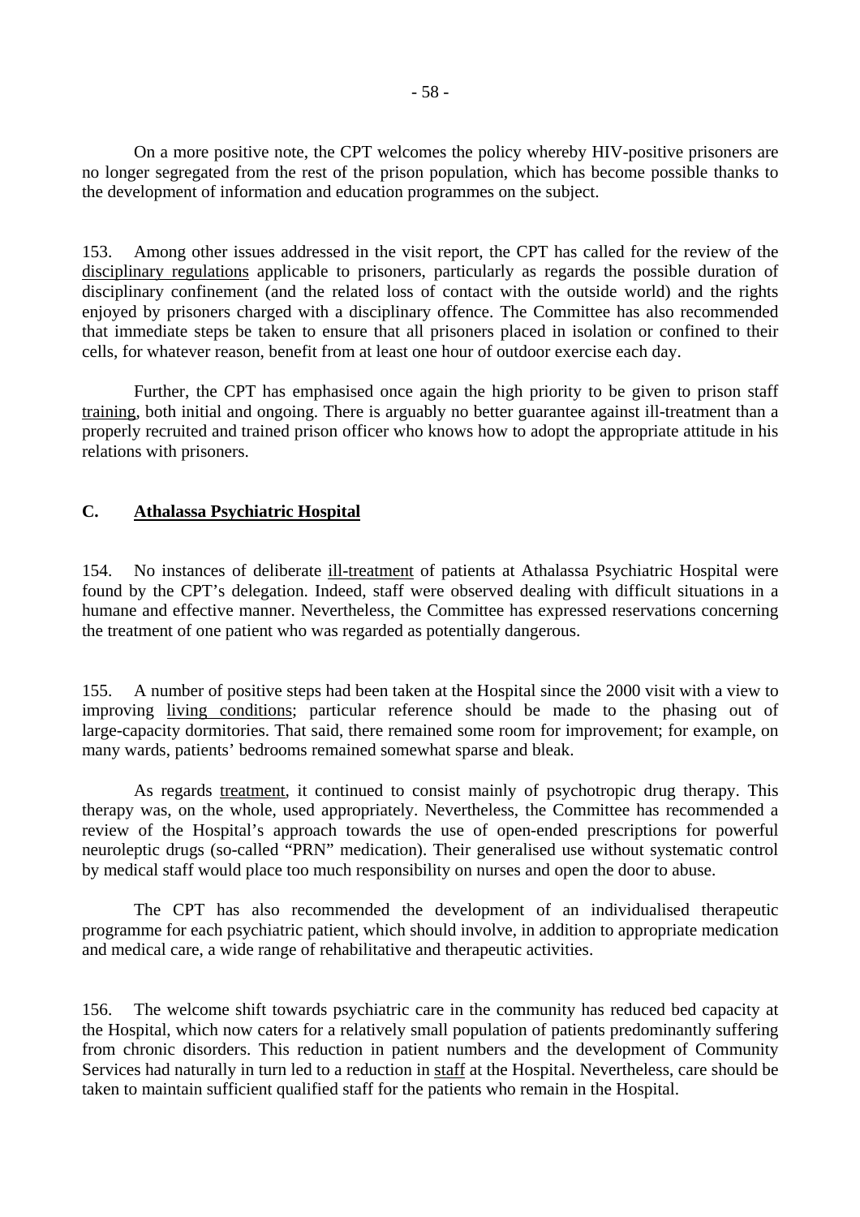On a more positive note, the CPT welcomes the policy whereby HIV-positive prisoners are no longer segregated from the rest of the prison population, which has become possible thanks to the development of information and education programmes on the subject.

153. Among other issues addressed in the visit report, the CPT has called for the review of the disciplinary regulations applicable to prisoners, particularly as regards the possible duration of disciplinary confinement (and the related loss of contact with the outside world) and the rights enjoyed by prisoners charged with a disciplinary offence. The Committee has also recommended that immediate steps be taken to ensure that all prisoners placed in isolation or confined to their cells, for whatever reason, benefit from at least one hour of outdoor exercise each day.

Further, the CPT has emphasised once again the high priority to be given to prison staff training, both initial and ongoing. There is arguably no better guarantee against ill-treatment than a properly recruited and trained prison officer who knows how to adopt the appropriate attitude in his relations with prisoners.

## C. Athalassa Psychiatric Hospital

154. No instances of deliberate ill-treatment of patients at Athalassa Psychiatric Hospital were found by the CPT's delegation. Indeed, staff were observed dealing with difficult situations in a humane and effective manner. Nevertheless, the Committee has expressed reservations concerning the treatment of one patient who was regarded as potentially dangerous.

155. A number of positive steps had been taken at the Hospital since the 2000 visit with a view to improving living conditions; particular reference should be made to the phasing out of large-capacity dormitories. That said, there remained some room for improvement; for example, on many wards, patients' bedrooms remained somewhat sparse and bleak.

As regards treatment, it continued to consist mainly of psychotropic drug therapy. This therapy was, on the whole, used appropriately. Nevertheless, the Committee has recommended a review of the Hospital's approach towards the use of open-ended prescriptions for powerful neuroleptic drugs (so-called "PRN" medication). Their generalised use without systematic control by medical staff would place too much responsibility on nurses and open the door to abuse.

The CPT has also recommended the development of an individualised therapeutic programme for each psychiatric patient, which should involve, in addition to appropriate medication and medical care, a wide range of rehabilitative and therapeutic activities.

156. The welcome shift towards psychiatric care in the community has reduced bed capacity at the Hospital, which now caters for a relatively small population of patients predominantly suffering from chronic disorders. This reduction in patient numbers and the development of Community Services had naturally in turn led to a reduction in staff at the Hospital. Nevertheless, care should be taken to maintain sufficient qualified staff for the patients who remain in the Hospital.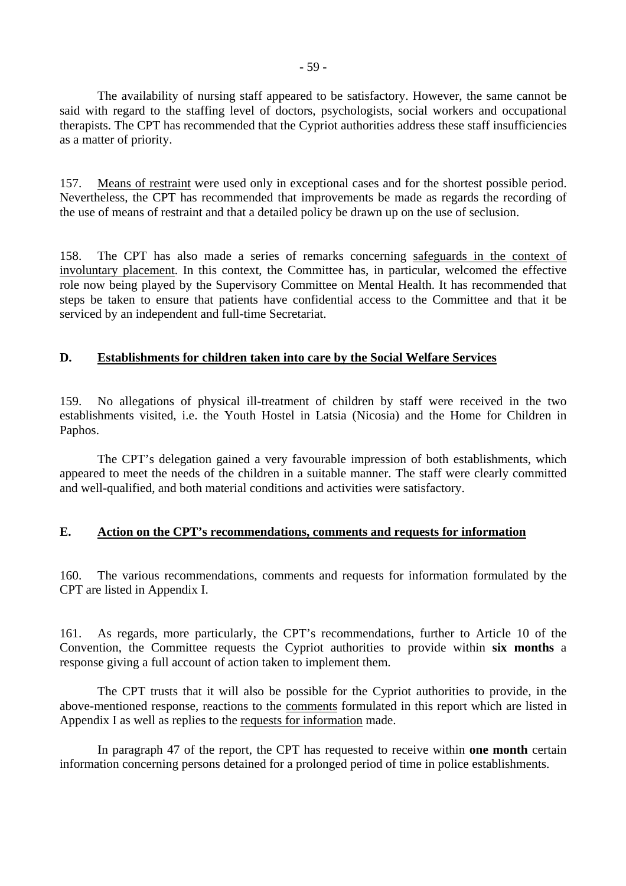The availability of nursing staff appeared to be satisfactory. However, the same cannot be said with regard to the staffing level of doctors, psychologists, social workers and occupational therapists. The CPT has recommended that the Cypriot authorities address these staff insufficiencies as a matter of priority.

157. Means of restraint were used only in exceptional cases and for the shortest possible period. Nevertheless, the CPT has recommended that improvements be made as regards the recording of the use of means of restraint and that a detailed policy be drawn up on the use of seclusion.

158. The CPT has also made a series of remarks concerning safeguards in the context of involuntary placement. In this context, the Committee has, in particular, welcomed the effective role now being played by the Supervisory Committee on Mental Health. It has recommended that steps be taken to ensure that patients have confidential access to the Committee and that it be serviced by an independent and full-time Secretariat.

## D. Establishments for children taken into care by the Social Welfare Services

159. No allegations of physical ill-treatment of children by staff were received in the two establishments visited, i.e. the Youth Hostel in Latsia (Nicosia) and the Home for Children in Paphos.

The CPT's delegation gained a very favourable impression of both establishments, which appeared to meet the needs of the children in a suitable manner. The staff were clearly committed and well-qualified, and both material conditions and activities were satisfactory.

## E. Action on the CPT's recommendations, comments and requests for information

160. The various recommendations, comments and requests for information formulated by the CPT are listed in Appendix I.

161. As regards, more particularly, the CPT's recommendations, further to Article 10 of the Convention, the Committee requests the Cypriot authorities to provide within **six months** a response giving a full account of action taken to implement them.

The CPT trusts that it will also be possible for the Cypriot authorities to provide, in the above-mentioned response, reactions to the comments formulated in this report which are listed in Appendix I as well as replies to the requests for information made.

In paragraph 47 of the report, the CPT has requested to receive within **one month** certain information concerning persons detained for a prolonged period of time in police establishments.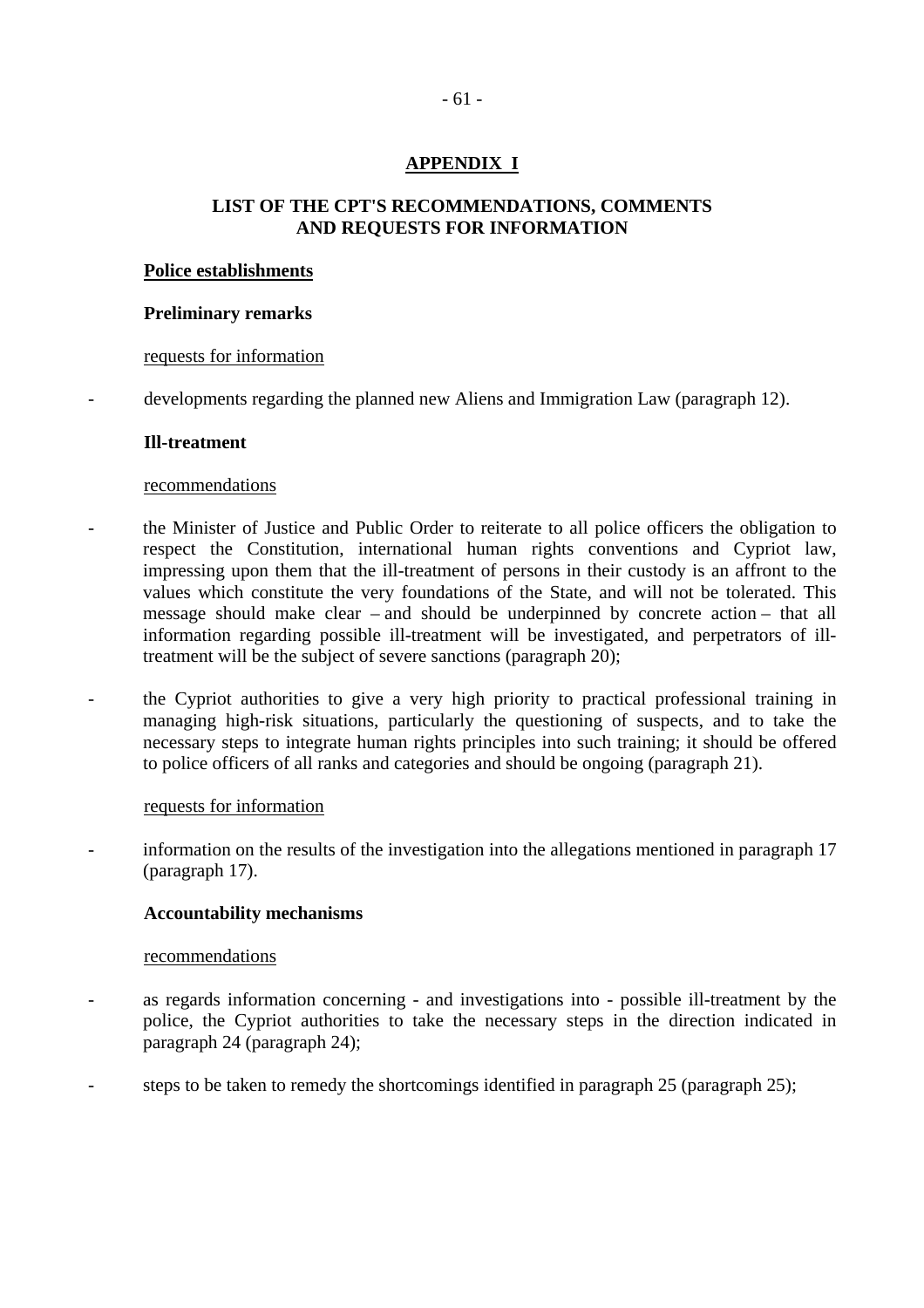## APPENDIX I

## LIST OF THE CPT'S RECOMMENDATIONS, COMMENTS AND REQUESTS FOR INFORMATION

### Police establishments

#### Preliminary remarks

requests for information

- developments regarding the planned new Aliens and Immigration Law (paragraph 12).

#### Ill-treatment

recommendations

- the Minister of Justice and Public Order to reiterate to all police officers the obligation to respect the Constitution, international human rights conventions and Cypriot law, impressing upon them that the ill-treatment of persons in their custody is an affront to the values which constitute the very foundations of the State, and will not be tolerated. This message should make clear – and should be underpinned by concrete action – that all information regarding possible ill-treatment will be investigated, and perpetrators of ill-treatment will be the subject of severe sanctions (paragraph 20);

- the Cypriot authorities to give a very high priority to practical professional training in managing high-risk situations, particularly the questioning of suspects, and to take the necessary steps to integrate human rights principles into such training; it should be offered to police officers of all ranks and categories and should be ongoing (paragraph 21).

requests for information

- information on the results of the investigation into the allegations mentioned in paragraph 17 (paragraph 17).

#### Accountability mechanisms

recommendations

- as regards information concerning - and investigations into - possible ill-treatment by the police, the Cypriot authorities to take the necessary steps in the direction indicated in paragraph 24 (paragraph 24);

- steps to be taken to remedy the shortcomings identified in paragraph 25 (paragraph 25);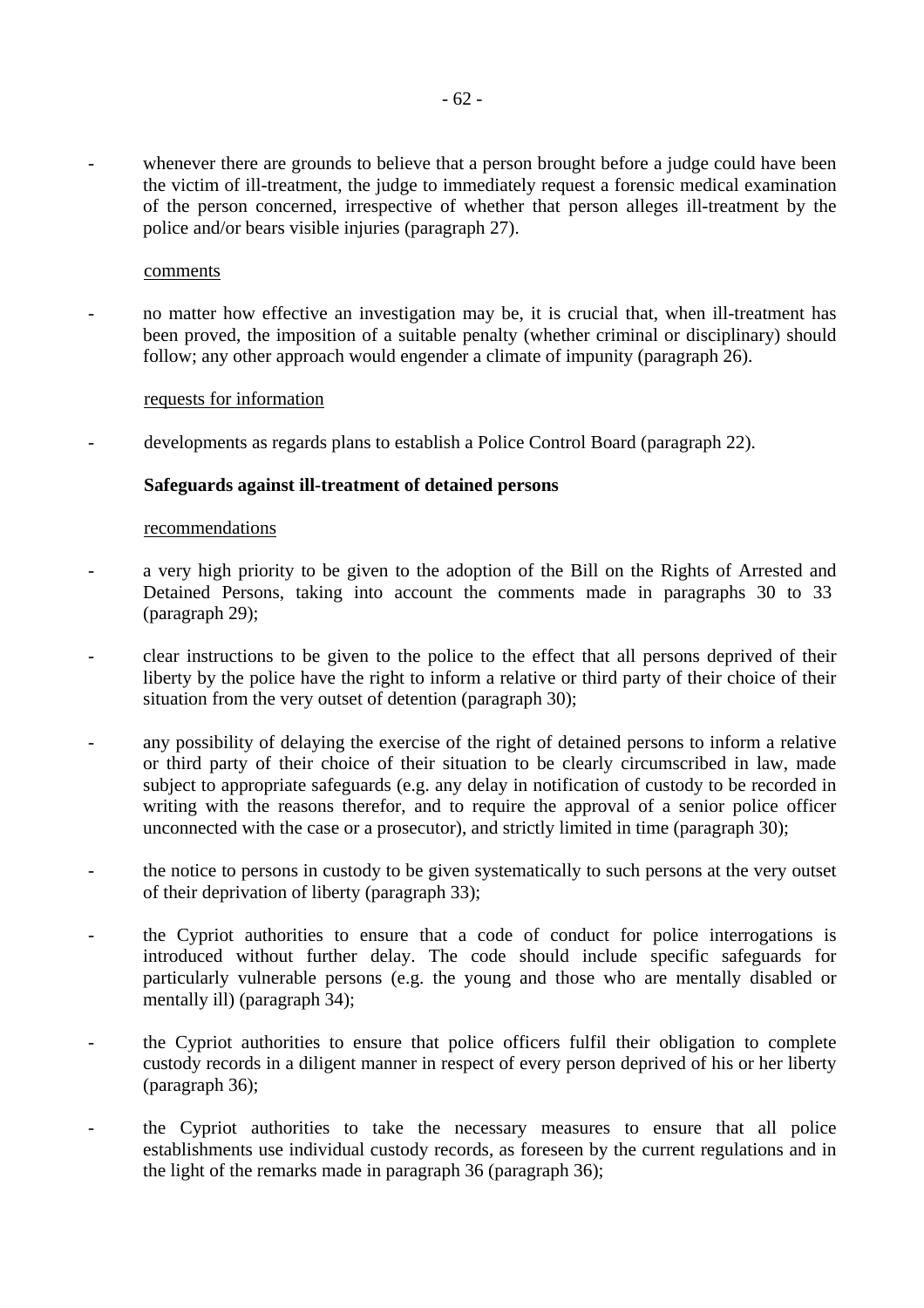- whenever there are grounds to believe that a person brought before a judge could have been the victim of ill-treatment, the judge to immediately request a forensic medical examination of the person concerned, irrespective of whether that person alleges ill-treatment by the police and/or bears visible injuries (paragraph 27).

comments

- no matter how effective an investigation may be, it is crucial that, when ill-treatment has been proved, the imposition of a suitable penalty (whether criminal or disciplinary) should follow; any other approach would engender a climate of impunity (paragraph 26).

requests for information

- developments as regards plans to establish a Police Control Board (paragraph 22).

**Safeguards against ill-treatment of detained persons**

recommendations

- a very high priority to be given to the adoption of the Bill on the Rights of Arrested and Detained Persons, taking into account the comments made in paragraphs 30 to 33 (paragraph 29);
- clear instructions to be given to the police to the effect that all persons deprived of their liberty by the police have the right to inform a relative or third party of their choice of their situation from the very outset of detention (paragraph 30);
- any possibility of delaying the exercise of the right of detained persons to inform a relative or third party of their choice of their situation to be clearly circumscribed in law, made subject to appropriate safeguards (e.g. any delay in notification of custody to be recorded in writing with the reasons therefor, and to require the approval of a senior police officer unconnected with the case or a prosecutor), and strictly limited in time (paragraph 30);
- the notice to persons in custody to be given systematically to such persons at the very outset of their deprivation of liberty (paragraph 33);
- the Cypriot authorities to ensure that a code of conduct for police interrogations is introduced without further delay. The code should include specific safeguards for particularly vulnerable persons (e.g. the young and those who are mentally disabled or mentally ill) (paragraph 34);
- the Cypriot authorities to ensure that police officers fulfil their obligation to complete custody records in a diligent manner in respect of every person deprived of his or her liberty (paragraph 36);
- the Cypriot authorities to take the necessary measures to ensure that all police establishments use individual custody records, as foreseen by the current regulations and in the light of the remarks made in paragraph 36 (paragraph 36);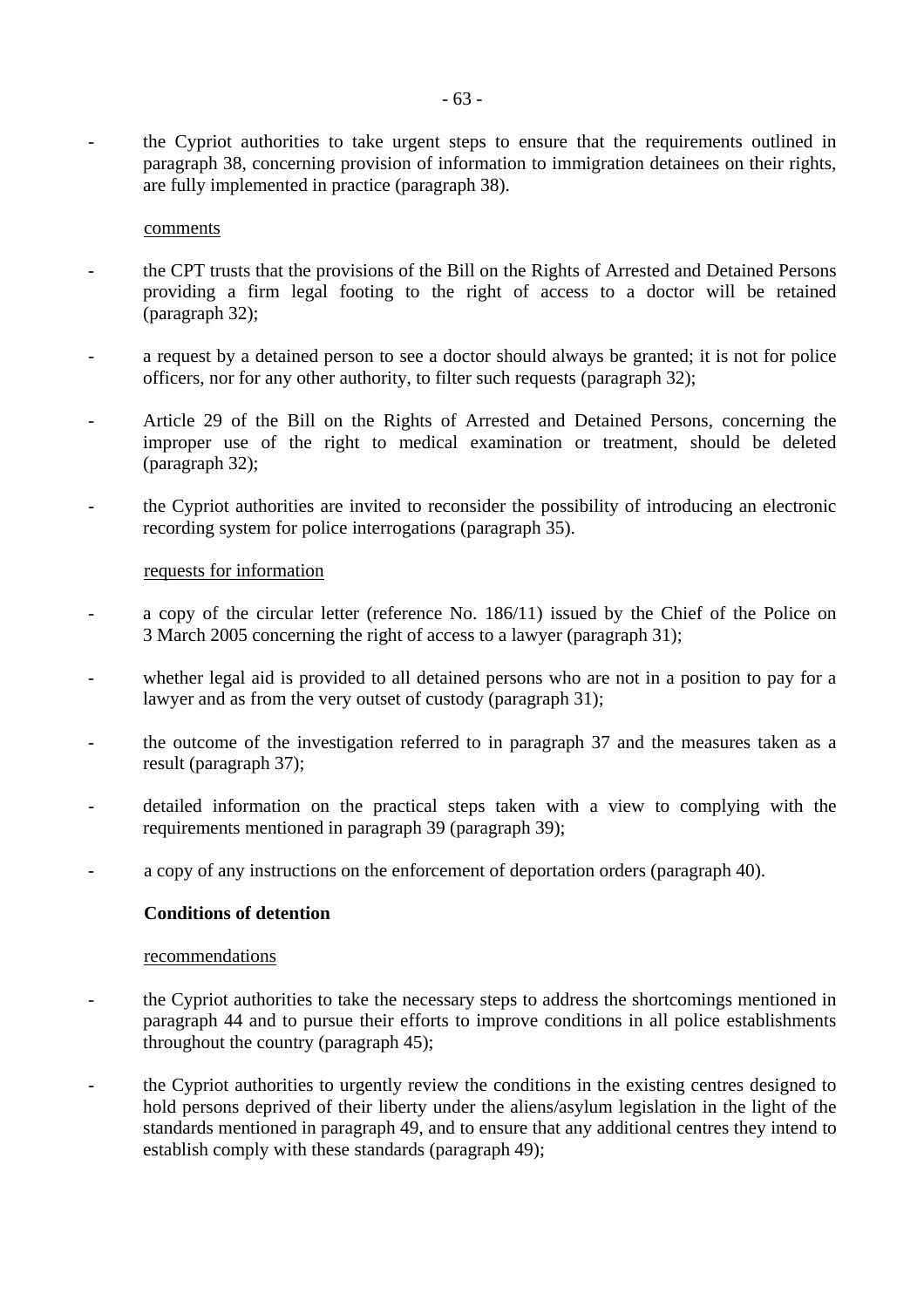- the Cypriot authorities to take urgent steps to ensure that the requirements outlined in paragraph 38, concerning provision of information to immigration detainees on their rights, are fully implemented in practice (paragraph 38).

comments

- the CPT trusts that the provisions of the Bill on the Rights of Arrested and Detained Persons providing a firm legal footing to the right of access to a doctor will be retained (paragraph 32);
- a request by a detained person to see a doctor should always be granted; it is not for police officers, nor for any other authority, to filter such requests (paragraph 32);
- Article 29 of the Bill on the Rights of Arrested and Detained Persons, concerning the improper use of the right to medical examination or treatment, should be deleted (paragraph 32);
- the Cypriot authorities are invited to reconsider the possibility of introducing an electronic recording system for police interrogations (paragraph 35).

requests for information

- a copy of the circular letter (reference No. 186/11) issued by the Chief of the Police on 3 March 2005 concerning the right of access to a lawyer (paragraph 31);
- whether legal aid is provided to all detained persons who are not in a position to pay for a lawyer and as from the very outset of custody (paragraph 31);
- the outcome of the investigation referred to in paragraph 37 and the measures taken as a result (paragraph 37);
- detailed information on the practical steps taken with a view to complying with the requirements mentioned in paragraph 39 (paragraph 39);
- a copy of any instructions on the enforcement of deportation orders (paragraph 40).

**Conditions of detention**

recommendations

- the Cypriot authorities to take the necessary steps to address the shortcomings mentioned in paragraph 44 and to pursue their efforts to improve conditions in all police establishments throughout the country (paragraph 45);
- the Cypriot authorities to urgently review the conditions in the existing centres designed to hold persons deprived of their liberty under the aliens/asylum legislation in the light of the standards mentioned in paragraph 49, and to ensure that any additional centres they intend to establish comply with these standards (paragraph 49);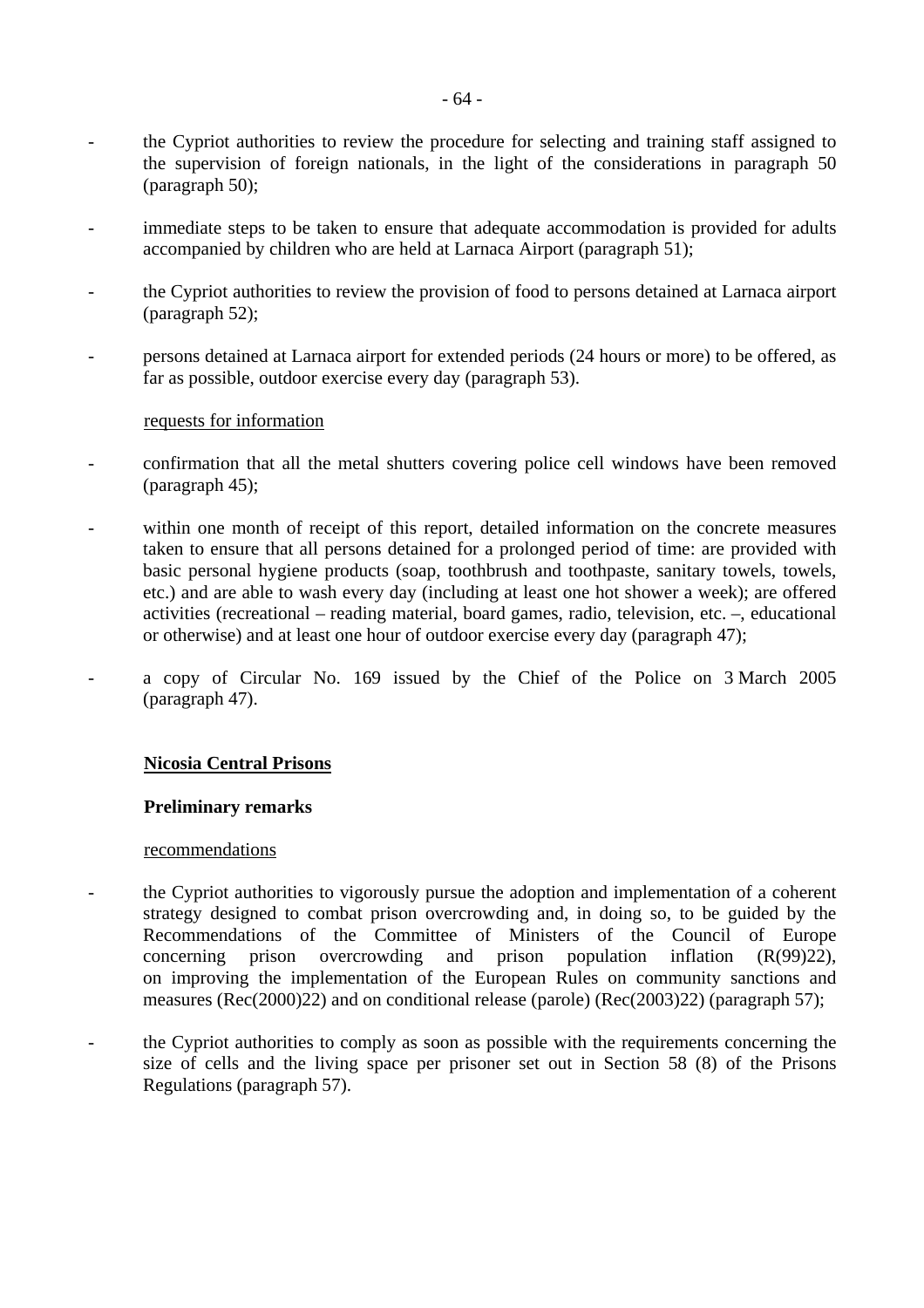- the Cypriot authorities to review the procedure for selecting and training staff assigned to the supervision of foreign nationals, in the light of the considerations in paragraph 50 (paragraph 50);

- immediate steps to be taken to ensure that adequate accommodation is provided for adults accompanied by children who are held at Larnaca Airport (paragraph 51);

- the Cypriot authorities to review the provision of food to persons detained at Larnaca airport (paragraph 52);

- persons detained at Larnaca airport for extended periods (24 hours or more) to be offered, as far as possible, outdoor exercise every day (paragraph 53).

requests for information

- confirmation that all the metal shutters covering police cell windows have been removed (paragraph 45);

- within one month of receipt of this report, detailed information on the concrete measures taken to ensure that all persons detained for a prolonged period of time: are provided with basic personal hygiene products (soap, toothbrush and toothpaste, sanitary towels, towels, etc.) and are able to wash every day (including at least one hot shower a week); are offered activities (recreational – reading material, board games, radio, television, etc. –, educational or otherwise) and at least one hour of outdoor exercise every day (paragraph 47);

- a copy of Circular No. 169 issued by the Chief of the Police on 3 March 2005 (paragraph 47).

**Nicosia Central Prisons**

**Preliminary remarks**

recommendations

- the Cypriot authorities to vigorously pursue the adoption and implementation of a coherent strategy designed to combat prison overcrowding and, in doing so, to be guided by the Recommendations of the Committee of Ministers of the Council of Europe concerning prison overcrowding and prison population inflation (R(99)22), on improving the implementation of the European Rules on community sanctions and measures (Rec(2000)22) and on conditional release (parole) (Rec(2003)22) (paragraph 57);

- the Cypriot authorities to comply as soon as possible with the requirements concerning the size of cells and the living space per prisoner set out in Section 58 (8) of the Prisons Regulations (paragraph 57).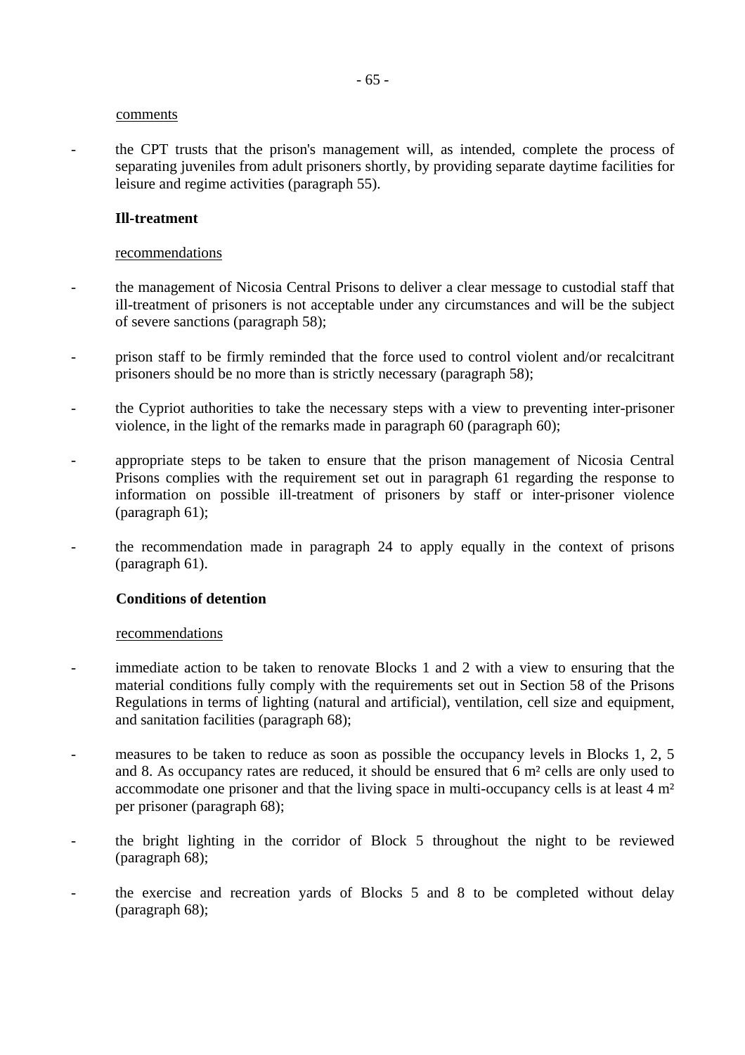comments

- the CPT trusts that the prison's management will, as intended, complete the process of separating juveniles from adult prisoners shortly, by providing separate daytime facilities for leisure and regime activities (paragraph 55).

**Ill-treatment**

recommendations

- the management of Nicosia Central Prisons to deliver a clear message to custodial staff that ill-treatment of prisoners is not acceptable under any circumstances and will be the subject of severe sanctions (paragraph 58);
- prison staff to be firmly reminded that the force used to control violent and/or recalcitrant prisoners should be no more than is strictly necessary (paragraph 58);
- the Cypriot authorities to take the necessary steps with a view to preventing inter-prisoner violence, in the light of the remarks made in paragraph 60 (paragraph 60);
- appropriate steps to be taken to ensure that the prison management of Nicosia Central Prisons complies with the requirement set out in paragraph 61 regarding the response to information on possible ill-treatment of prisoners by staff or inter-prisoner violence (paragraph 61);
- the recommendation made in paragraph 24 to apply equally in the context of prisons (paragraph 61).

**Conditions of detention**

recommendations

- immediate action to be taken to renovate Blocks 1 and 2 with a view to ensuring that the material conditions fully comply with the requirements set out in Section 58 of the Prisons Regulations in terms of lighting (natural and artificial), ventilation, cell size and equipment, and sanitation facilities (paragraph 68);
- measures to be taken to reduce as soon as possible the occupancy levels in Blocks 1, 2, 5 and 8. As occupancy rates are reduced, it should be ensured that 6 m² cells are only used to accommodate one prisoner and that the living space in multi-occupancy cells is at least 4 m² per prisoner (paragraph 68);
- the bright lighting in the corridor of Block 5 throughout the night to be reviewed (paragraph 68);
- the exercise and recreation yards of Blocks 5 and 8 to be completed without delay (paragraph 68);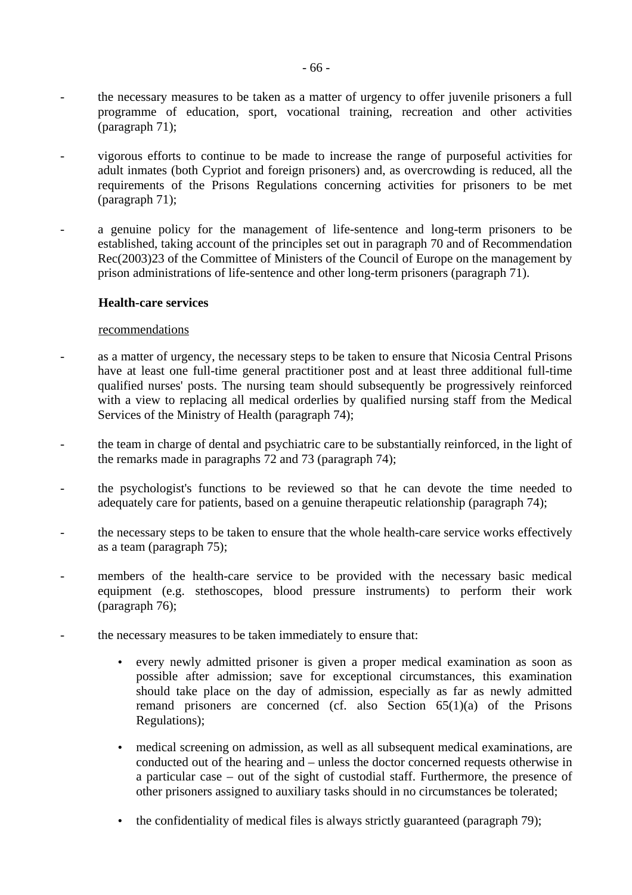- the necessary measures to be taken as a matter of urgency to offer juvenile prisoners a full programme of education, sport, vocational training, recreation and other activities (paragraph 71);

- vigorous efforts to continue to be made to increase the range of purposeful activities for adult inmates (both Cypriot and foreign prisoners) and, as overcrowding is reduced, all the requirements of the Prisons Regulations concerning activities for prisoners to be met (paragraph 71);

- a genuine policy for the management of life-sentence and long-term prisoners to be established, taking account of the principles set out in paragraph 70 and of Recommendation Rec(2003)23 of the Committee of Ministers of the Council of Europe on the management by prison administrations of life-sentence and other long-term prisoners (paragraph 71).

**Health-care services**

recommendations

- as a matter of urgency, the necessary steps to be taken to ensure that Nicosia Central Prisons have at least one full-time general practitioner post and at least three additional full-time qualified nurses' posts. The nursing team should subsequently be progressively reinforced with a view to replacing all medical orderlies by qualified nursing staff from the Medical Services of the Ministry of Health (paragraph 74);

- the team in charge of dental and psychiatric care to be substantially reinforced, in the light of the remarks made in paragraphs 72 and 73 (paragraph 74);

- the psychologist's functions to be reviewed so that he can devote the time needed to adequately care for patients, based on a genuine therapeutic relationship (paragraph 74);

- the necessary steps to be taken to ensure that the whole health-care service works effectively as a team (paragraph 75);

- members of the health-care service to be provided with the necessary basic medical equipment (e.g. stethoscopes, blood pressure instruments) to perform their work (paragraph 76);

- the necessary measures to be taken immediately to ensure that:

    - every newly admitted prisoner is given a proper medical examination as soon as possible after admission; save for exceptional circumstances, this examination should take place on the day of admission, especially as far as newly admitted remand prisoners are concerned (cf. also Section 65(1)(a) of the Prisons Regulations);

    - medical screening on admission, as well as all subsequent medical examinations, are conducted out of the hearing and – unless the doctor concerned requests otherwise in a particular case – out of the sight of custodial staff. Furthermore, the presence of other prisoners assigned to auxiliary tasks should in no circumstances be tolerated;

    - the confidentiality of medical files is always strictly guaranteed (paragraph 79);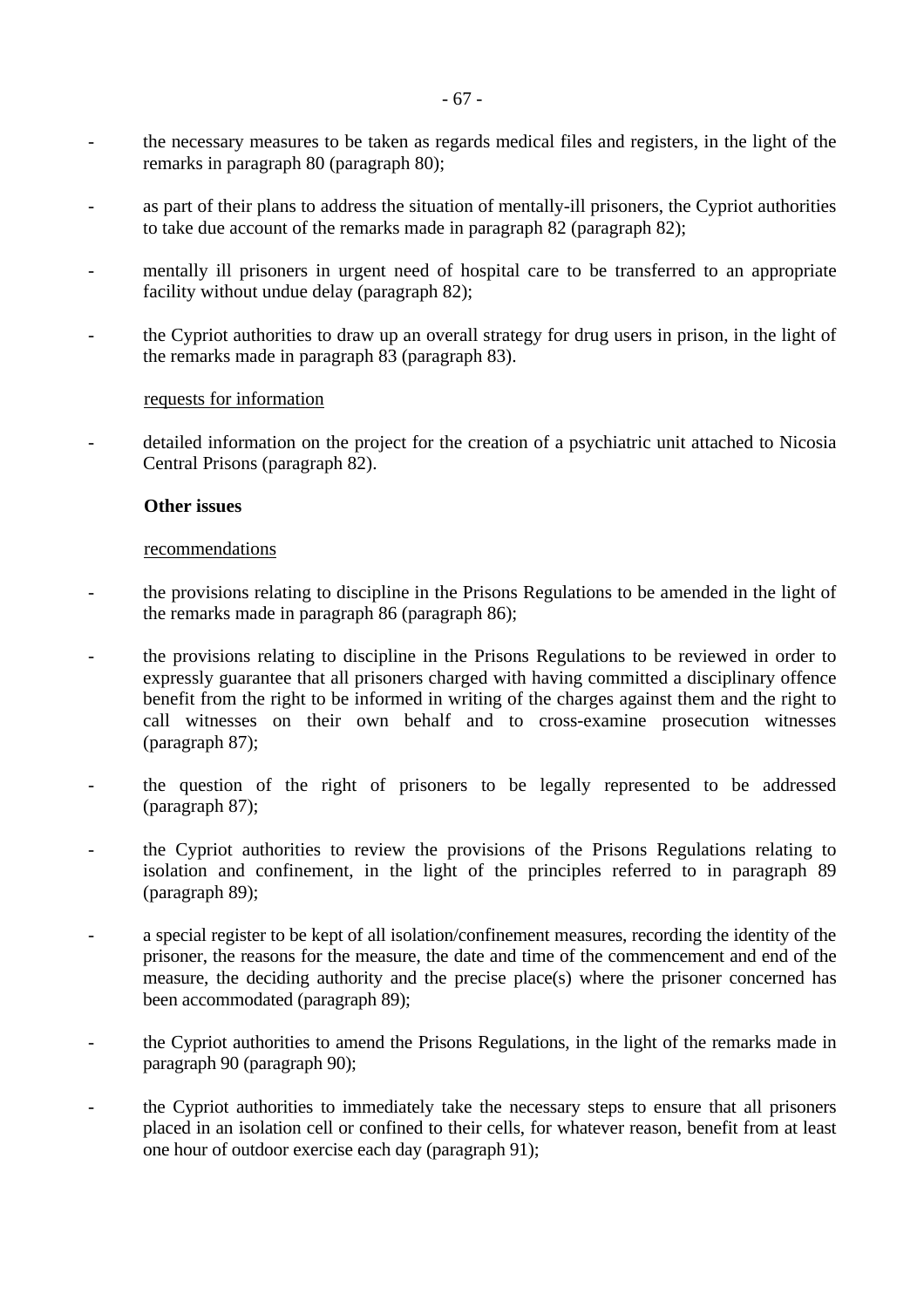- the necessary measures to be taken as regards medical files and registers, in the light of the remarks in paragraph 80 (paragraph 80);

- as part of their plans to address the situation of mentally-ill prisoners, the Cypriot authorities to take due account of the remarks made in paragraph 82 (paragraph 82);

- mentally ill prisoners in urgent need of hospital care to be transferred to an appropriate facility without undue delay (paragraph 82);

- the Cypriot authorities to draw up an overall strategy for drug users in prison, in the light of the remarks made in paragraph 83 (paragraph 83).

requests for information

- detailed information on the project for the creation of a psychiatric unit attached to Nicosia Central Prisons (paragraph 82).

**Other issues**

recommendations

- the provisions relating to discipline in the Prisons Regulations to be amended in the light of the remarks made in paragraph 86 (paragraph 86);

- the provisions relating to discipline in the Prisons Regulations to be reviewed in order to expressly guarantee that all prisoners charged with having committed a disciplinary offence benefit from the right to be informed in writing of the charges against them and the right to call witnesses on their own behalf and to cross-examine prosecution witnesses (paragraph 87);

- the question of the right of prisoners to be legally represented to be addressed (paragraph 87);

- the Cypriot authorities to review the provisions of the Prisons Regulations relating to isolation and confinement, in the light of the principles referred to in paragraph 89 (paragraph 89);

- a special register to be kept of all isolation/confinement measures, recording the identity of the prisoner, the reasons for the measure, the date and time of the commencement and end of the measure, the deciding authority and the precise place(s) where the prisoner concerned has been accommodated (paragraph 89);

- the Cypriot authorities to amend the Prisons Regulations, in the light of the remarks made in paragraph 90 (paragraph 90);

- the Cypriot authorities to immediately take the necessary steps to ensure that all prisoners placed in an isolation cell or confined to their cells, for whatever reason, benefit from at least one hour of outdoor exercise each day (paragraph 91);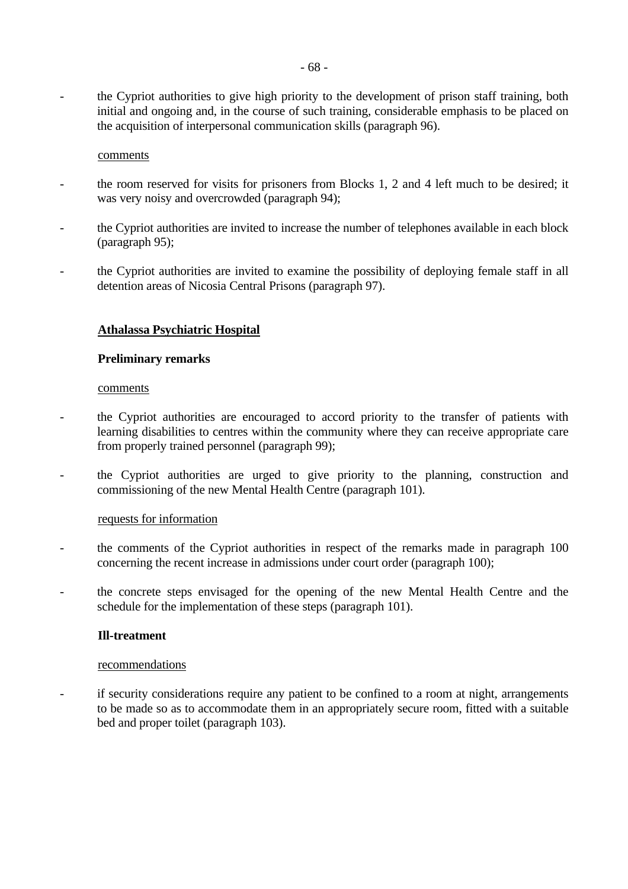- the Cypriot authorities to give high priority to the development of prison staff training, both initial and ongoing and, in the course of such training, considerable emphasis to be placed on the acquisition of interpersonal communication skills (paragraph 96).

comments

- the room reserved for visits for prisoners from Blocks 1, 2 and 4 left much to be desired; it was very noisy and overcrowded (paragraph 94);
- the Cypriot authorities are invited to increase the number of telephones available in each block (paragraph 95);
- the Cypriot authorities are invited to examine the possibility of deploying female staff in all detention areas of Nicosia Central Prisons (paragraph 97).

**Athalassa Psychiatric Hospital**

**Preliminary remarks**

comments

- the Cypriot authorities are encouraged to accord priority to the transfer of patients with learning disabilities to centres within the community where they can receive appropriate care from properly trained personnel (paragraph 99);
- the Cypriot authorities are urged to give priority to the planning, construction and commissioning of the new Mental Health Centre (paragraph 101).

requests for information

- the comments of the Cypriot authorities in respect of the remarks made in paragraph 100 concerning the recent increase in admissions under court order (paragraph 100);
- the concrete steps envisaged for the opening of the new Mental Health Centre and the schedule for the implementation of these steps (paragraph 101).

**Ill-treatment**

recommendations

- if security considerations require any patient to be confined to a room at night, arrangements to be made so as to accommodate them in an appropriately secure room, fitted with a suitable bed and proper toilet (paragraph 103).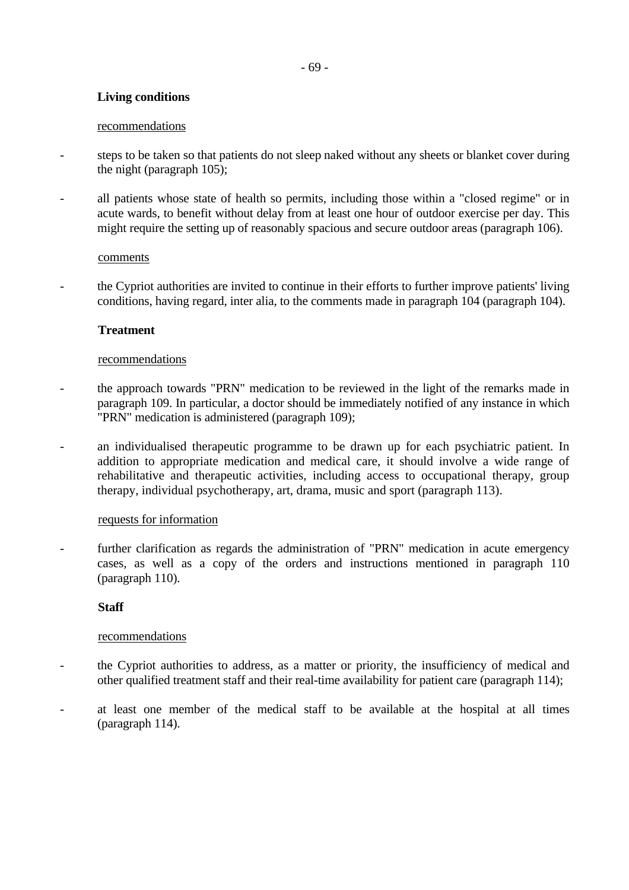**Living conditions**

recommendations

- steps to be taken so that patients do not sleep naked without any sheets or blanket cover during the night (paragraph 105);
- all patients whose state of health so permits, including those within a "closed regime" or in acute wards, to benefit without delay from at least one hour of outdoor exercise per day. This might require the setting up of reasonably spacious and secure outdoor areas (paragraph 106).

comments

- the Cypriot authorities are invited to continue in their efforts to further improve patients' living conditions, having regard, inter alia, to the comments made in paragraph 104 (paragraph 104).

**Treatment**

recommendations

- the approach towards "PRN" medication to be reviewed in the light of the remarks made in paragraph 109. In particular, a doctor should be immediately notified of any instance in which "PRN" medication is administered (paragraph 109);
- an individualised therapeutic programme to be drawn up for each psychiatric patient. In addition to appropriate medication and medical care, it should involve a wide range of rehabilitative and therapeutic activities, including access to occupational therapy, group therapy, individual psychotherapy, art, drama, music and sport (paragraph 113).

requests for information

- further clarification as regards the administration of "PRN" medication in acute emergency cases, as well as a copy of the orders and instructions mentioned in paragraph 110 (paragraph 110).

**Staff**

recommendations

- the Cypriot authorities to address, as a matter or priority, the insufficiency of medical and other qualified treatment staff and their real-time availability for patient care (paragraph 114);
- at least one member of the medical staff to be available at the hospital at all times (paragraph 114).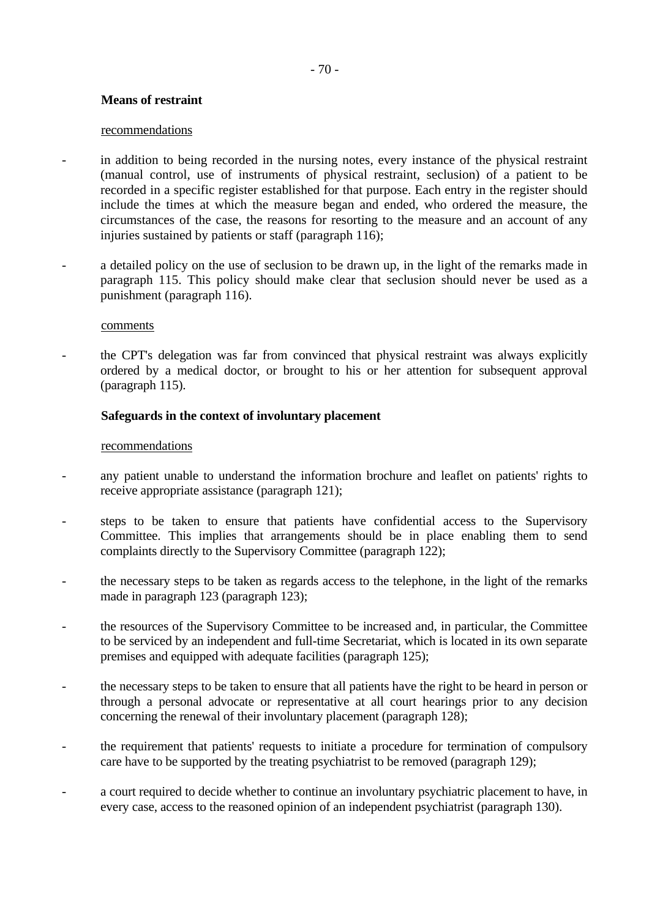**Means of restraint**

recommendations

- in addition to being recorded in the nursing notes, every instance of the physical restraint (manual control, use of instruments of physical restraint, seclusion) of a patient to be recorded in a specific register established for that purpose. Each entry in the register should include the times at which the measure began and ended, who ordered the measure, the circumstances of the case, the reasons for resorting to the measure and an account of any injuries sustained by patients or staff (paragraph 116);

- a detailed policy on the use of seclusion to be drawn up, in the light of the remarks made in paragraph 115. This policy should make clear that seclusion should never be used as a punishment (paragraph 116).

comments

- the CPT's delegation was far from convinced that physical restraint was always explicitly ordered by a medical doctor, or brought to his or her attention for subsequent approval (paragraph 115).

**Safeguards in the context of involuntary placement**

recommendations

- any patient unable to understand the information brochure and leaflet on patients' rights to receive appropriate assistance (paragraph 121);

- steps to be taken to ensure that patients have confidential access to the Supervisory Committee. This implies that arrangements should be in place enabling them to send complaints directly to the Supervisory Committee (paragraph 122);

- the necessary steps to be taken as regards access to the telephone, in the light of the remarks made in paragraph 123 (paragraph 123);

- the resources of the Supervisory Committee to be increased and, in particular, the Committee to be serviced by an independent and full-time Secretariat, which is located in its own separate premises and equipped with adequate facilities (paragraph 125);

- the necessary steps to be taken to ensure that all patients have the right to be heard in person or through a personal advocate or representative at all court hearings prior to any decision concerning the renewal of their involuntary placement (paragraph 128);

- the requirement that patients' requests to initiate a procedure for termination of compulsory care have to be supported by the treating psychiatrist to be removed (paragraph 129);

- a court required to decide whether to continue an involuntary psychiatric placement to have, in every case, access to the reasoned opinion of an independent psychiatrist (paragraph 130).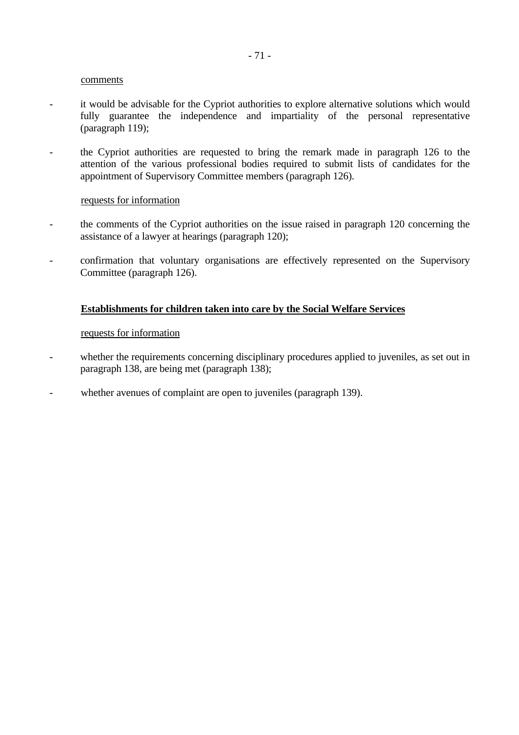comments

- it would be advisable for the Cypriot authorities to explore alternative solutions which would fully guarantee the independence and impartiality of the personal representative (paragraph 119);

- the Cypriot authorities are requested to bring the remark made in paragraph 126 to the attention of the various professional bodies required to submit lists of candidates for the appointment of Supervisory Committee members (paragraph 126).

requests for information

- the comments of the Cypriot authorities on the issue raised in paragraph 120 concerning the assistance of a lawyer at hearings (paragraph 120);

- confirmation that voluntary organisations are effectively represented on the Supervisory Committee (paragraph 126).

**Establishments for children taken into care by the Social Welfare Services**

requests for information

- whether the requirements concerning disciplinary procedures applied to juveniles, as set out in paragraph 138, are being met (paragraph 138);

- whether avenues of complaint are open to juveniles (paragraph 139).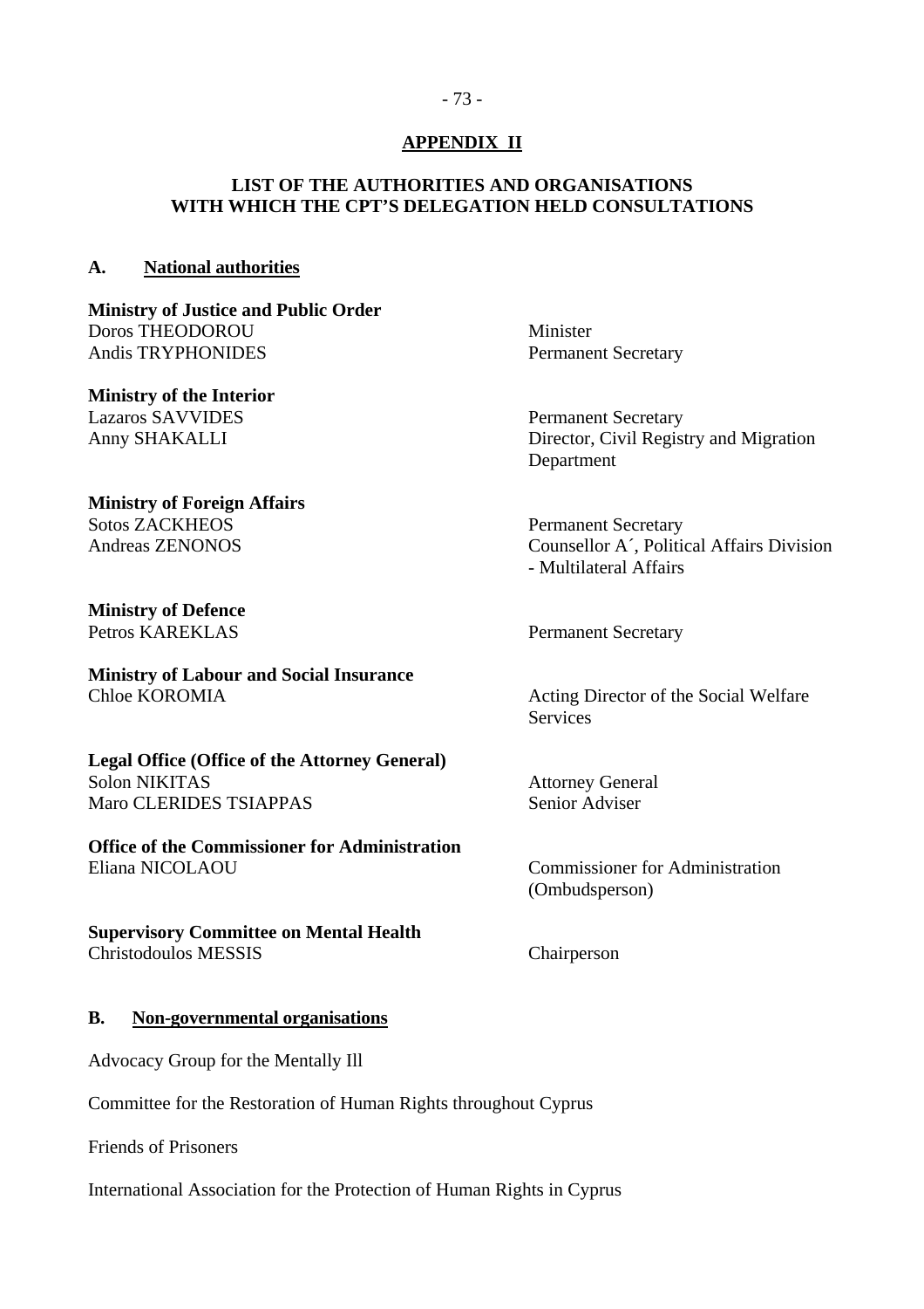## APPENDIX II

## LIST OF THE AUTHORITIES AND ORGANISATIONS WITH WHICH THE CPT'S DELEGATION HELD CONSULTATIONS

### A. National authorities

| | |
|---|---|
| **Ministry of Justice and Public Order** | |
| Doros THEODOROU | Minister |
| Andis TRYPHONIDES | Permanent Secretary |
| **Ministry of the Interior** | |
| Lazaros SAVVIDES | Permanent Secretary |
| Anny SHAKALLI | Director, Civil Registry and Migration Department |
| **Ministry of Foreign Affairs** | |
| Sotos ZACKHEOS | Permanent Secretary |
| Andreas ZENONOS | Counsellor A´, Political Affairs Division - Multilateral Affairs |
| **Ministry of Defence** | |
| Petros KAREKLAS | Permanent Secretary |
| **Ministry of Labour and Social Insurance** | |
| Chloe KOROMIA | Acting Director of the Social Welfare Services |
| **Legal Office (Office of the Attorney General)** | |
| Solon NIKITAS | Attorney General |
| Maro CLERIDES TSIAPPAS | Senior Adviser |
| **Office of the Commissioner for Administration** | |
| Eliana NICOLAOU | Commissioner for Administration (Ombudsperson) |
| **Supervisory Committee on Mental Health** | |
| Christodoulos MESSIS | Chairperson |

### B. Non-governmental organisations

Advocacy Group for the Mentally Ill

Committee for the Restoration of Human Rights throughout Cyprus

Friends of Prisoners

International Association for the Protection of Human Rights in Cyprus